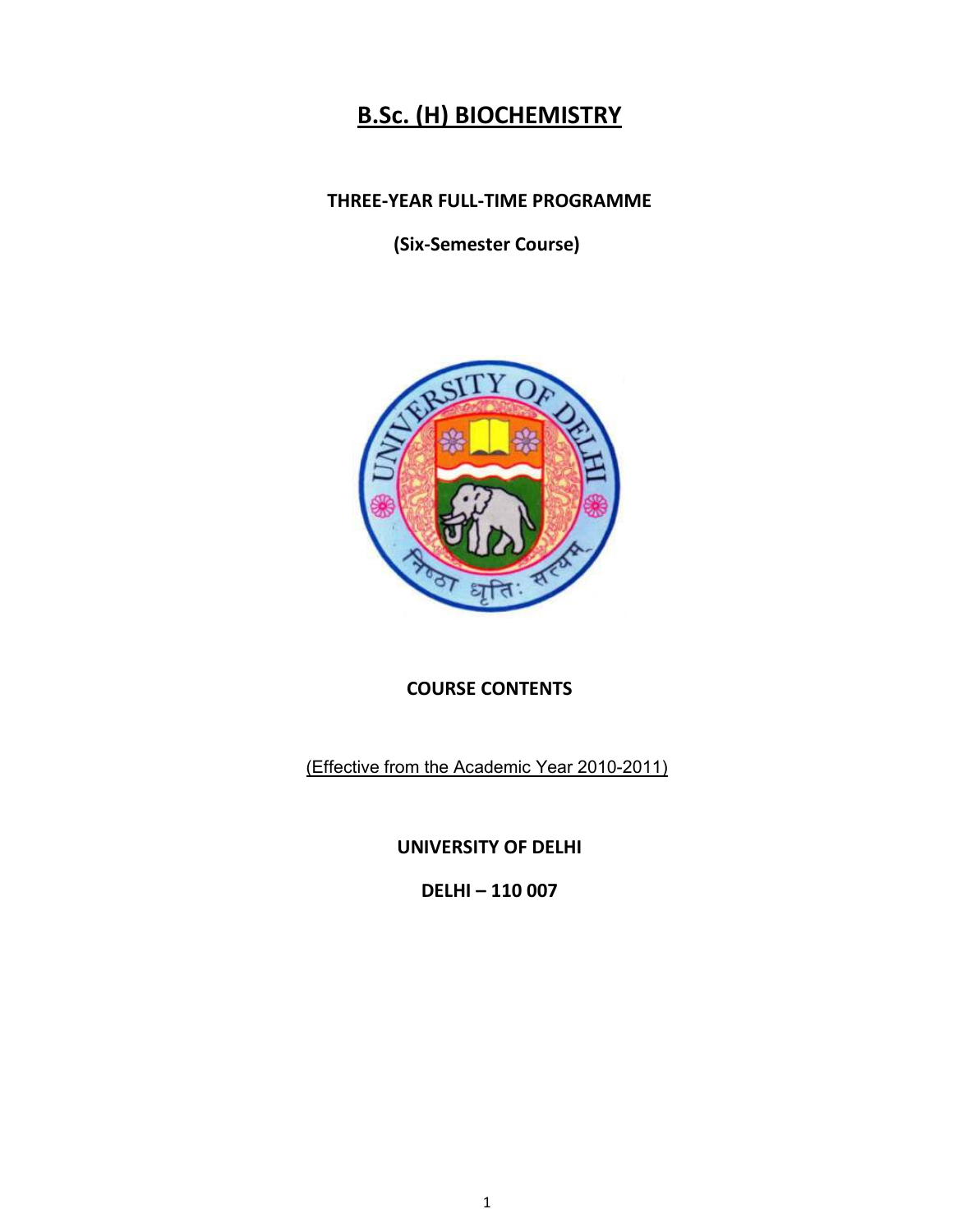# B.Sc. (H) BIOCHEMISTRY

**THREE-YEAR FULL-TIME PROGRAMME**

**(Six-Semester Course)**

**COURSE CONTENTS**

(Effective from the Academic Year 2010-2011)

**UNIVERSITY OF DELHI**

**DELHI – 110 007**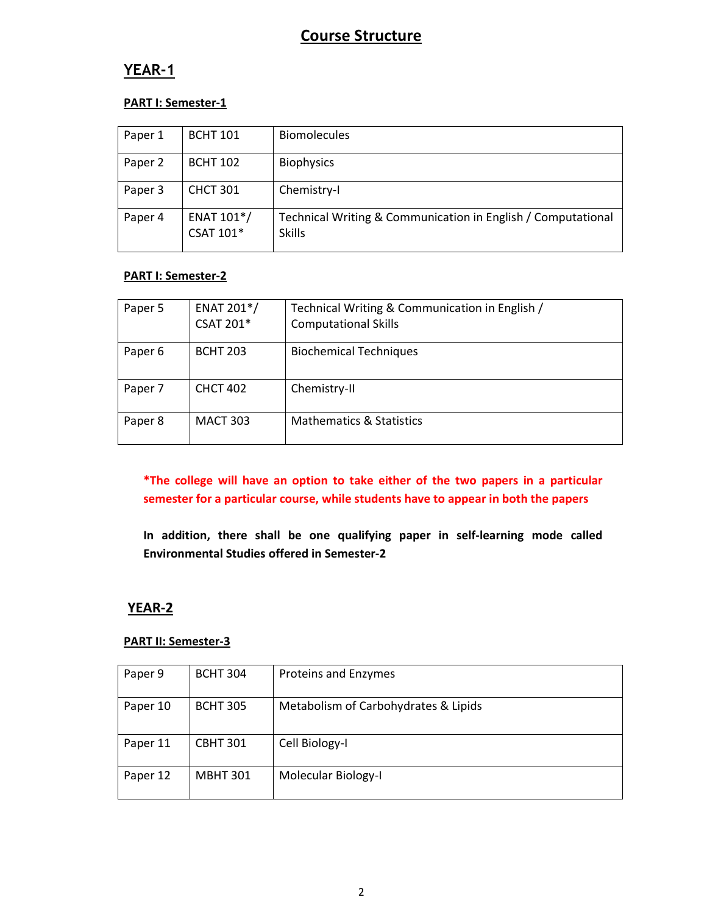# Course Structure

## YEAR-1

### PART I: Semester-1

| | | |
|---|---|---|
| Paper 1 | BCHT 101 | Biomolecules |
| Paper 2 | BCHT 102 | Biophysics |
| Paper 3 | CHCT 301 | Chemistry-I |
| Paper 4 | ENAT 101*/ CSAT 101* | Technical Writing & Communication in English / Computational Skills |

### PART I: Semester-2

| | | |
|---|---|---|
| Paper 5 | ENAT 201*/ CSAT 201* | Technical Writing & Communication in English / Computational Skills |
| Paper 6 | BCHT 203 | Biochemical Techniques |
| Paper 7 | CHCT 402 | Chemistry-II |
| Paper 8 | MACT 303 | Mathematics & Statistics |

***The college will have an option to take either of the two papers in a particular semester for a particular course, while students have to appear in both the papers**

**In addition, there shall be one qualifying paper in self-learning mode called Environmental Studies offered in Semester-2**

## YEAR-2

### PART II: Semester-3

| | | |
|---|---|---|
| Paper 9 | BCHT 304 | Proteins and Enzymes |
| Paper 10 | BCHT 305 | Metabolism of Carbohydrates & Lipids |
| Paper 11 | CBHT 301 | Cell Biology-I |
| Paper 12 | MBHT 301 | Molecular Biology-I |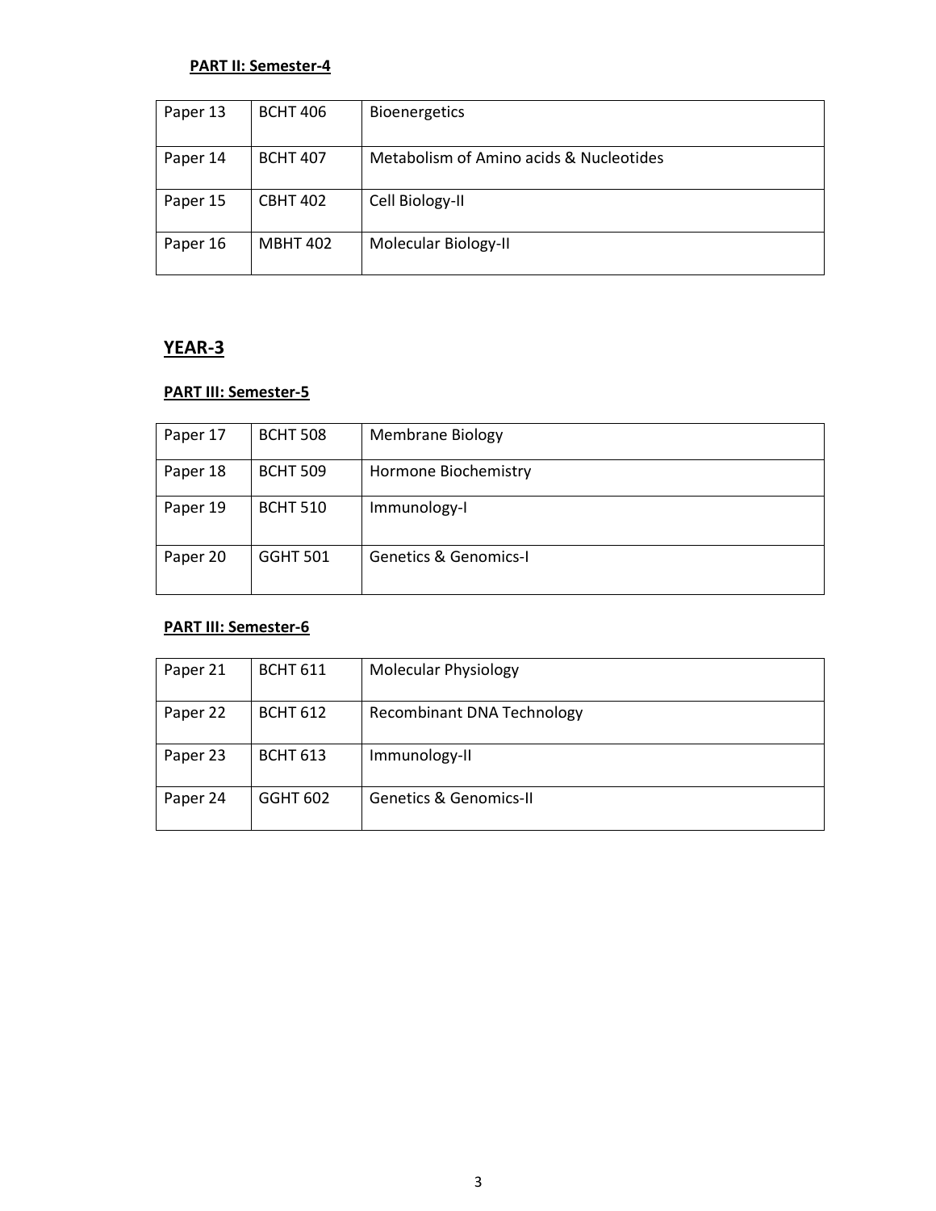**PART II: Semester-4**

| | | |
|---|---|---|
| Paper 13 | BCHT 406 | Bioenergetics |
| Paper 14 | BCHT 407 | Metabolism of Amino acids & Nucleotides |
| Paper 15 | CBHT 402 | Cell Biology-II |
| Paper 16 | MBHT 402 | Molecular Biology-II |

## YEAR-3

**PART III: Semester-5**

| | | |
|---|---|---|
| Paper 17 | BCHT 508 | Membrane Biology |
| Paper 18 | BCHT 509 | Hormone Biochemistry |
| Paper 19 | BCHT 510 | Immunology-I |
| Paper 20 | GGHT 501 | Genetics & Genomics-I |

**PART III: Semester-6**

| | | |
|---|---|---|
| Paper 21 | BCHT 611 | Molecular Physiology |
| Paper 22 | BCHT 612 | Recombinant DNA Technology |
| Paper 23 | BCHT 613 | Immunology-II |
| Paper 24 | GGHT 602 | Genetics & Genomics-II |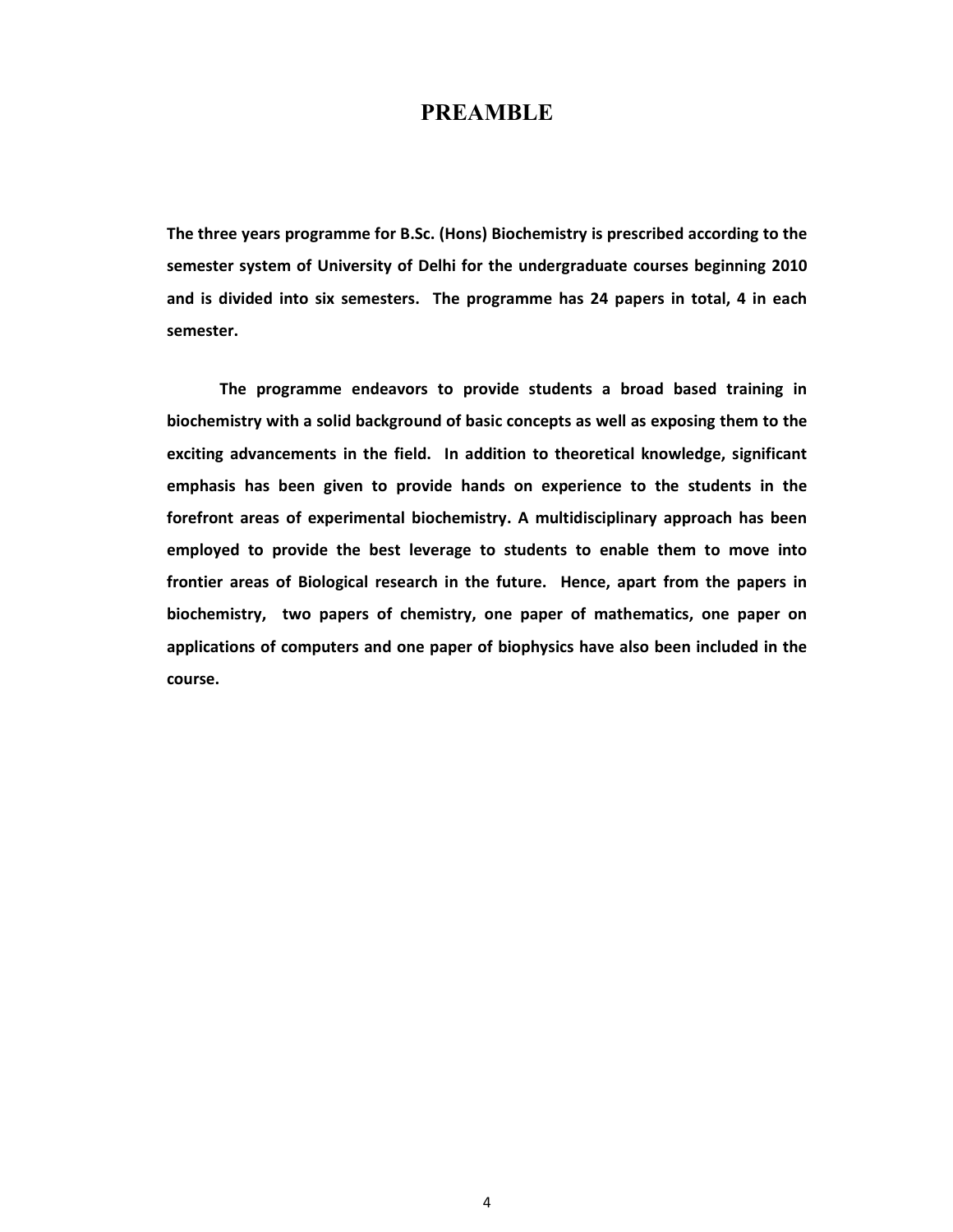# PREAMBLE

**The three years programme for B.Sc. (Hons) Biochemistry is prescribed according to the semester system of University of Delhi for the undergraduate courses beginning 2010 and is divided into six semesters. The programme has 24 papers in total, 4 in each semester.**

**The programme endeavors to provide students a broad based training in biochemistry with a solid background of basic concepts as well as exposing them to the exciting advancements in the field. In addition to theoretical knowledge, significant emphasis has been given to provide hands on experience to the students in the forefront areas of experimental biochemistry. A multidisciplinary approach has been employed to provide the best leverage to students to enable them to move into frontier areas of Biological research in the future. Hence, apart from the papers in biochemistry, two papers of chemistry, one paper of mathematics, one paper on applications of computers and one paper of biophysics have also been included in the course.**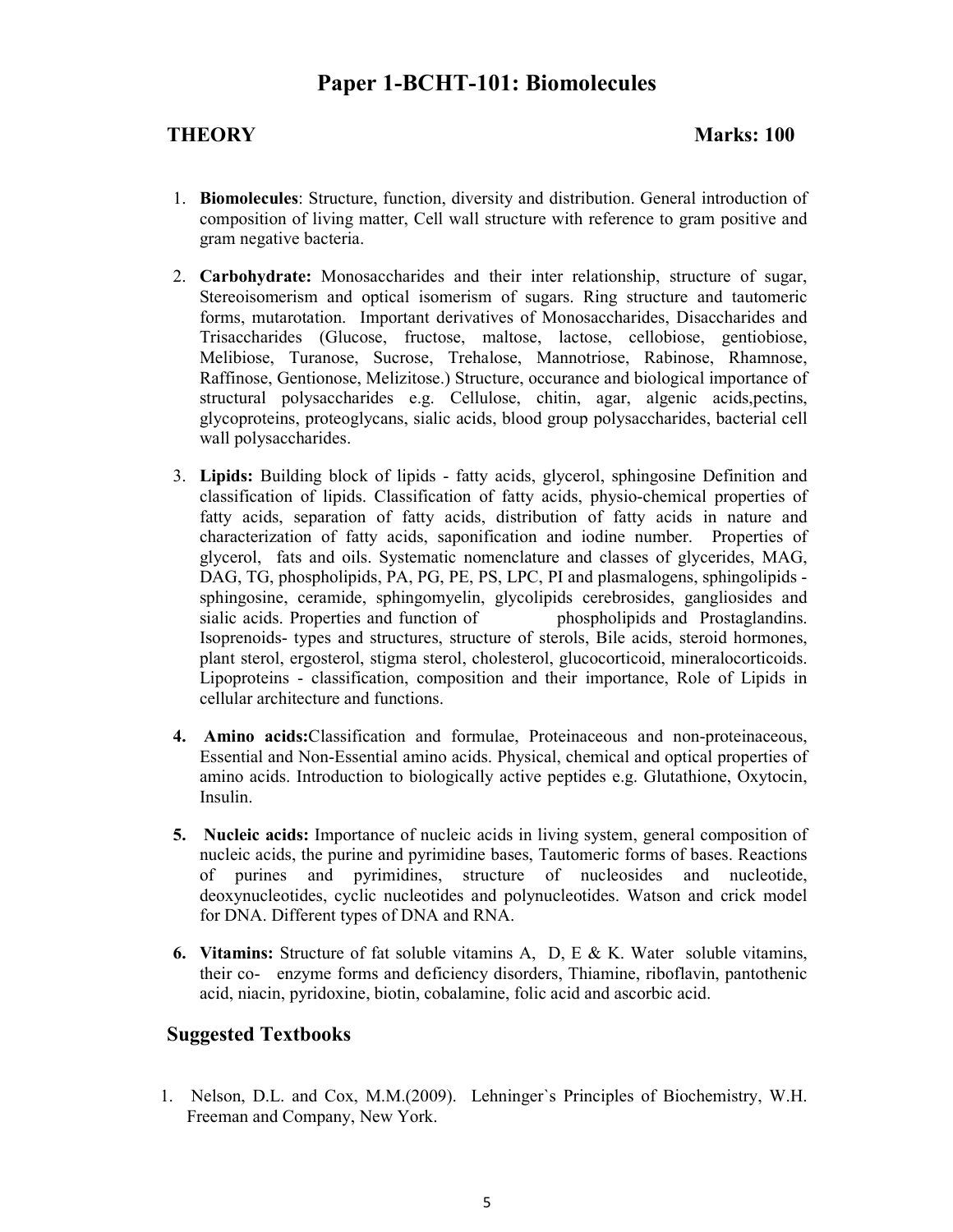# Paper 1-BCHT-101: Biomolecules

**THEORY** **Marks: 100**

1. **Biomolecules**: Structure, function, diversity and distribution. General introduction of composition of living matter, Cell wall structure with reference to gram positive and gram negative bacteria.

2. **Carbohydrate:** Monosaccharides and their inter relationship, structure of sugar, Stereoisomerism and optical isomerism of sugars. Ring structure and tautomeric forms, mutarotation. Important derivatives of Monosaccharides, Disaccharides and Trisaccharides (Glucose, fructose, maltose, lactose, cellobiose, gentiobiose, Melibiose, Turanose, Sucrose, Trehalose, Mannotriose, Rabinose, Rhamnose, Raffinose, Gentionose, Melizitose.) Structure, occurance and biological importance of structural polysaccharides e.g. Cellulose, chitin, agar, algenic acids,pectins, glycoproteins, proteoglycans, sialic acids, blood group polysaccharides, bacterial cell wall polysaccharides.

3. **Lipids:** Building block of lipids - fatty acids, glycerol, sphingosine Definition and classification of lipids. Classification of fatty acids, physio-chemical properties of fatty acids, separation of fatty acids, distribution of fatty acids in nature and characterization of fatty acids, saponification and iodine number. Properties of glycerol, fats and oils. Systematic nomenclature and classes of glycerides, MAG, DAG, TG, phospholipids, PA, PG, PE, PS, LPC, PI and plasmalogens, sphingolipids - sphingosine, ceramide, sphingomyelin, glycolipids cerebrosides, gangliosides and sialic acids. Properties and function of phospholipids and Prostaglandins. Isoprenoids- types and structures, structure of sterols, Bile acids, steroid hormones, plant sterol, ergosterol, stigma sterol, cholesterol, glucocorticoid, mineralocorticoids. Lipoproteins - classification, composition and their importance, Role of Lipids in cellular architecture and functions.

4. **Amino acids:**Classification and formulae, Proteinaceous and non-proteinaceous, Essential and Non-Essential amino acids. Physical, chemical and optical properties of amino acids. Introduction to biologically active peptides e.g. Glutathione, Oxytocin, Insulin.

5. **Nucleic acids:** Importance of nucleic acids in living system, general composition of nucleic acids, the purine and pyrimidine bases, Tautomeric forms of bases. Reactions of purines and pyrimidines, structure of nucleosides and nucleotide, deoxynucleotides, cyclic nucleotides and polynucleotides. Watson and crick model for DNA. Different types of DNA and RNA.

6. **Vitamins:** Structure of fat soluble vitamins A, D, E & K. Water soluble vitamins, their co- enzyme forms and deficiency disorders, Thiamine, riboflavin, pantothenic acid, niacin, pyridoxine, biotin, cobalamine, folic acid and ascorbic acid.

## Suggested Textbooks

1. Nelson, D.L. and Cox, M.M.(2009). Lehninger`s Principles of Biochemistry, W.H. Freeman and Company, New York.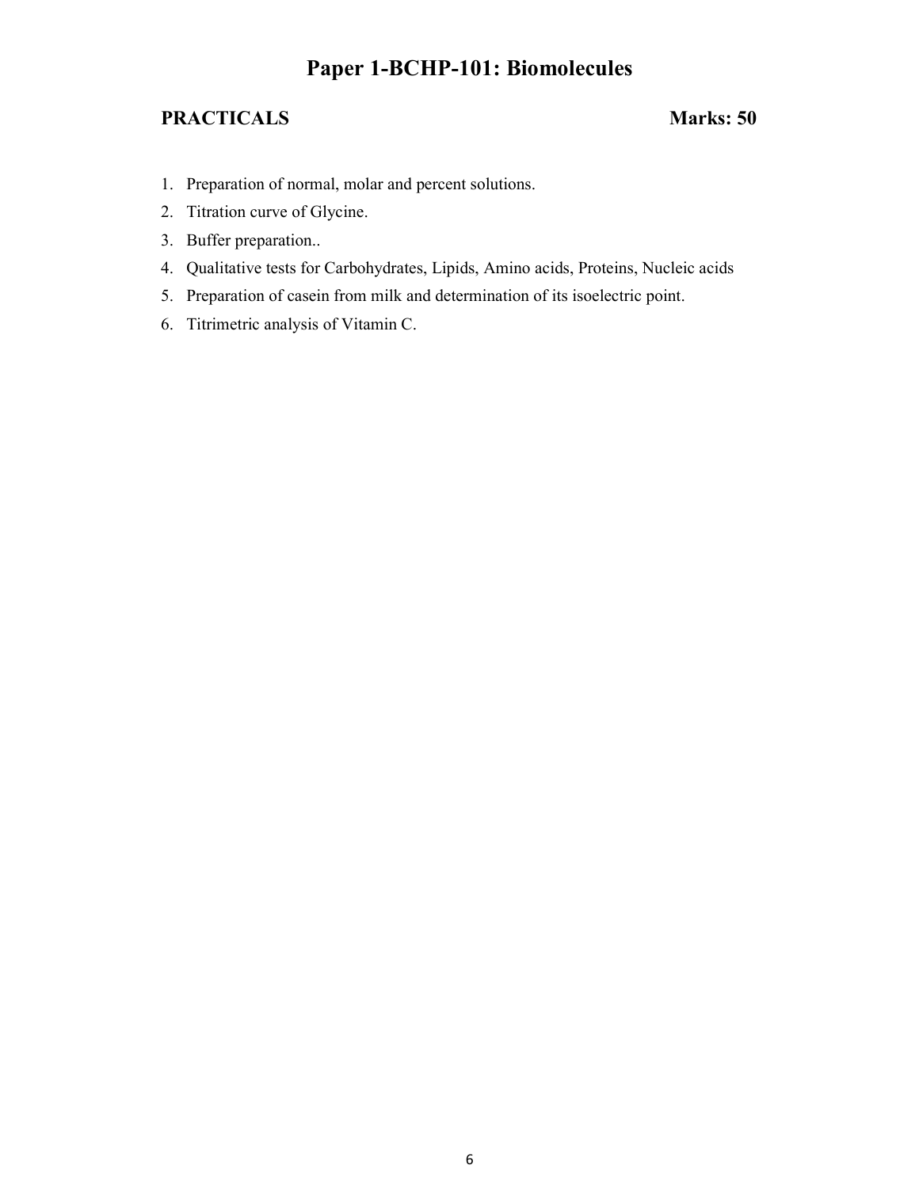# Paper 1-BCHP-101: Biomolecules

**PRACTICALS** **Marks: 50**

1. Preparation of normal, molar and percent solutions.
2. Titration curve of Glycine.
3. Buffer preparation..
4. Qualitative tests for Carbohydrates, Lipids, Amino acids, Proteins, Nucleic acids
5. Preparation of casein from milk and determination of its isoelectric point.
6. Titrimetric analysis of Vitamin C.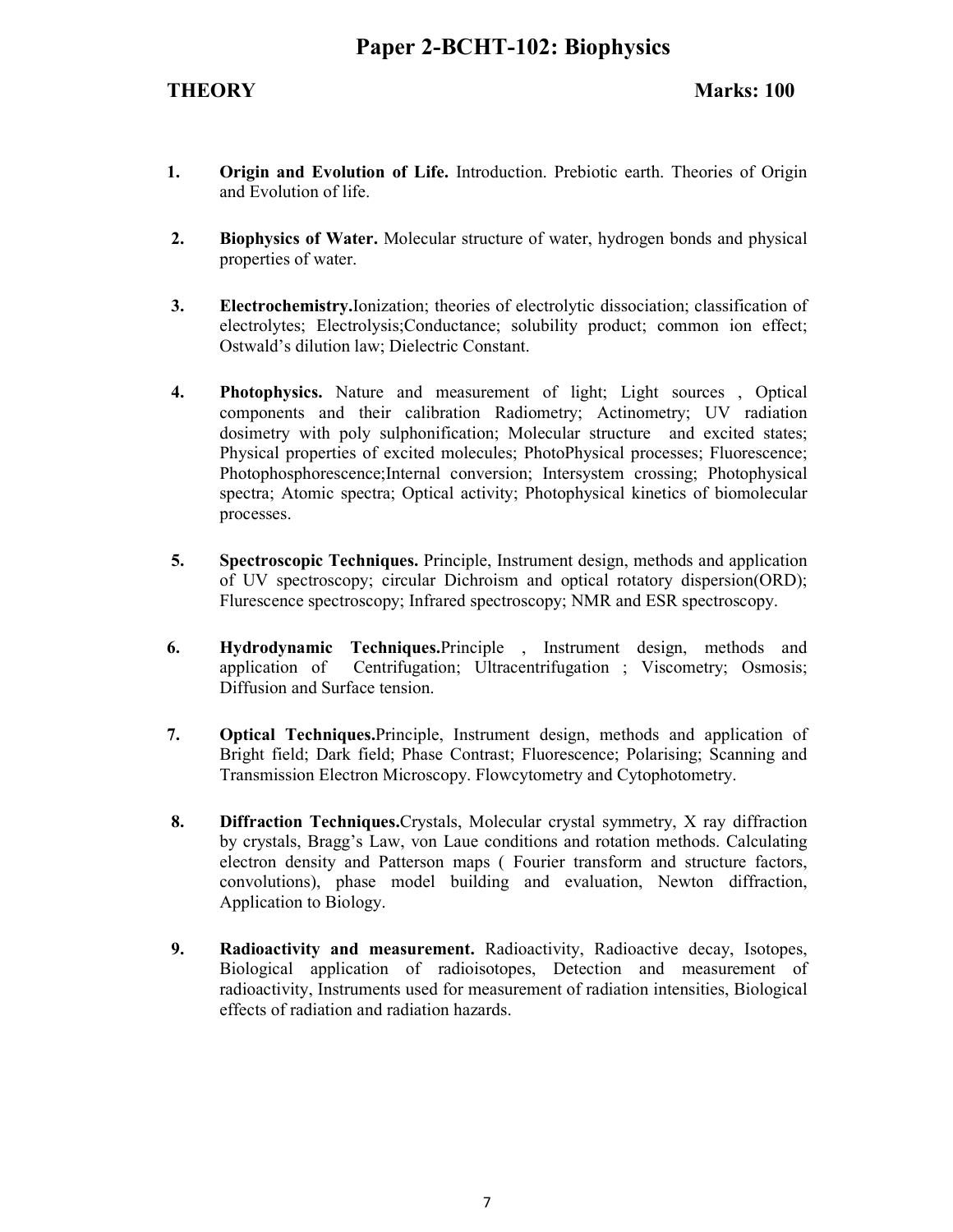# Paper 2-BCHT-102: Biophysics

**THEORY** **Marks: 100**

1. **Origin and Evolution of Life.** Introduction. Prebiotic earth. Theories of Origin and Evolution of life.

2. **Biophysics of Water.** Molecular structure of water, hydrogen bonds and physical properties of water.

3. **Electrochemistry.**Ionization; theories of electrolytic dissociation; classification of electrolytes; Electrolysis;Conductance; solubility product; common ion effect; Ostwald's dilution law; Dielectric Constant.

4. **Photophysics.** Nature and measurement of light; Light sources , Optical components and their calibration Radiometry; Actinometry; UV radiation dosimetry with poly sulphonification; Molecular structure and excited states; Physical properties of excited molecules; PhotoPhysical processes; Fluorescence; Photophosphorescence;Internal conversion; Intersystem crossing; Photophysical spectra; Atomic spectra; Optical activity; Photophysical kinetics of biomolecular processes.

5. **Spectroscopic Techniques.** Principle, Instrument design, methods and application of UV spectroscopy; circular Dichroism and optical rotatory dispersion(ORD); Flurescence spectroscopy; Infrared spectroscopy; NMR and ESR spectroscopy.

6. **Hydrodynamic Techniques.**Principle , Instrument design, methods and application of Centrifugation; Ultracentrifugation ; Viscometry; Osmosis; Diffusion and Surface tension.

7. **Optical Techniques.**Principle, Instrument design, methods and application of Bright field; Dark field; Phase Contrast; Fluorescence; Polarising; Scanning and Transmission Electron Microscopy. Flowcytometry and Cytophotometry.

8. **Diffraction Techniques.**Crystals, Molecular crystal symmetry, X ray diffraction by crystals, Bragg's Law, von Laue conditions and rotation methods. Calculating electron density and Patterson maps ( Fourier transform and structure factors, convolutions), phase model building and evaluation, Newton diffraction, Application to Biology.

9. **Radioactivity and measurement.** Radioactivity, Radioactive decay, Isotopes, Biological application of radioisotopes, Detection and measurement of radioactivity, Instruments used for measurement of radiation intensities, Biological effects of radiation and radiation hazards.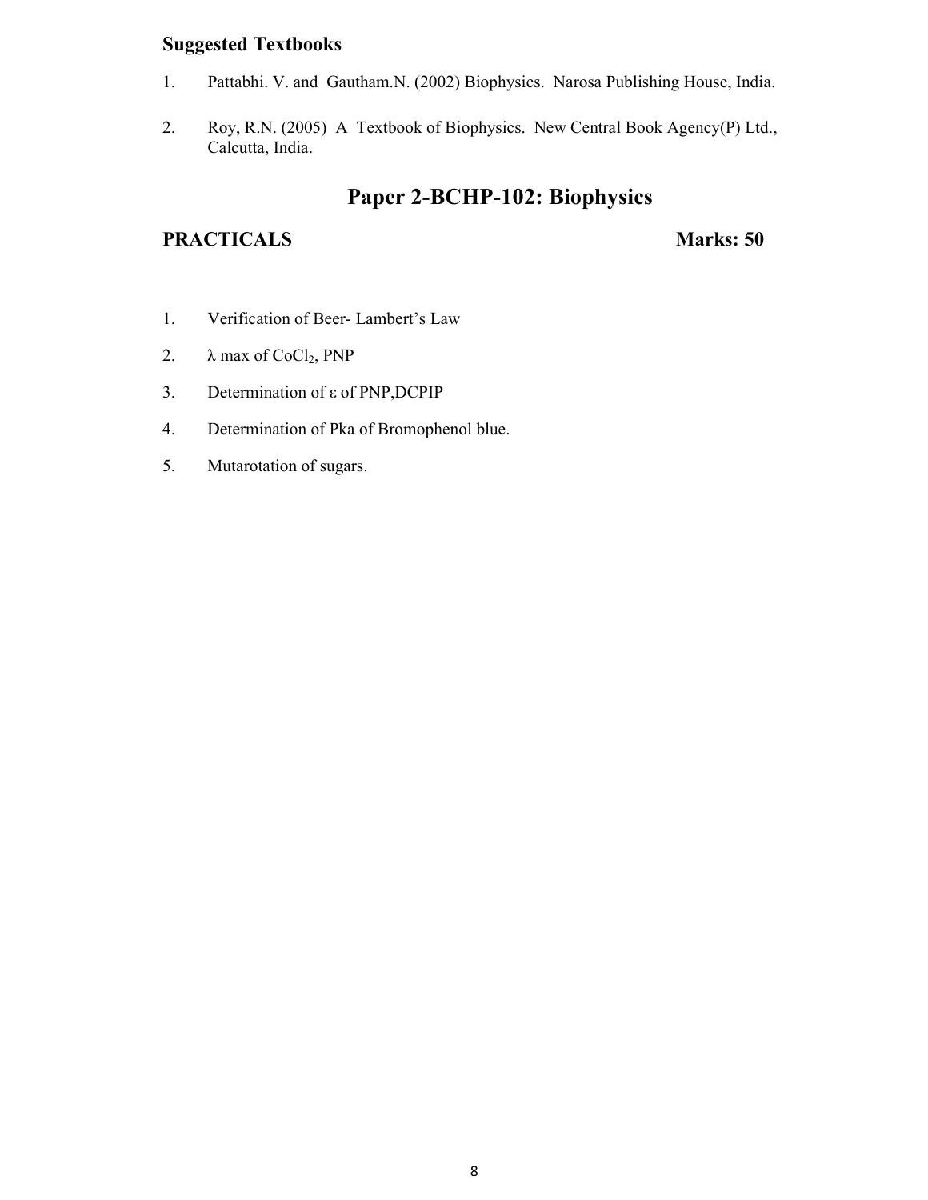**Suggested Textbooks**

1. Pattabhi. V. and Gautham.N. (2002) Biophysics. Narosa Publishing House, India.

2. Roy, R.N. (2005) A Textbook of Biophysics. New Central Book Agency(P) Ltd., Calcutta, India.

# Paper 2-BCHP-102: Biophysics

**PRACTICALS** **Marks: 50**

1. Verification of Beer- Lambert's Law
2. $\lambda$ max of $CoCl_2$, PNP
3. Determination of $\varepsilon$ of PNP,DCPIP
4. Determination of Pka of Bromophenol blue.
5. Mutarotation of sugars.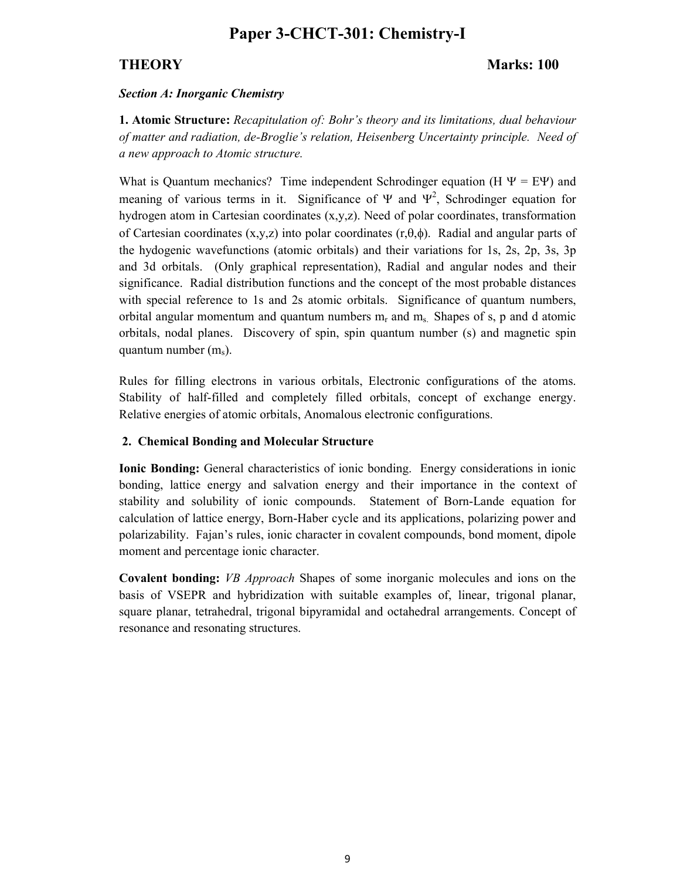# Paper 3-CHCT-301: Chemistry-I

**THEORY** **Marks: 100**

***Section A: Inorganic Chemistry***

**1. Atomic Structure:** *Recapitulation of: Bohr's theory and its limitations, dual behaviour of matter and radiation, de-Broglie's relation, Heisenberg Uncertainty principle. Need of a new approach to Atomic structure.*

What is Quantum mechanics? Time independent Schrodinger equation ($H\ \Psi = E\Psi$) and meaning of various terms in it. Significance of $\Psi$ and $\Psi^2$, Schrodinger equation for hydrogen atom in Cartesian coordinates (x,y,z). Need of polar coordinates, transformation of Cartesian coordinates (x,y,z) into polar coordinates ($r,\theta,\phi$). Radial and angular parts of the hydogenic wavefunctions (atomic orbitals) and their variations for 1s, 2s, 2p, 3s, 3p and 3d orbitals. (Only graphical representation), Radial and angular nodes and their significance. Radial distribution functions and the concept of the most probable distances with special reference to 1s and 2s atomic orbitals. Significance of quantum numbers, orbital angular momentum and quantum numbers $m_r$ and $m_s$. Shapes of s, p and d atomic orbitals, nodal planes. Discovery of spin, spin quantum number (s) and magnetic spin quantum number ($m_s$).

Rules for filling electrons in various orbitals, Electronic configurations of the atoms. Stability of half-filled and completely filled orbitals, concept of exchange energy. Relative energies of atomic orbitals, Anomalous electronic configurations.

**2. Chemical Bonding and Molecular Structure**

**Ionic Bonding:** General characteristics of ionic bonding. Energy considerations in ionic bonding, lattice energy and salvation energy and their importance in the context of stability and solubility of ionic compounds. Statement of Born-Lande equation for calculation of lattice energy, Born-Haber cycle and its applications, polarizing power and polarizability. Fajan's rules, ionic character in covalent compounds, bond moment, dipole moment and percentage ionic character.

**Covalent bonding:** *VB Approach* Shapes of some inorganic molecules and ions on the basis of VSEPR and hybridization with suitable examples of, linear, trigonal planar, square planar, tetrahedral, trigonal bipyramidal and octahedral arrangements. Concept of resonance and resonating structures.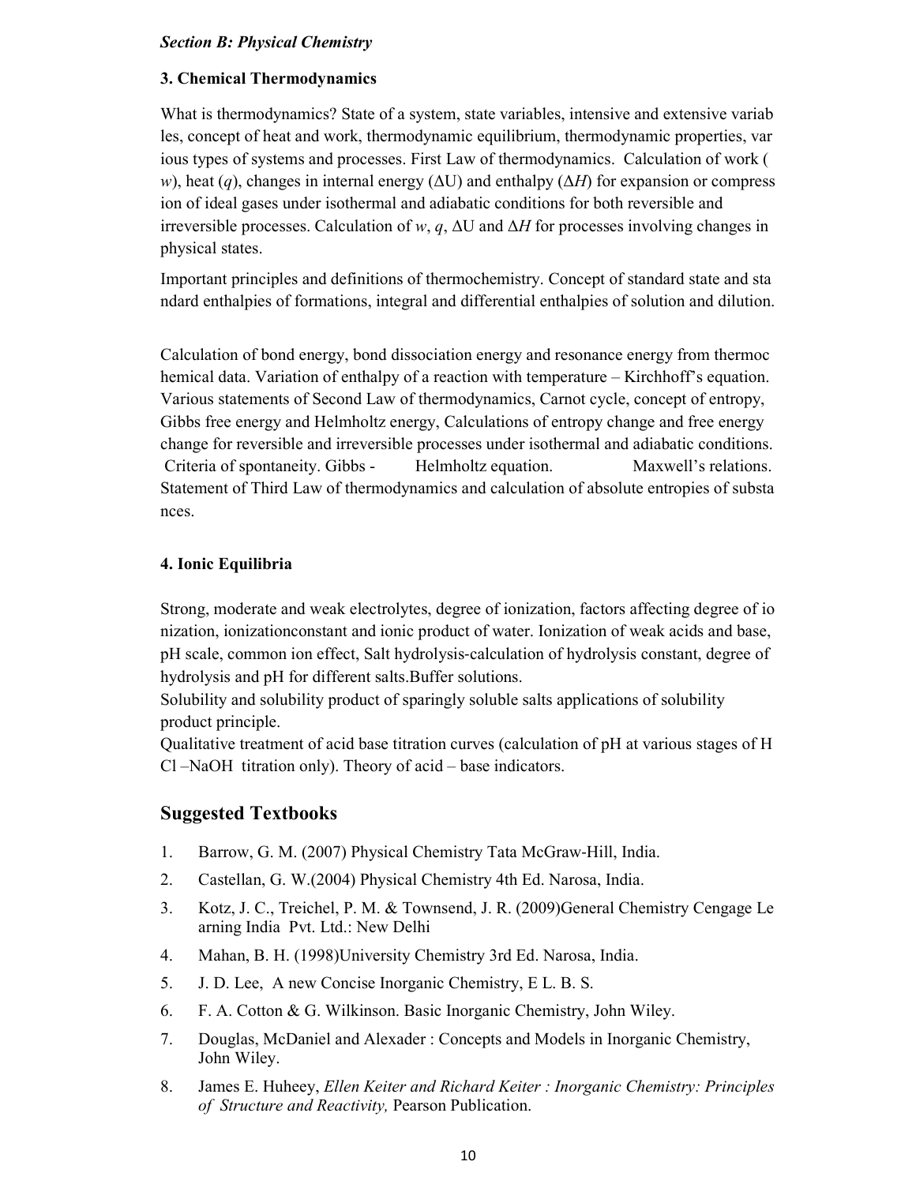***Section B: Physical Chemistry***

**3. Chemical Thermodynamics**

What is thermodynamics? State of a system, state variables, intensive and extensive variab les, concept of heat and work, thermodynamic equilibrium, thermodynamic properties, var ious types of systems and processes. First Law of thermodynamics. Calculation of work ($w$), heat ($q$), changes in internal energy ($\Delta U$) and enthalpy ($\Delta H$) for expansion or compress ion of ideal gases under isothermal and adiabatic conditions for both reversible and irreversible processes. Calculation of $w$, $q$, $\Delta U$ and $\Delta H$ for processes involving changes in physical states.

Important principles and definitions of thermochemistry. Concept of standard state and sta ndard enthalpies of formations, integral and differential enthalpies of solution and dilution.

Calculation of bond energy, bond dissociation energy and resonance energy from thermoc hemical data. Variation of enthalpy of a reaction with temperature – Kirchhoff's equation. Various statements of Second Law of thermodynamics, Carnot cycle, concept of entropy, Gibbs free energy and Helmholtz energy, Calculations of entropy change and free energy change for reversible and irreversible processes under isothermal and adiabatic conditions. Criteria of spontaneity. Gibbs - Helmholtz equation. Maxwell's relations. Statement of Third Law of thermodynamics and calculation of absolute entropies of substa nces.

**4. Ionic Equilibria**

Strong, moderate and weak electrolytes, degree of ionization, factors affecting degree of io nization, ionizationconstant and ionic product of water. Ionization of weak acids and base, pH scale, common ion effect, Salt hydrolysis-calculation of hydrolysis constant, degree of hydrolysis and pH for different salts.Buffer solutions.

Solubility and solubility product of sparingly soluble salts applications of solubility product principle.

Qualitative treatment of acid base titration curves (calculation of pH at various stages of H Cl –NaOH titration only). Theory of acid – base indicators.

## Suggested Textbooks

1. Barrow, G. M. (2007) Physical Chemistry Tata McGraw-Hill, India.
2. Castellan, G. W.(2004) Physical Chemistry 4th Ed. Narosa, India.
3. Kotz, J. C., Treichel, P. M. & Townsend, J. R. (2009)General Chemistry Cengage Le arning India Pvt. Ltd.: New Delhi
4. Mahan, B. H. (1998)University Chemistry 3rd Ed. Narosa, India.
5. J. D. Lee, A new Concise Inorganic Chemistry, E L. B. S.
6. F. A. Cotton & G. Wilkinson. Basic Inorganic Chemistry, John Wiley.
7. Douglas, McDaniel and Alexader : Concepts and Models in Inorganic Chemistry, John Wiley.
8. James E. Huheey, *Ellen Keiter and Richard Keiter : Inorganic Chemistry: Principles of Structure and Reactivity,* Pearson Publication.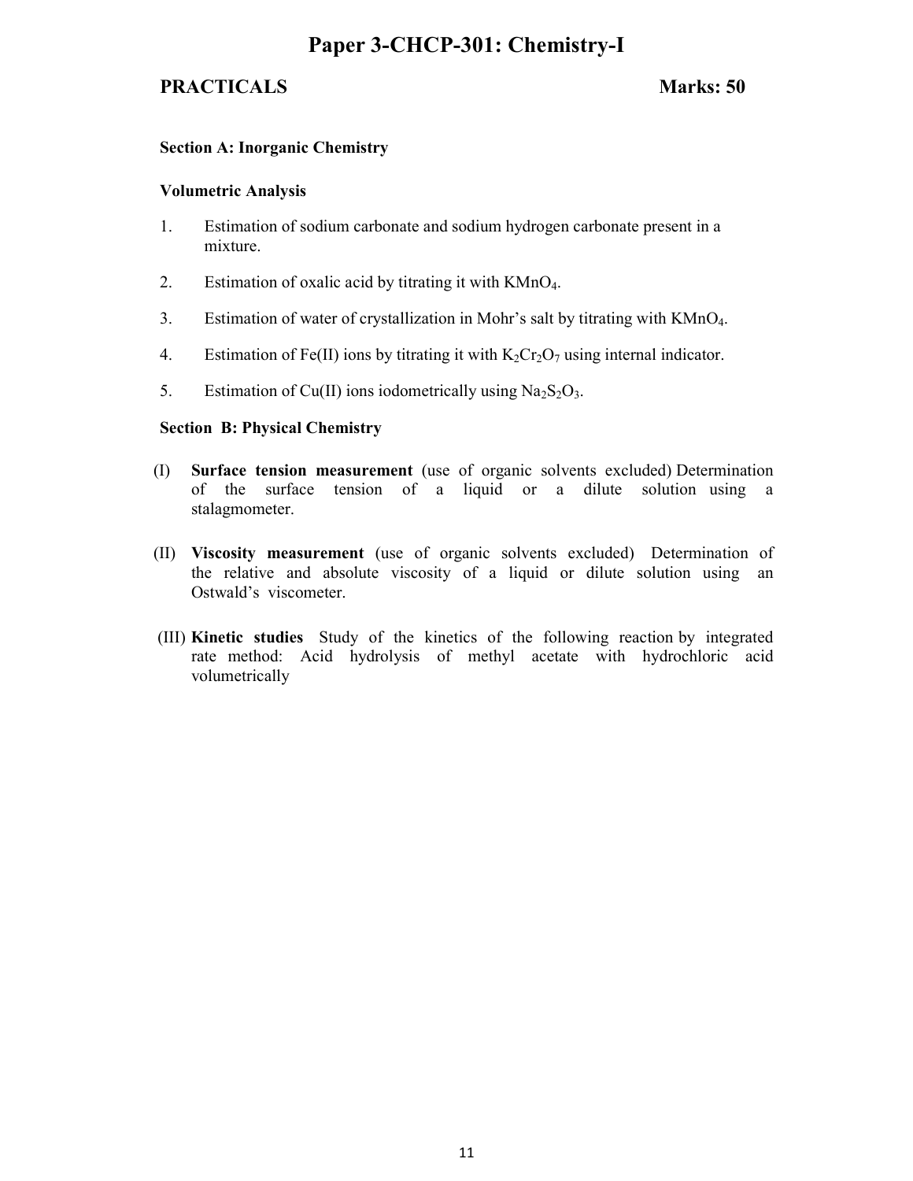# Paper 3-CHCP-301: Chemistry-I

**PRACTICALS** **Marks: 50**

**Section A: Inorganic Chemistry**

**Volumetric Analysis**

1. Estimation of sodium carbonate and sodium hydrogen carbonate present in a mixture.
2. Estimation of oxalic acid by titrating it with $KMnO_4$.
3. Estimation of water of crystallization in Mohr's salt by titrating with $KMnO_4$.
4. Estimation of Fe(II) ions by titrating it with $K_2Cr_2O_7$ using internal indicator.
5. Estimation of Cu(II) ions iodometrically using $Na_2S_2O_3$.

**Section B: Physical Chemistry**

(I) **Surface tension measurement** (use of organic solvents excluded) Determination of the surface tension of a liquid or a dilute solution using a stalagmometer.

(II) **Viscosity measurement** (use of organic solvents excluded) Determination of the relative and absolute viscosity of a liquid or dilute solution using an Ostwald's viscometer.

(III) **Kinetic studies** Study of the kinetics of the following reaction by integrated rate method: Acid hydrolysis of methyl acetate with hydrochloric acid volumetrically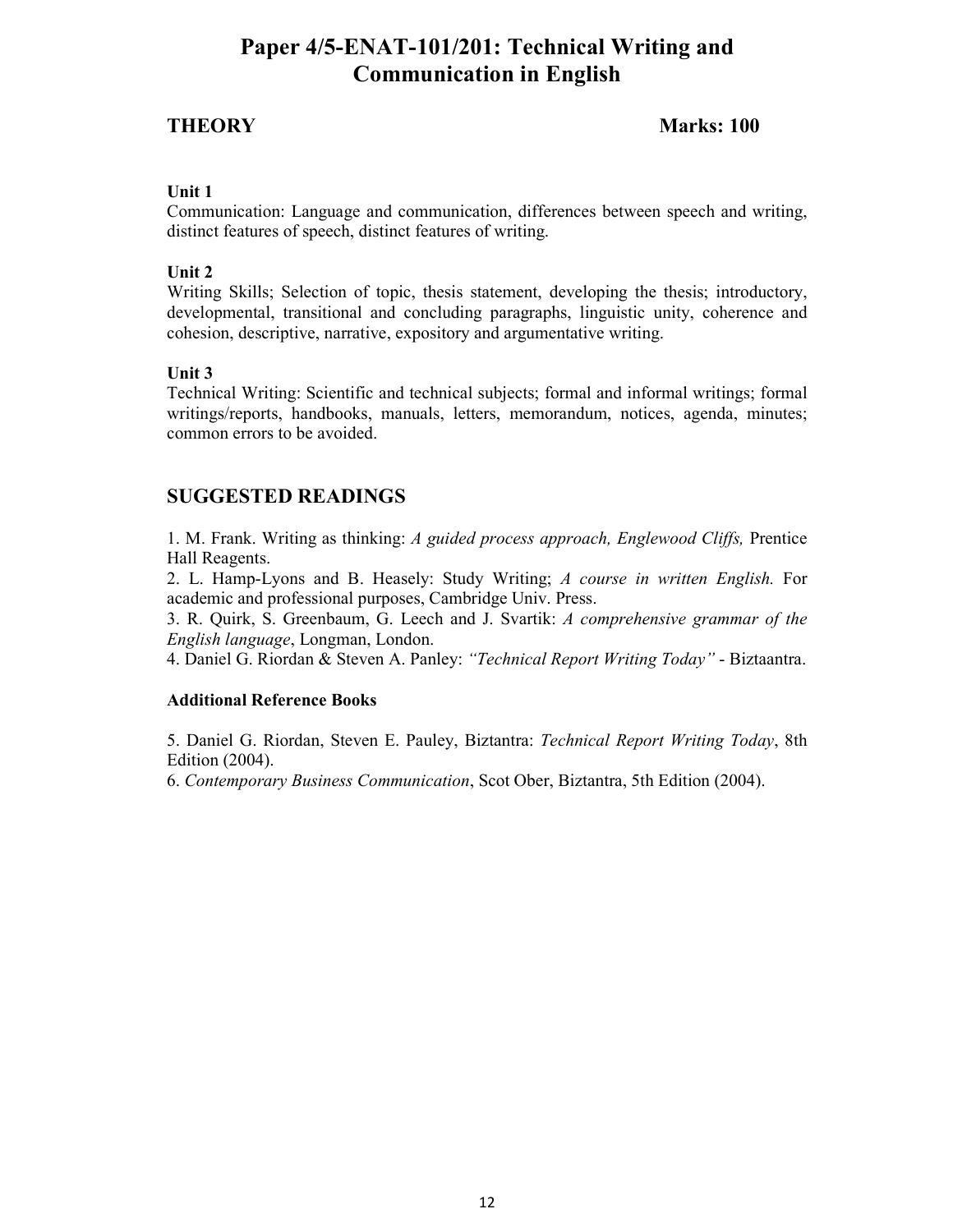# Paper 4/5-ENAT-101/201: Technical Writing and Communication in English

**THEORY** **Marks: 100**

**Unit 1**

Communication: Language and communication, differences between speech and writing, distinct features of speech, distinct features of writing.

**Unit 2**

Writing Skills; Selection of topic, thesis statement, developing the thesis; introductory, developmental, transitional and concluding paragraphs, linguistic unity, coherence and cohesion, descriptive, narrative, expository and argumentative writing.

**Unit 3**

Technical Writing: Scientific and technical subjects; formal and informal writings; formal writings/reports, handbooks, manuals, letters, memorandum, notices, agenda, minutes; common errors to be avoided.

## SUGGESTED READINGS

1. M. Frank. Writing as thinking: *A guided process approach, Englewood Cliffs,* Prentice Hall Reagents.
2. L. Hamp-Lyons and B. Heasely: Study Writing; *A course in written English.* For academic and professional purposes, Cambridge Univ. Press.
3. R. Quirk, S. Greenbaum, G. Leech and J. Svartik: *A comprehensive grammar of the English language*, Longman, London.
4. Daniel G. Riordan & Steven A. Panley: *"Technical Report Writing Today"* - Biztaantra.

**Additional Reference Books**

5. Daniel G. Riordan, Steven E. Pauley, Biztantra: *Technical Report Writing Today*, 8th Edition (2004).
6. *Contemporary Business Communication*, Scot Ober, Biztantra, 5th Edition (2004).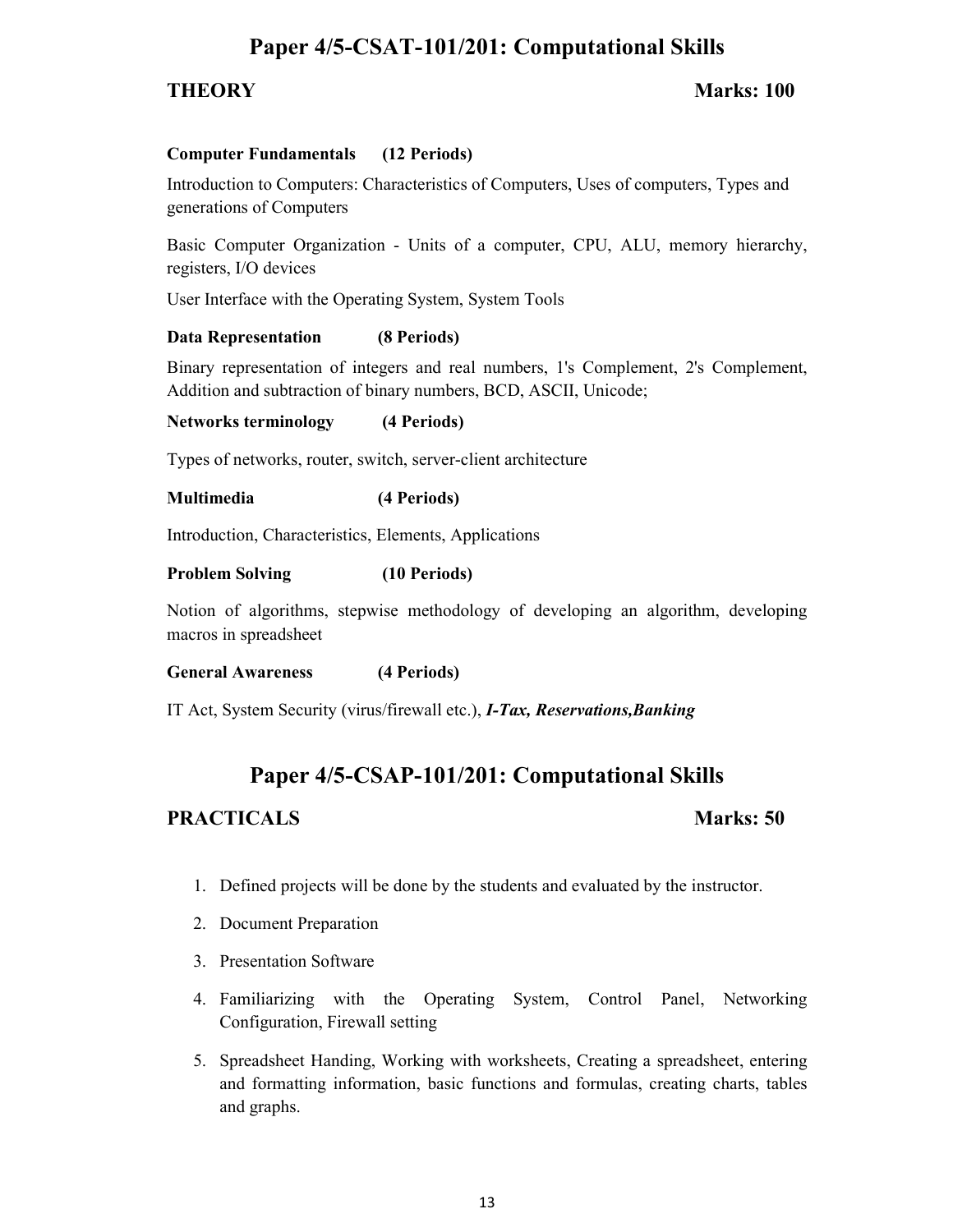# Paper 4/5-CSAT-101/201: Computational Skills

**THEORY** **Marks: 100**

**Computer Fundamentals (12 Periods)**

Introduction to Computers: Characteristics of Computers, Uses of computers, Types and generations of Computers

Basic Computer Organization - Units of a computer, CPU, ALU, memory hierarchy, registers, I/O devices

User Interface with the Operating System, System Tools

**Data Representation (8 Periods)**

Binary representation of integers and real numbers, 1's Complement, 2's Complement, Addition and subtraction of binary numbers, BCD, ASCII, Unicode;

**Networks terminology (4 Periods)**

Types of networks, router, switch, server-client architecture

**Multimedia (4 Periods)**

Introduction, Characteristics, Elements, Applications

**Problem Solving (10 Periods)**

Notion of algorithms, stepwise methodology of developing an algorithm, developing macros in spreadsheet

**General Awareness (4 Periods)**

IT Act, System Security (virus/firewall etc.), ***I-Tax, Reservations,Banking***

# Paper 4/5-CSAP-101/201: Computational Skills

**PRACTICALS** **Marks: 50**

1. Defined projects will be done by the students and evaluated by the instructor.
2. Document Preparation
3. Presentation Software
4. Familiarizing with the Operating System, Control Panel, Networking Configuration, Firewall setting
5. Spreadsheet Handing, Working with worksheets, Creating a spreadsheet, entering and formatting information, basic functions and formulas, creating charts, tables and graphs.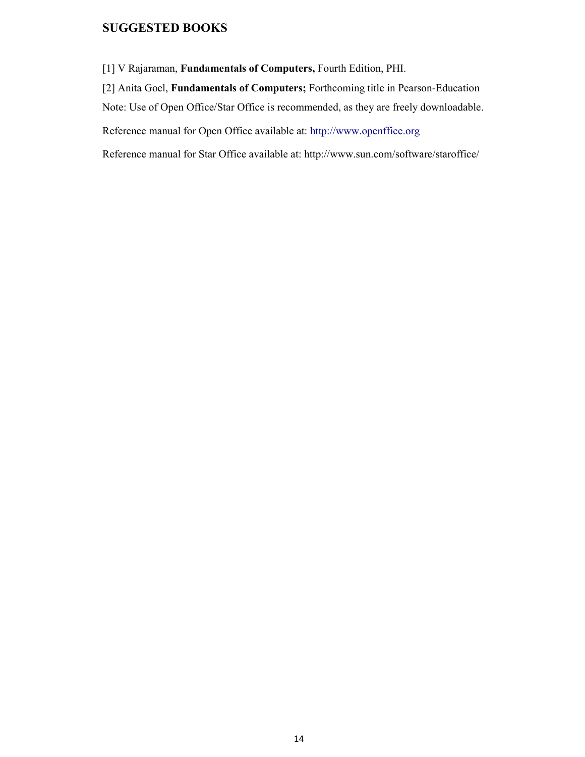## SUGGESTED BOOKS

[1] V Rajaraman, **Fundamentals of Computers,** Fourth Edition, PHI.

[2] Anita Goel, **Fundamentals of Computers;** Forthcoming title in Pearson-Education

Note: Use of Open Office/Star Office is recommended, as they are freely downloadable.

Reference manual for Open Office available at: http://www.openffice.org

Reference manual for Star Office available at: http://www.sun.com/software/staroffice/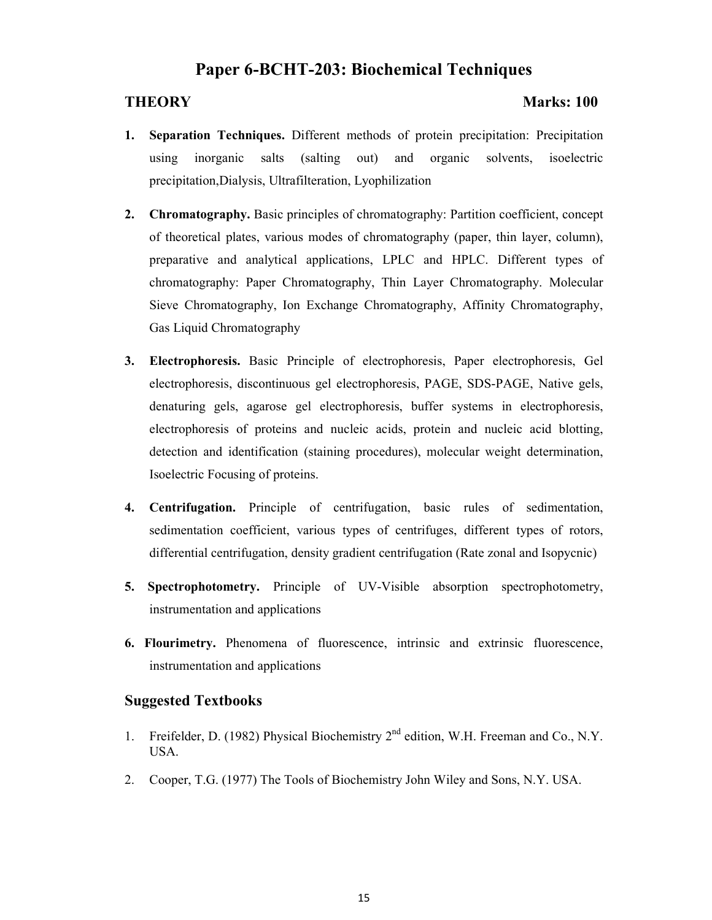# Paper 6-BCHT-203: Biochemical Techniques

**THEORY** **Marks: 100**

1. **Separation Techniques.** Different methods of protein precipitation: Precipitation using inorganic salts (salting out) and organic solvents, isoelectric precipitation,Dialysis, Ultrafilteration, Lyophilization

2. **Chromatography.** Basic principles of chromatography: Partition coefficient, concept of theoretical plates, various modes of chromatography (paper, thin layer, column), preparative and analytical applications, LPLC and HPLC. Different types of chromatography: Paper Chromatography, Thin Layer Chromatography. Molecular Sieve Chromatography, Ion Exchange Chromatography, Affinity Chromatography, Gas Liquid Chromatography

3. **Electrophoresis.** Basic Principle of electrophoresis, Paper electrophoresis, Gel electrophoresis, discontinuous gel electrophoresis, PAGE, SDS-PAGE, Native gels, denaturing gels, agarose gel electrophoresis, buffer systems in electrophoresis, electrophoresis of proteins and nucleic acids, protein and nucleic acid blotting, detection and identification (staining procedures), molecular weight determination, Isoelectric Focusing of proteins.

4. **Centrifugation.** Principle of centrifugation, basic rules of sedimentation, sedimentation coefficient, various types of centrifuges, different types of rotors, differential centrifugation, density gradient centrifugation (Rate zonal and Isopycnic)

5. **Spectrophotometry.** Principle of UV-Visible absorption spectrophotometry, instrumentation and applications

6. **Flourimetry.** Phenomena of fluorescence, intrinsic and extrinsic fluorescence, instrumentation and applications

## Suggested Textbooks

1. Freifelder, D. (1982) Physical Biochemistry 2nd edition, W.H. Freeman and Co., N.Y. USA.
2. Cooper, T.G. (1977) The Tools of Biochemistry John Wiley and Sons, N.Y. USA.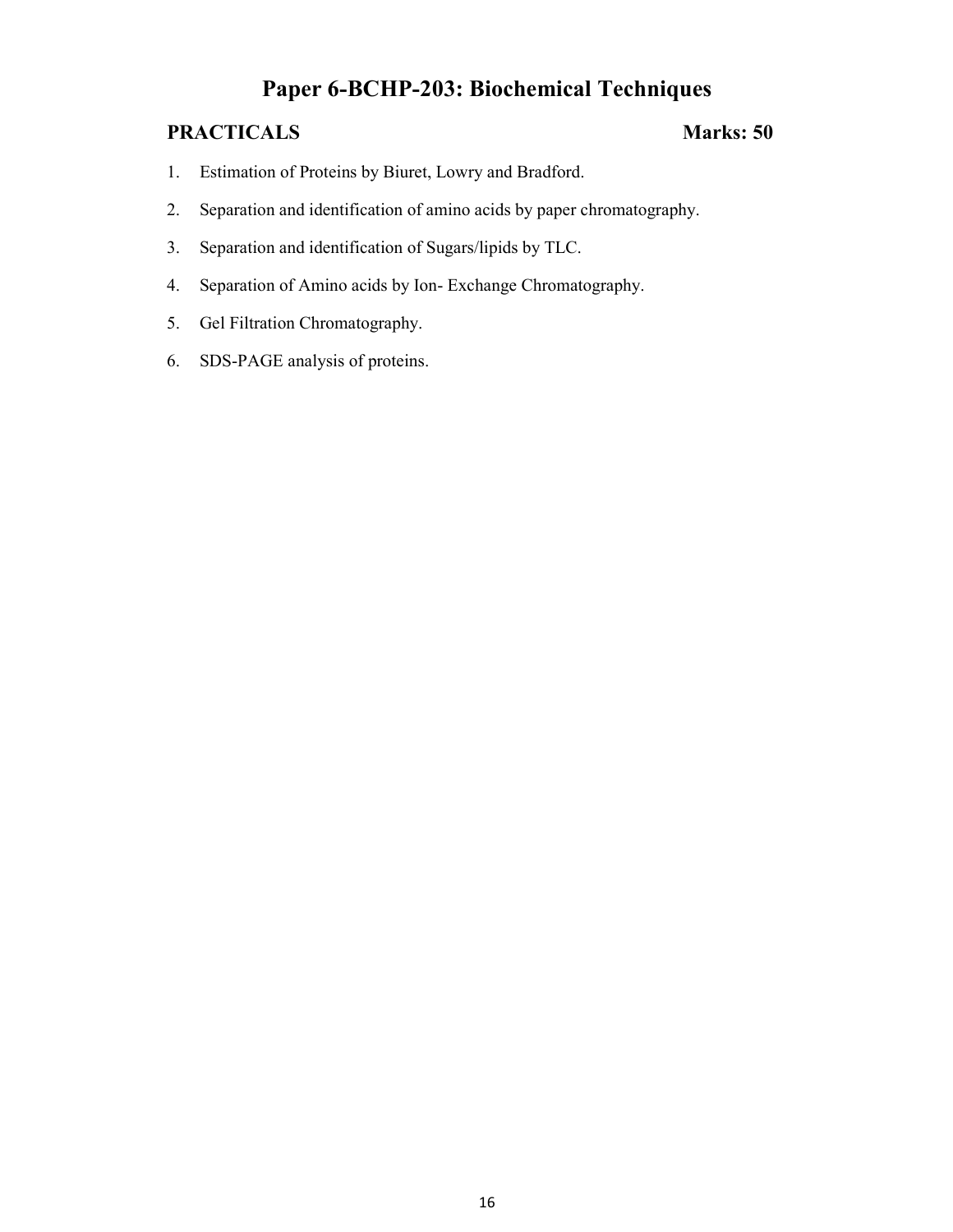# Paper 6-BCHP-203: Biochemical Techniques

**PRACTICALS** **Marks: 50**

1. Estimation of Proteins by Biuret, Lowry and Bradford.
2. Separation and identification of amino acids by paper chromatography.
3. Separation and identification of Sugars/lipids by TLC.
4. Separation of Amino acids by Ion- Exchange Chromatography.
5. Gel Filtration Chromatography.
6. SDS-PAGE analysis of proteins.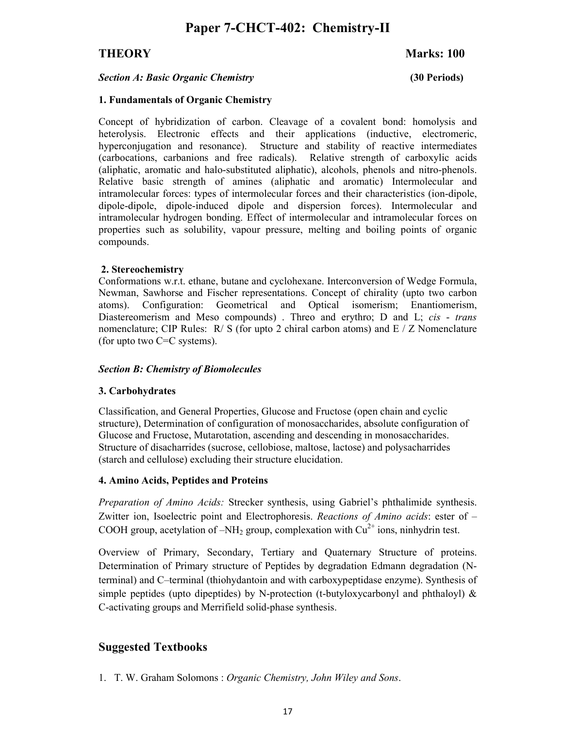# Paper 7-CHCT-402: Chemistry-II

## THEORY

**Marks: 100**

***Section A: Basic Organic Chemistry*** **(30 Periods)**

### 1. Fundamentals of Organic Chemistry

Concept of hybridization of carbon. Cleavage of a covalent bond: homolysis and heterolysis. Electronic effects and their applications (inductive, electromeric, hyperconjugation and resonance). Structure and stability of reactive intermediates (carbocations, carbanions and free radicals). Relative strength of carboxylic acids (aliphatic, aromatic and halo-substituted aliphatic), alcohols, phenols and nitro-phenols. Relative basic strength of amines (aliphatic and aromatic) Intermolecular and intramolecular forces: types of intermolecular forces and their characteristics (ion-dipole, dipole-dipole, dipole-induced dipole and dispersion forces). Intermolecular and intramolecular hydrogen bonding. Effect of intermolecular and intramolecular forces on properties such as solubility, vapour pressure, melting and boiling points of organic compounds.

### 2. Stereochemistry

Conformations w.r.t. ethane, butane and cyclohexane. Interconversion of Wedge Formula, Newman, Sawhorse and Fischer representations. Concept of chirality (upto two carbon atoms). Configuration: Geometrical and Optical isomerism; Enantiomerism, Diastereomerism and Meso compounds) . Threo and erythro; D and L; *cis* - *trans* nomenclature; CIP Rules: R/ S (for upto 2 chiral carbon atoms) and E / Z Nomenclature (for upto two C=C systems).

***Section B: Chemistry of Biomolecules***

### 3. Carbohydrates

Classification, and General Properties, Glucose and Fructose (open chain and cyclic structure), Determination of configuration of monosaccharides, absolute configuration of Glucose and Fructose, Mutarotation, ascending and descending in monosaccharides. Structure of disacharrides (sucrose, cellobiose, maltose, lactose) and polysacharrides (starch and cellulose) excluding their structure elucidation.

### 4. Amino Acids, Peptides and Proteins

*Preparation of Amino Acids:* Strecker synthesis, using Gabriel's phthalimide synthesis. Zwitter ion, Isoelectric point and Electrophoresis. *Reactions of Amino acids*: ester of –COOH group, acetylation of $-NH_2$ group, complexation with $Cu^{2+}$ ions, ninhydrin test.

Overview of Primary, Secondary, Tertiary and Quaternary Structure of proteins. Determination of Primary structure of Peptides by degradation Edmann degradation (N-terminal) and C–terminal (thiohydantoin and with carboxypeptidase enzyme). Synthesis of simple peptides (upto dipeptides) by N-protection (t-butyloxycarbonyl and phthaloyl) & C-activating groups and Merrifield solid-phase synthesis.

## Suggested Textbooks

1. T. W. Graham Solomons : *Organic Chemistry, John Wiley and Sons*.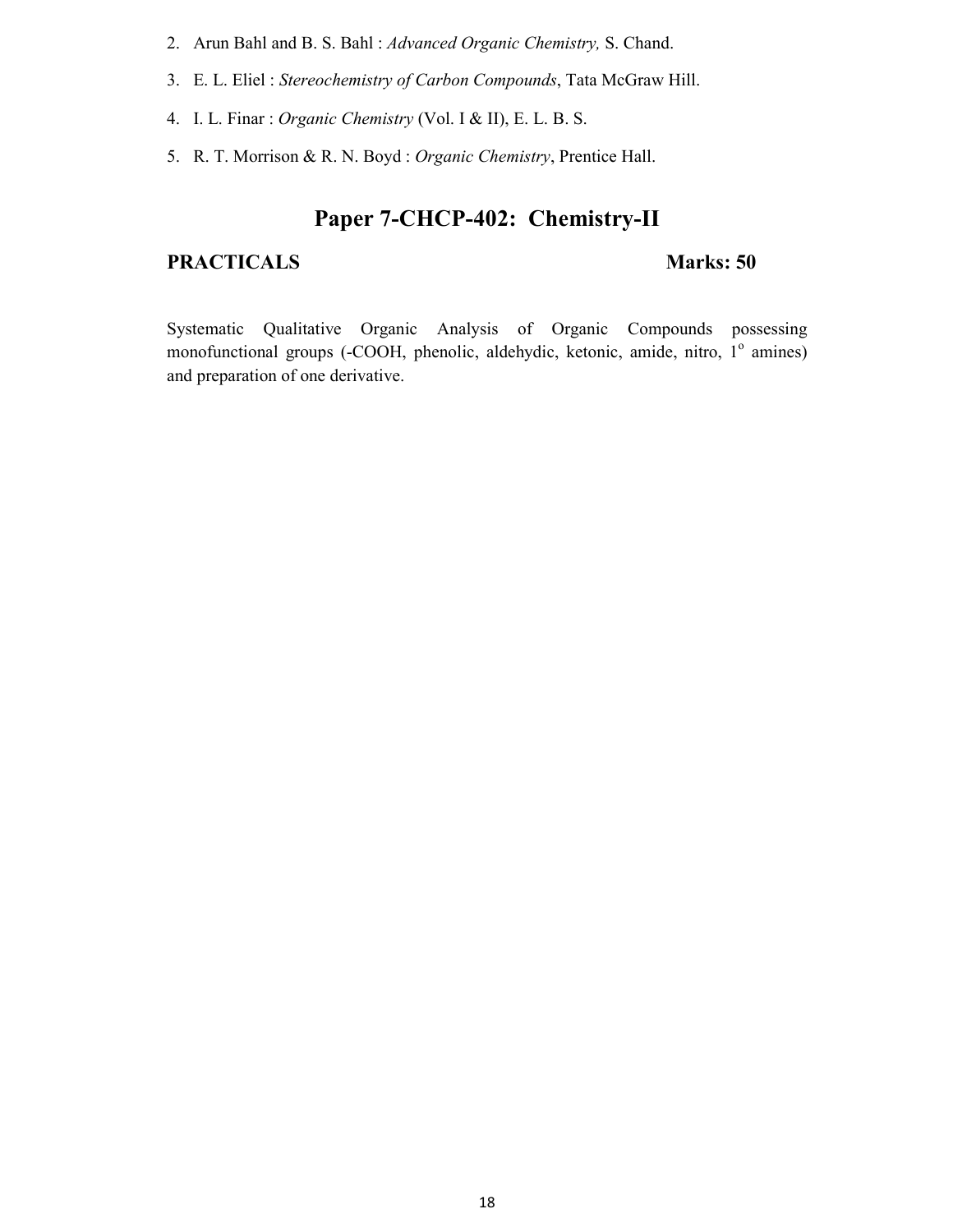2. Arun Bahl and B. S. Bahl : *Advanced Organic Chemistry,* S. Chand.
3. E. L. Eliel : *Stereochemistry of Carbon Compounds*, Tata McGraw Hill.
4. I. L. Finar : *Organic Chemistry* (Vol. I & II), E. L. B. S.
5. R. T. Morrison & R. N. Boyd : *Organic Chemistry*, Prentice Hall.

## Paper 7-CHCP-402: Chemistry-II

**PRACTICALS** **Marks: 50**

Systematic Qualitative Organic Analysis of Organic Compounds possessing monofunctional groups (-COOH, phenolic, aldehydic, ketonic, amide, nitro, $1^{o}$ amines) and preparation of one derivative.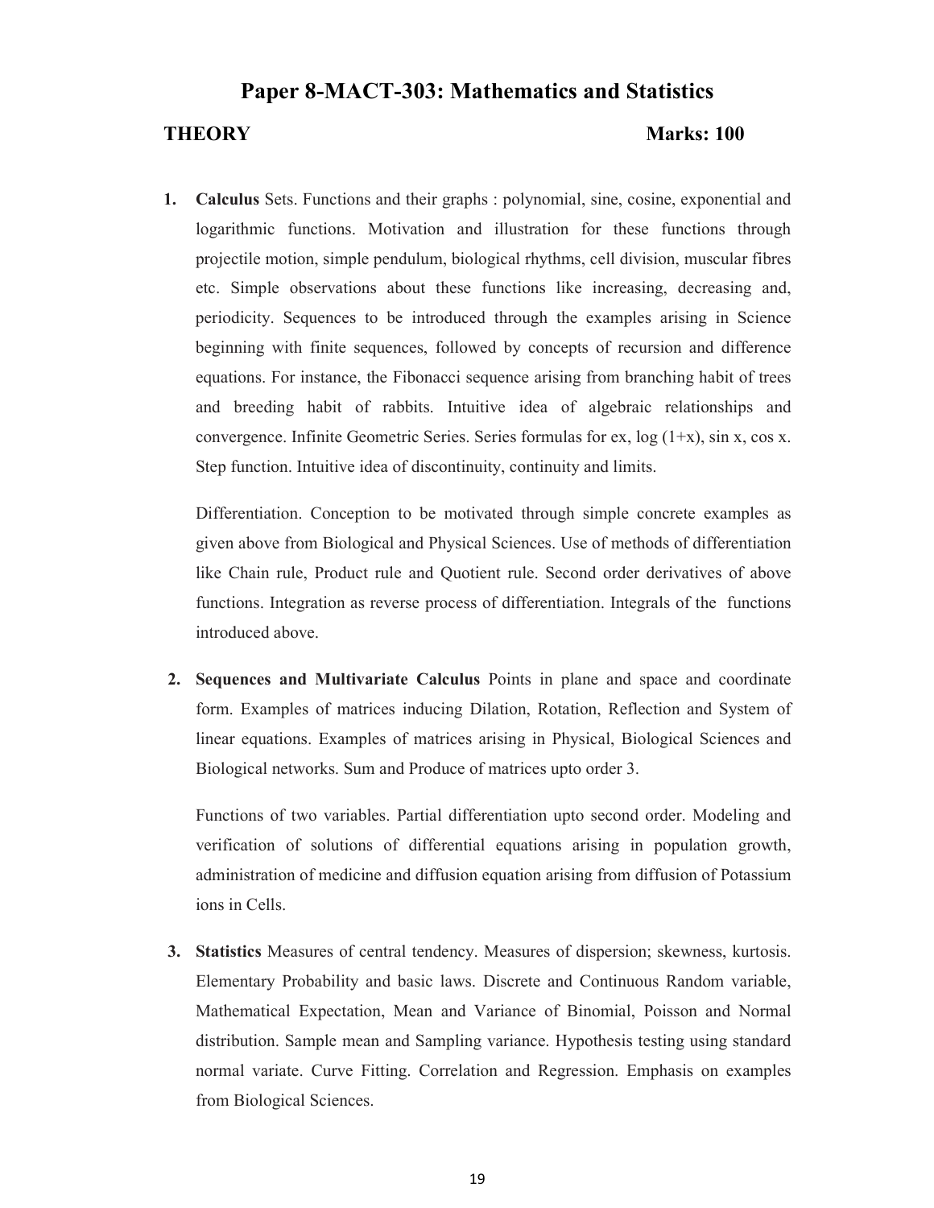# Paper 8-MACT-303: Mathematics and Statistics

**THEORY** **Marks: 100**

1. **Calculus** Sets. Functions and their graphs : polynomial, sine, cosine, exponential and logarithmic functions. Motivation and illustration for these functions through projectile motion, simple pendulum, biological rhythms, cell division, muscular fibres etc. Simple observations about these functions like increasing, decreasing and, periodicity. Sequences to be introduced through the examples arising in Science beginning with finite sequences, followed by concepts of recursion and difference equations. For instance, the Fibonacci sequence arising from branching habit of trees and breeding habit of rabbits. Intuitive idea of algebraic relationships and convergence. Infinite Geometric Series. Series formulas for ex, log (1+x), sin x, cos x. Step function. Intuitive idea of discontinuity, continuity and limits.

   Differentiation. Conception to be motivated through simple concrete examples as given above from Biological and Physical Sciences. Use of methods of differentiation like Chain rule, Product rule and Quotient rule. Second order derivatives of above functions. Integration as reverse process of differentiation. Integrals of the functions introduced above.

2. **Sequences and Multivariate Calculus** Points in plane and space and coordinate form. Examples of matrices inducing Dilation, Rotation, Reflection and System of linear equations. Examples of matrices arising in Physical, Biological Sciences and Biological networks. Sum and Produce of matrices upto order 3.

   Functions of two variables. Partial differentiation upto second order. Modeling and verification of solutions of differential equations arising in population growth, administration of medicine and diffusion equation arising from diffusion of Potassium ions in Cells.

3. **Statistics** Measures of central tendency. Measures of dispersion; skewness, kurtosis. Elementary Probability and basic laws. Discrete and Continuous Random variable, Mathematical Expectation, Mean and Variance of Binomial, Poisson and Normal distribution. Sample mean and Sampling variance. Hypothesis testing using standard normal variate. Curve Fitting. Correlation and Regression. Emphasis on examples from Biological Sciences.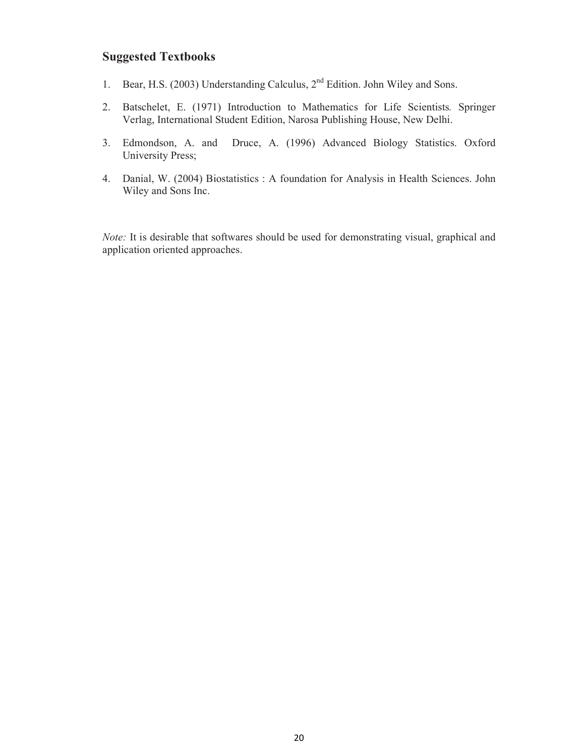## Suggested Textbooks

1. Bear, H.S. (2003) Understanding Calculus, 2nd Edition. John Wiley and Sons.

2. Batschelet, E. (1971) Introduction to Mathematics for Life Scientists. Springer Verlag, International Student Edition, Narosa Publishing House, New Delhi.

3. Edmondson, A. and Druce, A. (1996) Advanced Biology Statistics. Oxford University Press;

4. Danial, W. (2004) Biostatistics : A foundation for Analysis in Health Sciences. John Wiley and Sons Inc.

*Note:* It is desirable that softwares should be used for demonstrating visual, graphical and application oriented approaches.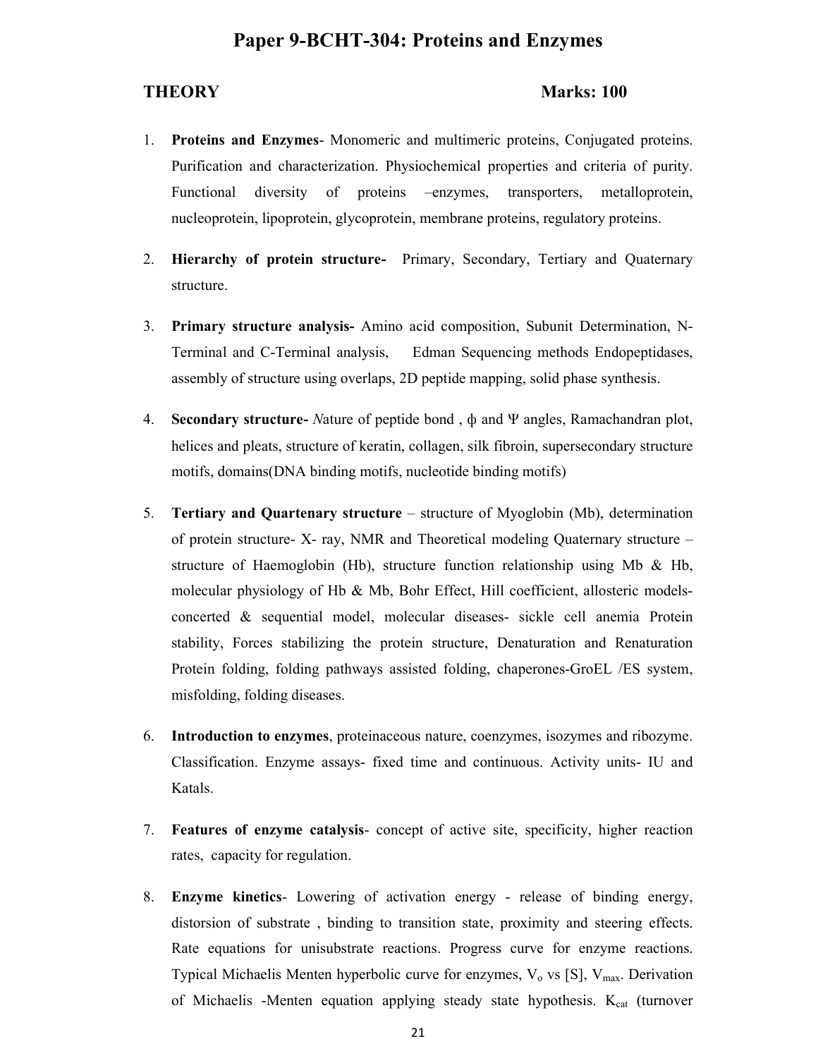# Paper 9-BCHT-304: Proteins and Enzymes

**THEORY** **Marks: 100**

1. **Proteins and Enzymes**- Monomeric and multimeric proteins, Conjugated proteins. Purification and characterization. Physiochemical properties and criteria of purity. Functional diversity of proteins –enzymes, transporters, metalloprotein, nucleoprotein, lipoprotein, glycoprotein, membrane proteins, regulatory proteins.

2. **Hierarchy of protein structure-** Primary, Secondary, Tertiary and Quaternary structure.

3. **Primary structure analysis-** Amino acid composition, Subunit Determination, N-Terminal and C-Terminal analysis, Edman Sequencing methods Endopeptidases, assembly of structure using overlaps, 2D peptide mapping, solid phase synthesis.

4. **Secondary structure-** *N*ature of peptide bond , ϕ and Ψ angles, Ramachandran plot, helices and pleats, structure of keratin, collagen, silk fibroin, supersecondary structure motifs, domains(DNA binding motifs, nucleotide binding motifs)

5. **Tertiary and Quartenary structure** – structure of Myoglobin (Mb), determination of protein structure- X- ray, NMR and Theoretical modeling Quaternary structure – structure of Haemoglobin (Hb), structure function relationship using Mb & Hb, molecular physiology of Hb & Mb, Bohr Effect, Hill coefficient, allosteric models- concerted & sequential model, molecular diseases- sickle cell anemia Protein stability, Forces stabilizing the protein structure, Denaturation and Renaturation Protein folding, folding pathways assisted folding, chaperones-GroEL /ES system, misfolding, folding diseases.

6. **Introduction to enzymes**, proteinaceous nature, coenzymes, isozymes and ribozyme. Classification. Enzyme assays- fixed time and continuous. Activity units- IU and Katals.

7. **Features of enzyme catalysis**- concept of active site, specificity, higher reaction rates, capacity for regulation.

8. **Enzyme kinetics**- Lowering of activation energy - release of binding energy, distorsion of substrate , binding to transition state, proximity and steering effects. Rate equations for unisubstrate reactions. Progress curve for enzyme reactions. Typical Michaelis Menten hyperbolic curve for enzymes, $V_o$ vs [S], $V_{max}$. Derivation of Michaelis -Menten equation applying steady state hypothesis. $K_{cat}$ (turnover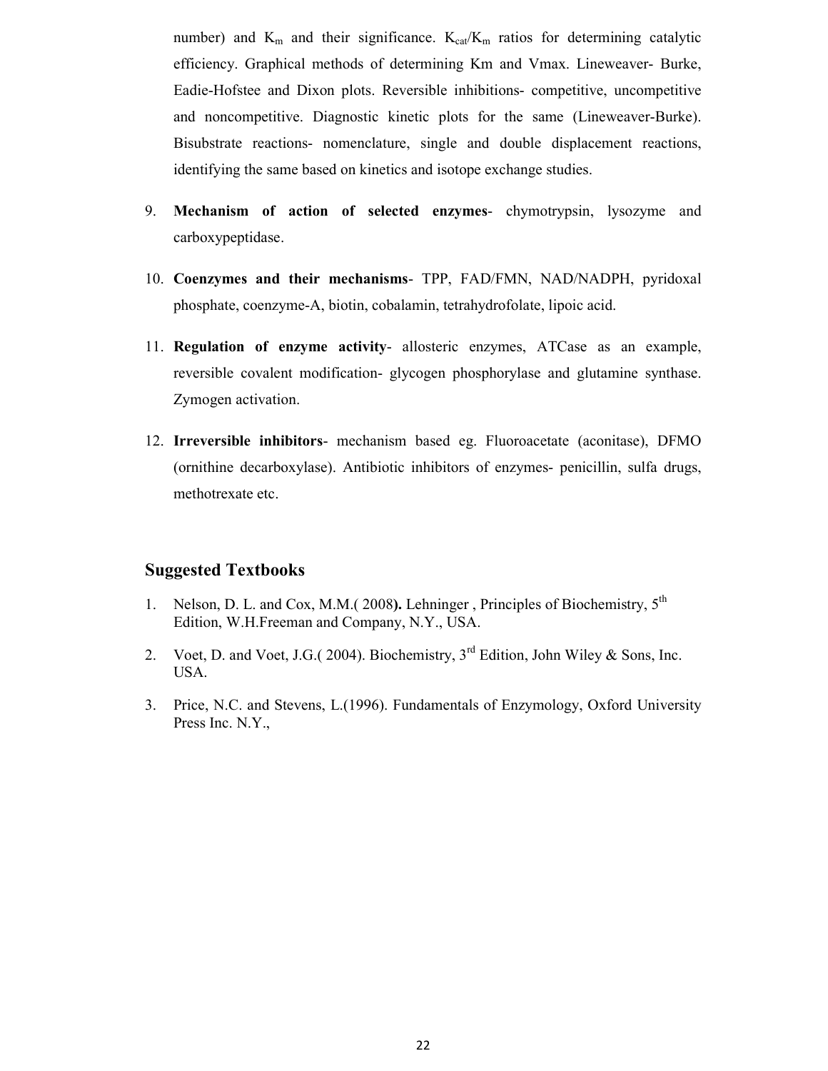number) and $K_m$ and their significance. $K_{cat}/K_m$ ratios for determining catalytic efficiency. Graphical methods of determining Km and Vmax. Lineweaver- Burke, Eadie-Hofstee and Dixon plots. Reversible inhibitions- competitive, uncompetitive and noncompetitive. Diagnostic kinetic plots for the same (Lineweaver-Burke). Bisubstrate reactions- nomenclature, single and double displacement reactions, identifying the same based on kinetics and isotope exchange studies.

9. **Mechanism of action of selected enzymes**- chymotrypsin, lysozyme and carboxypeptidase.

10. **Coenzymes and their mechanisms**- TPP, FAD/FMN, NAD/NADPH, pyridoxal phosphate, coenzyme-A, biotin, cobalamin, tetrahydrofolate, lipoic acid.

11. **Regulation of enzyme activity**- allosteric enzymes, ATCase as an example, reversible covalent modification- glycogen phosphorylase and glutamine synthase. Zymogen activation.

12. **Irreversible inhibitors**- mechanism based eg. Fluoroacetate (aconitase), DFMO (ornithine decarboxylase). Antibiotic inhibitors of enzymes- penicillin, sulfa drugs, methotrexate etc.

## Suggested Textbooks

1. Nelson, D. L. and Cox, M.M.( 2008**).** Lehninger , Principles of Biochemistry, 5th Edition, W.H.Freeman and Company, N.Y., USA.
2. Voet, D. and Voet, J.G.( 2004). Biochemistry, 3rd Edition, John Wiley & Sons, Inc. USA.
3. Price, N.C. and Stevens, L.(1996). Fundamentals of Enzymology, Oxford University Press Inc. N.Y.,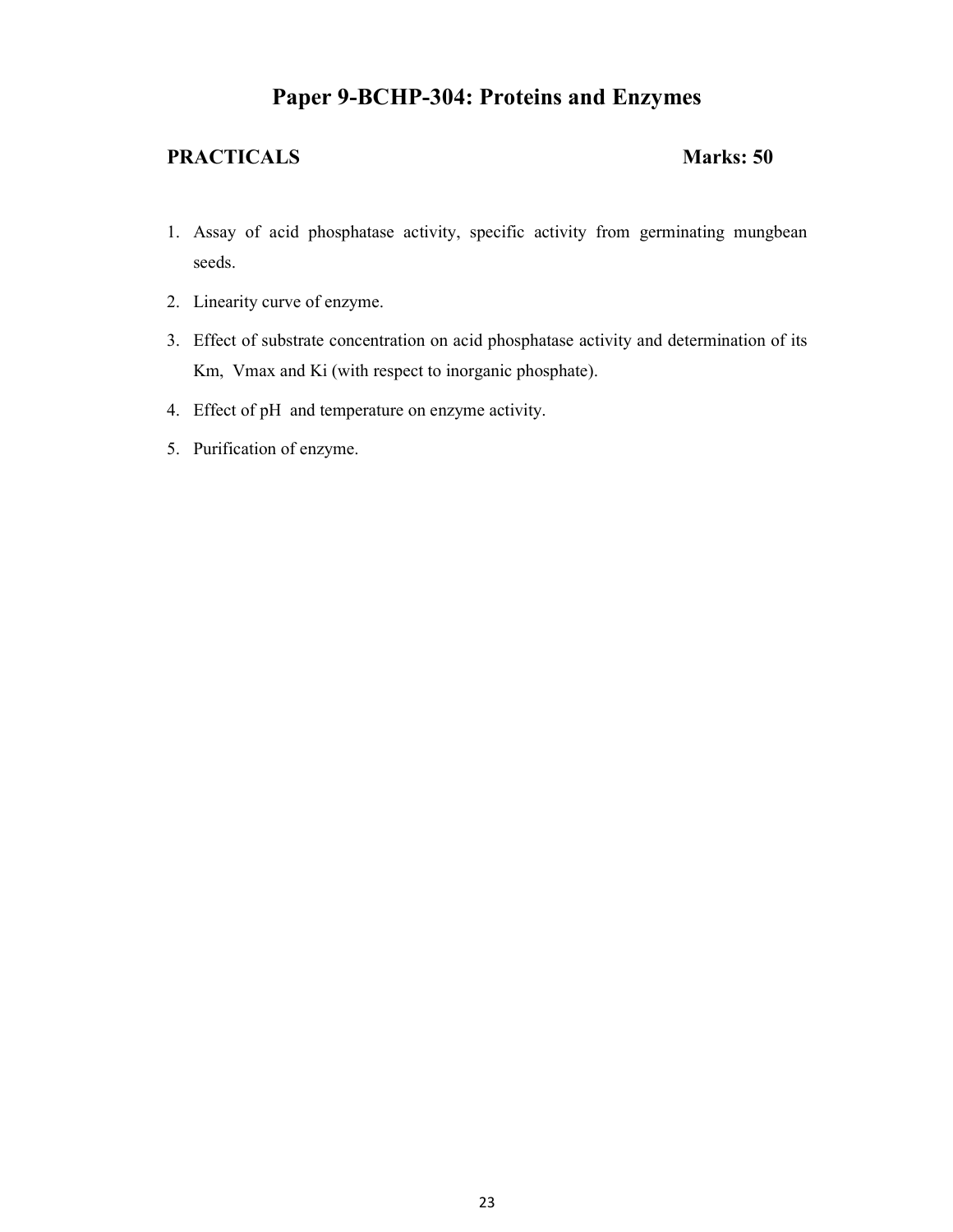# Paper 9-BCHP-304: Proteins and Enzymes

**PRACTICALS** **Marks: 50**

1. Assay of acid phosphatase activity, specific activity from germinating mungbean seeds.
2. Linearity curve of enzyme.
3. Effect of substrate concentration on acid phosphatase activity and determination of its Km, Vmax and Ki (with respect to inorganic phosphate).
4. Effect of pH and temperature on enzyme activity.
5. Purification of enzyme.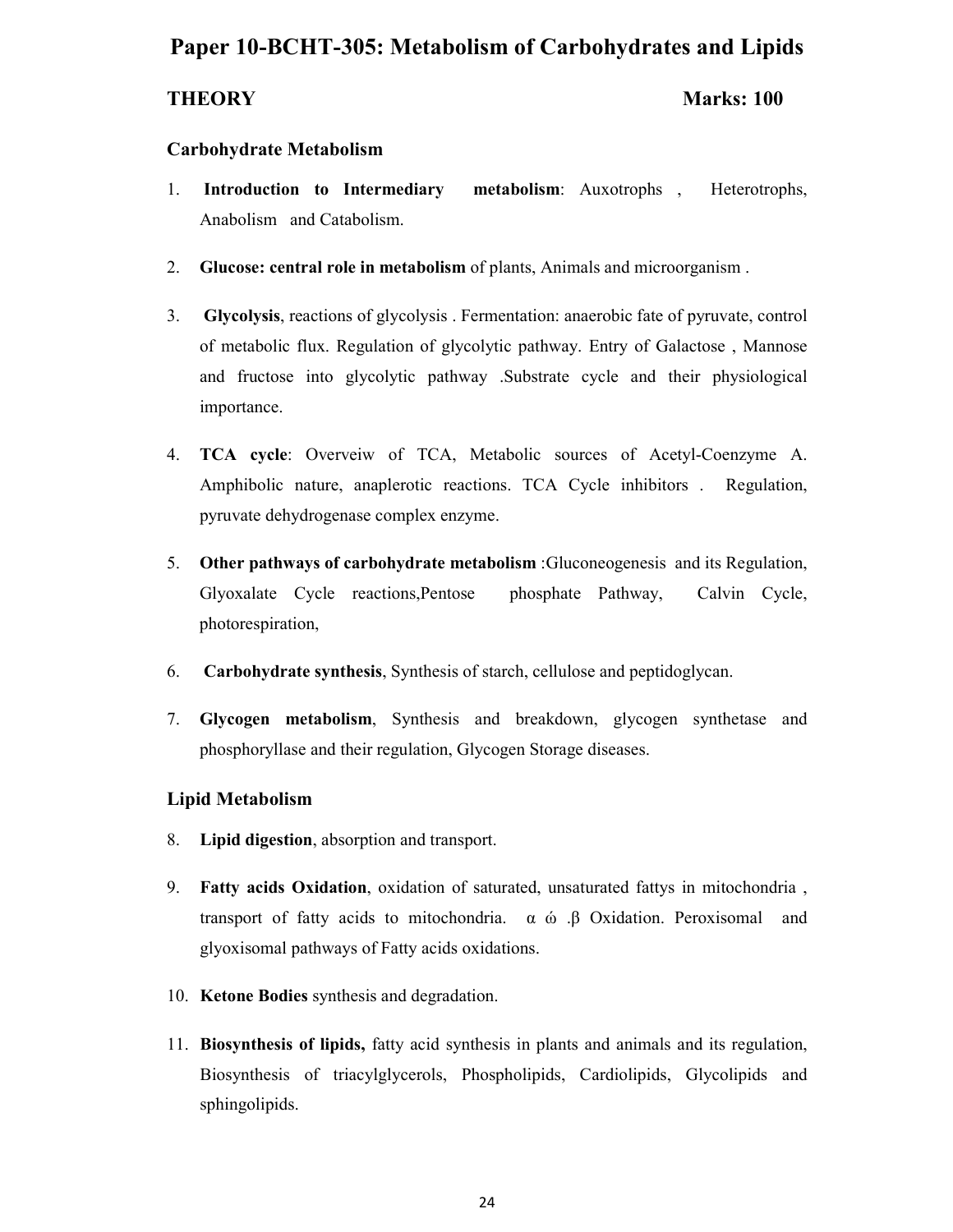# Paper 10-BCHT-305: Metabolism of Carbohydrates and Lipids

**THEORY** **Marks: 100**

### Carbohydrate Metabolism

1. **Introduction to Intermediary metabolism**: Auxotrophs , Heterotrophs, Anabolism and Catabolism.
2. **Glucose: central role in metabolism** of plants, Animals and microorganism .
3. **Glycolysis**, reactions of glycolysis . Fermentation: anaerobic fate of pyruvate, control of metabolic flux. Regulation of glycolytic pathway. Entry of Galactose , Mannose and fructose into glycolytic pathway .Substrate cycle and their physiological importance.
4. **TCA cycle**: Overveiw of TCA, Metabolic sources of Acetyl-Coenzyme A. Amphibolic nature, anaplerotic reactions. TCA Cycle inhibitors . Regulation, pyruvate dehydrogenase complex enzyme.
5. **Other pathways of carbohydrate metabolism** :Gluconeogenesis and its Regulation, Glyoxalate Cycle reactions,Pentose phosphate Pathway, Calvin Cycle, photorespiration,
6. **Carbohydrate synthesis**, Synthesis of starch, cellulose and peptidoglycan.
7. **Glycogen metabolism**, Synthesis and breakdown, glycogen synthetase and phosphoryllase and their regulation, Glycogen Storage diseases.

### Lipid Metabolism

8. **Lipid digestion**, absorption and transport.
9. **Fatty acids Oxidation**, oxidation of saturated, unsaturated fattys in mitochondria , transport of fatty acids to mitochondria. α ώ .β Oxidation. Peroxisomal and glyoxisomal pathways of Fatty acids oxidations.
10. **Ketone Bodies** synthesis and degradation.
11. **Biosynthesis of lipids,** fatty acid synthesis in plants and animals and its regulation, Biosynthesis of triacylglycerols, Phospholipids, Cardiolipids, Glycolipids and sphingolipids.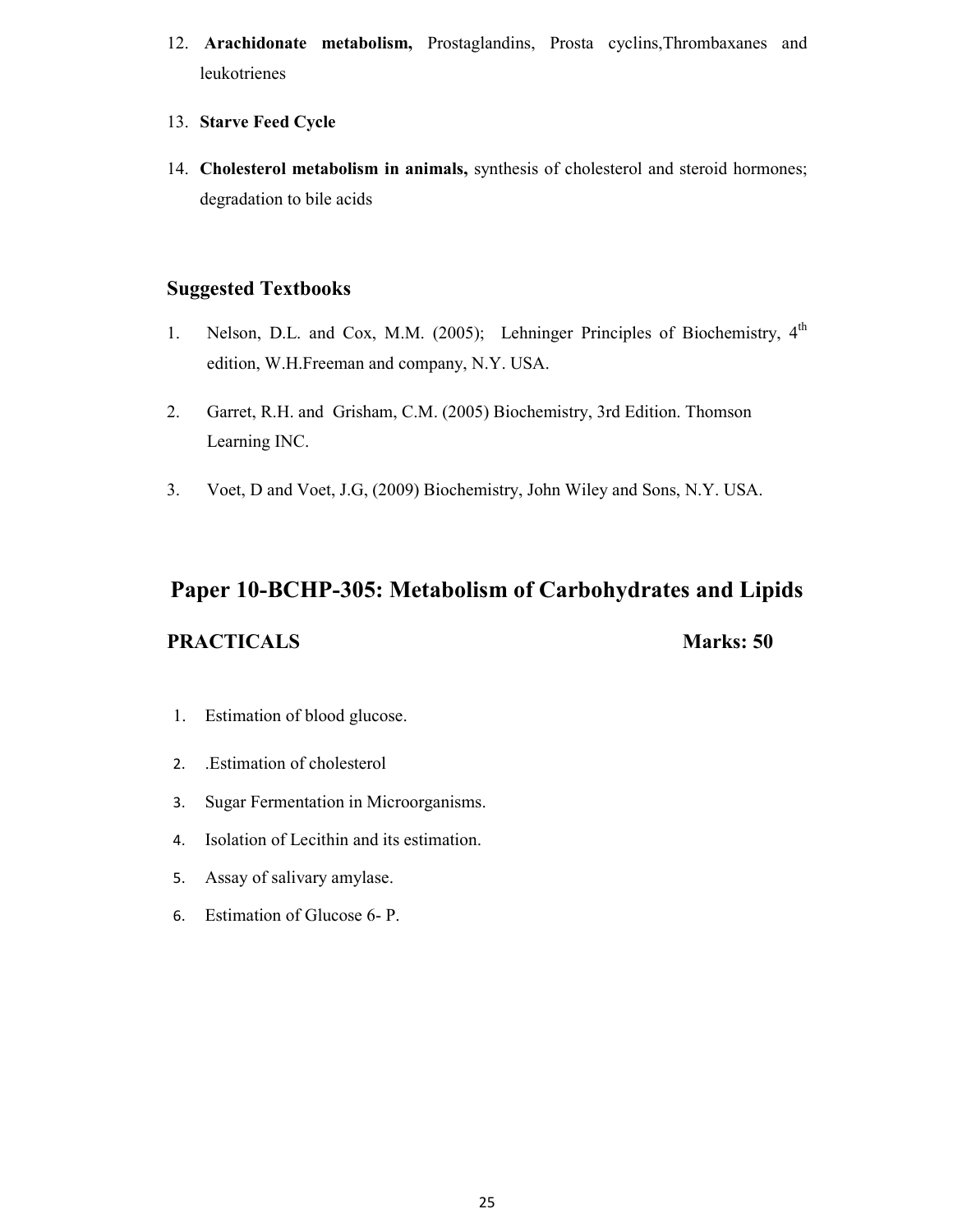12. **Arachidonate metabolism,** Prostaglandins, Prosta cyclins,Thrombaxanes and leukotrienes
13. **Starve Feed Cycle**
14. **Cholesterol metabolism in animals,** synthesis of cholesterol and steroid hormones; degradation to bile acids

### Suggested Textbooks

1. Nelson, D.L. and Cox, M.M. (2005); Lehninger Principles of Biochemistry, 4th edition, W.H.Freeman and company, N.Y. USA.
2. Garret, R.H. and Grisham, C.M. (2005) Biochemistry, 3rd Edition. Thomson Learning INC.
3. Voet, D and Voet, J.G, (2009) Biochemistry, John Wiley and Sons, N.Y. USA.

## Paper 10-BCHP-305: Metabolism of Carbohydrates and Lipids

**PRACTICALS** **Marks: 50**

1. Estimation of blood glucose.
2. .Estimation of cholesterol
3. Sugar Fermentation in Microorganisms.
4. Isolation of Lecithin and its estimation.
5. Assay of salivary amylase.
6. Estimation of Glucose 6- P.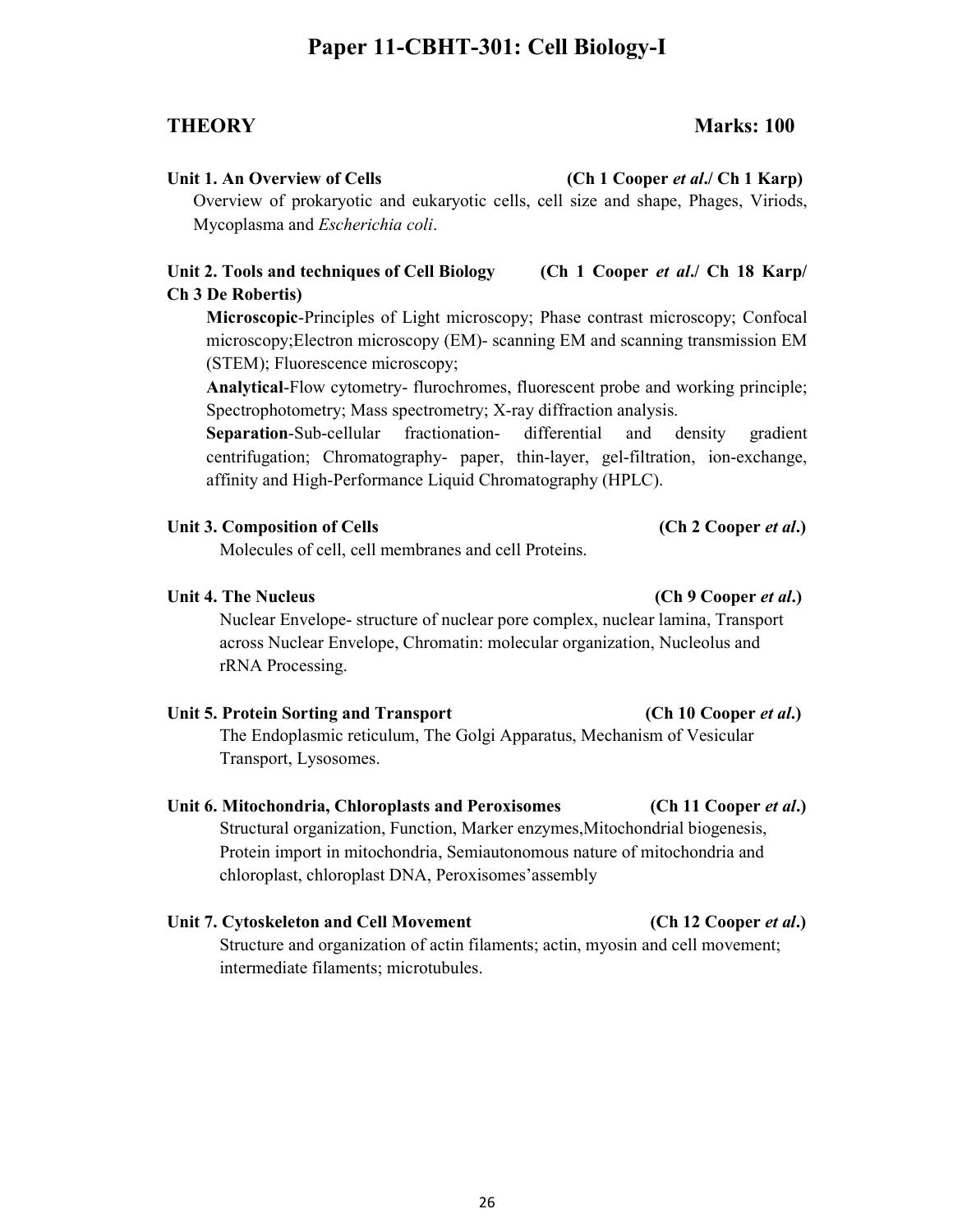# Paper 11-CBHT-301: Cell Biology-I

**THEORY** **Marks: 100**

**Unit 1. An Overview of Cells** **(Ch 1 Cooper *et al*./ Ch 1 Karp)**

Overview of prokaryotic and eukaryotic cells, cell size and shape, Phages, Viriods, Mycoplasma and *Escherichia coli*.

**Unit 2. Tools and techniques of Cell Biology** **(Ch 1 Cooper *et al*./ Ch 18 Karp/ Ch 3 De Robertis)**

**Microscopic**-Principles of Light microscopy; Phase contrast microscopy; Confocal microscopy;Electron microscopy (EM)- scanning EM and scanning transmission EM (STEM); Fluorescence microscopy;

**Analytical**-Flow cytometry- flurochromes, fluorescent probe and working principle; Spectrophotometry; Mass spectrometry; X-ray diffraction analysis.

**Separation**-Sub-cellular fractionation- differential and density gradient centrifugation; Chromatography- paper, thin-layer, gel-filtration, ion-exchange, affinity and High-Performance Liquid Chromatography (HPLC).

**Unit 3. Composition of Cells** **(Ch 2 Cooper *et al*.)**

Molecules of cell, cell membranes and cell Proteins.

**Unit 4. The Nucleus** **(Ch 9 Cooper *et al*.)**

Nuclear Envelope- structure of nuclear pore complex, nuclear lamina, Transport across Nuclear Envelope, Chromatin: molecular organization, Nucleolus and rRNA Processing.

**Unit 5. Protein Sorting and Transport** **(Ch 10 Cooper *et al*.)**

The Endoplasmic reticulum, The Golgi Apparatus, Mechanism of Vesicular Transport, Lysosomes.

**Unit 6. Mitochondria, Chloroplasts and Peroxisomes** **(Ch 11 Cooper *et al*.)**

Structural organization, Function, Marker enzymes,Mitochondrial biogenesis, Protein import in mitochondria, Semiautonomous nature of mitochondria and chloroplast, chloroplast DNA, Peroxisomes'assembly

**Unit 7. Cytoskeleton and Cell Movement** **(Ch 12 Cooper *et al*.)**

Structure and organization of actin filaments; actin, myosin and cell movement; intermediate filaments; microtubules.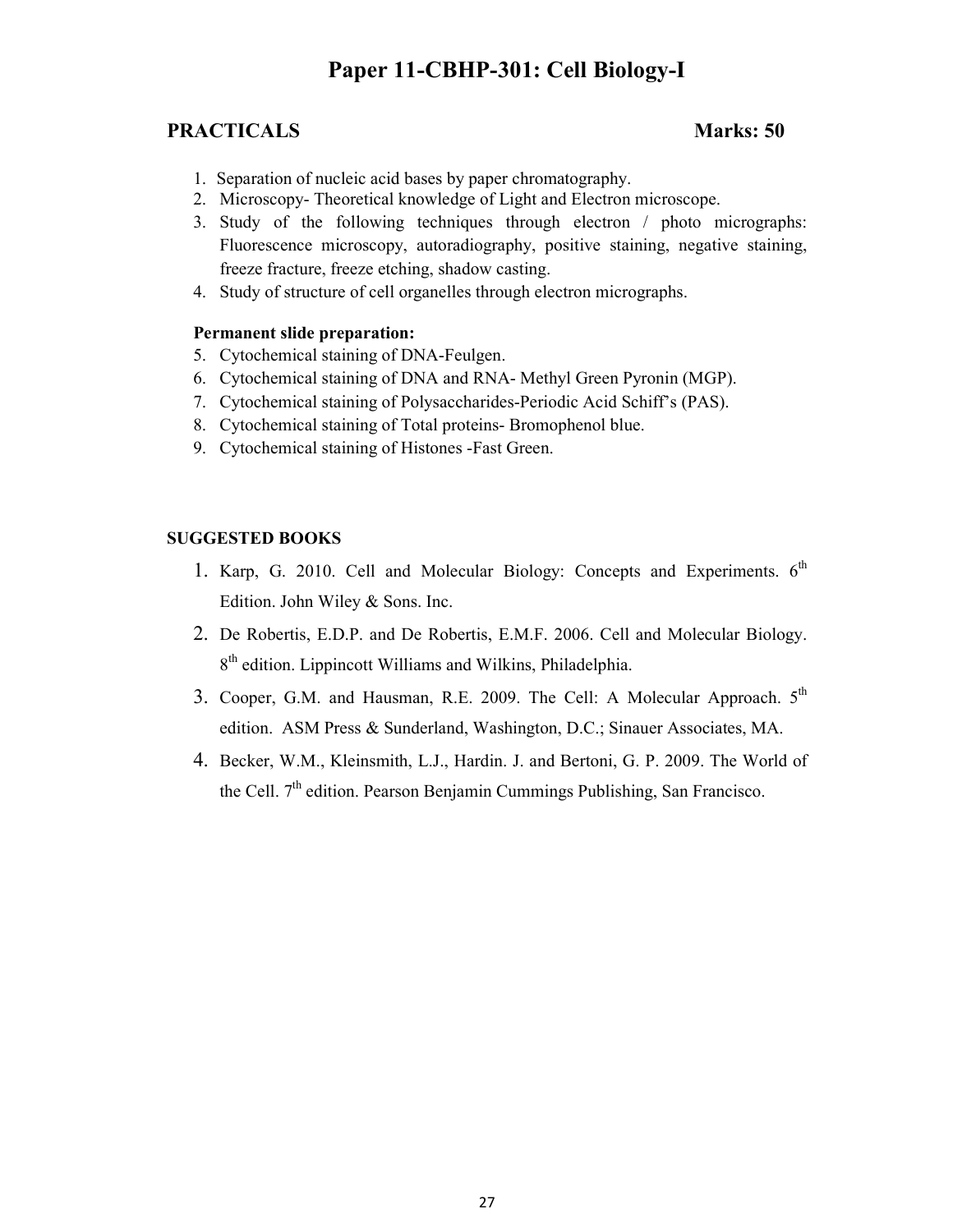# Paper 11-CBHP-301: Cell Biology-I

## PRACTICALS Marks: 50

1. Separation of nucleic acid bases by paper chromatography.
2. Microscopy- Theoretical knowledge of Light and Electron microscope.
3. Study of the following techniques through electron / photo micrographs: Fluorescence microscopy, autoradiography, positive staining, negative staining, freeze fracture, freeze etching, shadow casting.
4. Study of structure of cell organelles through electron micrographs.

**Permanent slide preparation:**

5. Cytochemical staining of DNA-Feulgen.
6. Cytochemical staining of DNA and RNA- Methyl Green Pyronin (MGP).
7. Cytochemical staining of Polysaccharides-Periodic Acid Schiff's (PAS).
8. Cytochemical staining of Total proteins- Bromophenol blue.
9. Cytochemical staining of Histones -Fast Green.

**SUGGESTED BOOKS**

1. Karp, G. 2010. Cell and Molecular Biology: Concepts and Experiments. 6$^{th}$ Edition. John Wiley & Sons. Inc.
2. De Robertis, E.D.P. and De Robertis, E.M.F. 2006. Cell and Molecular Biology. 8$^{th}$ edition. Lippincott Williams and Wilkins, Philadelphia.
3. Cooper, G.M. and Hausman, R.E. 2009. The Cell: A Molecular Approach. 5$^{th}$ edition. ASM Press & Sunderland, Washington, D.C.; Sinauer Associates, MA.
4. Becker, W.M., Kleinsmith, L.J., Hardin. J. and Bertoni, G. P. 2009. The World of the Cell. 7$^{th}$ edition. Pearson Benjamin Cummings Publishing, San Francisco.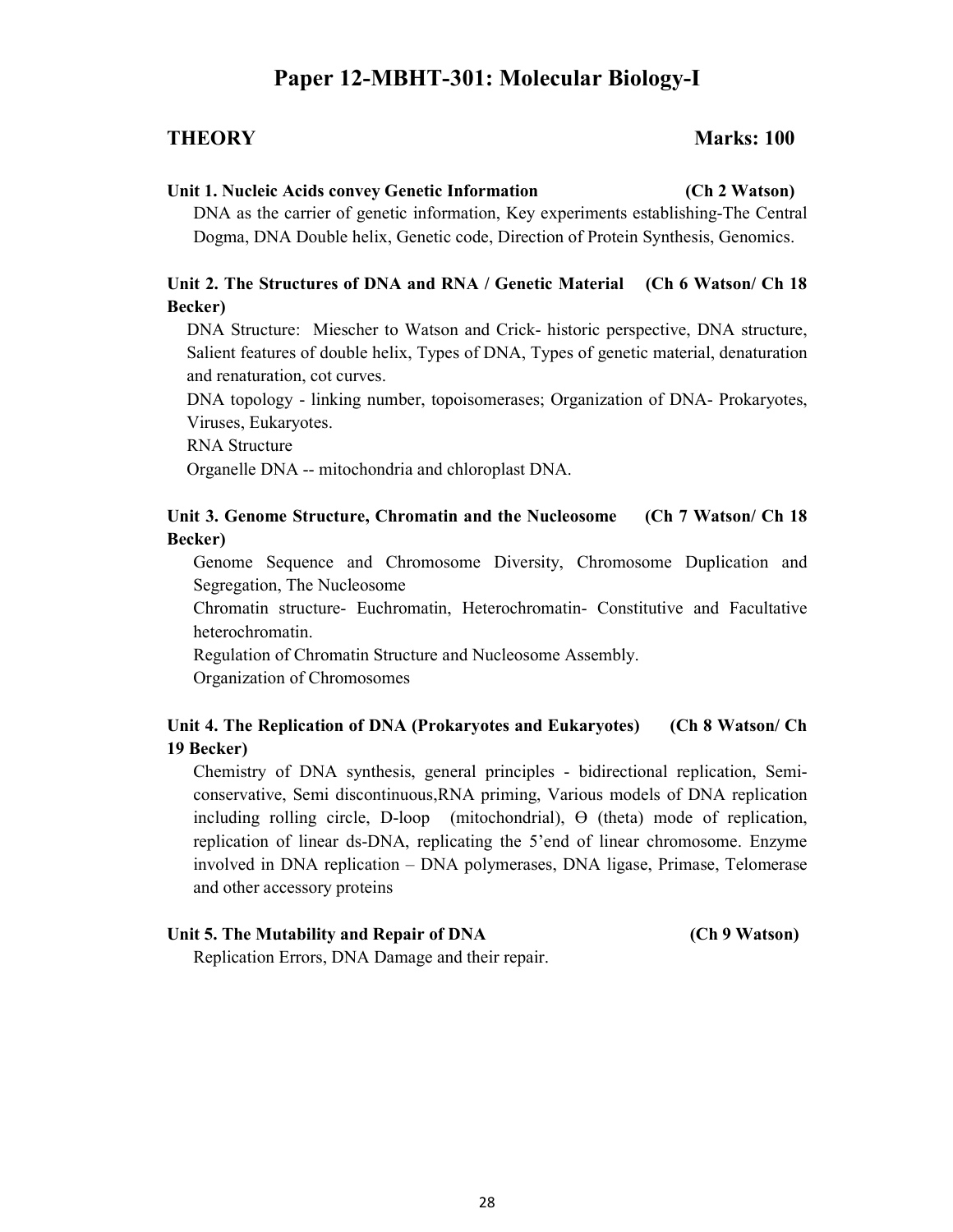# Paper 12-MBHT-301: Molecular Biology-I

## THEORY **Marks: 100**

**Unit 1. Nucleic Acids convey Genetic Information (Ch 2 Watson)**

DNA as the carrier of genetic information, Key experiments establishing-The Central Dogma, DNA Double helix, Genetic code, Direction of Protein Synthesis, Genomics.

**Unit 2. The Structures of DNA and RNA / Genetic Material (Ch 6 Watson/ Ch 18 Becker)**

DNA Structure: Miescher to Watson and Crick- historic perspective, DNA structure, Salient features of double helix, Types of DNA, Types of genetic material, denaturation and renaturation, cot curves.

DNA topology - linking number, topoisomerases; Organization of DNA- Prokaryotes, Viruses, Eukaryotes.

RNA Structure

Organelle DNA -- mitochondria and chloroplast DNA.

**Unit 3. Genome Structure, Chromatin and the Nucleosome (Ch 7 Watson/ Ch 18 Becker)**

Genome Sequence and Chromosome Diversity, Chromosome Duplication and Segregation, The Nucleosome

Chromatin structure- Euchromatin, Heterochromatin- Constitutive and Facultative heterochromatin.

Regulation of Chromatin Structure and Nucleosome Assembly.

Organization of Chromosomes

**Unit 4. The Replication of DNA (Prokaryotes and Eukaryotes) (Ch 8 Watson/ Ch 19 Becker)**

Chemistry of DNA synthesis, general principles - bidirectional replication, Semi-conservative, Semi discontinuous,RNA priming, Various models of DNA replication including rolling circle, D-loop (mitochondrial), ϴ (theta) mode of replication, replication of linear ds-DNA, replicating the 5'end of linear chromosome. Enzyme involved in DNA replication – DNA polymerases, DNA ligase, Primase, Telomerase and other accessory proteins

**Unit 5. The Mutability and Repair of DNA (Ch 9 Watson)**

Replication Errors, DNA Damage and their repair.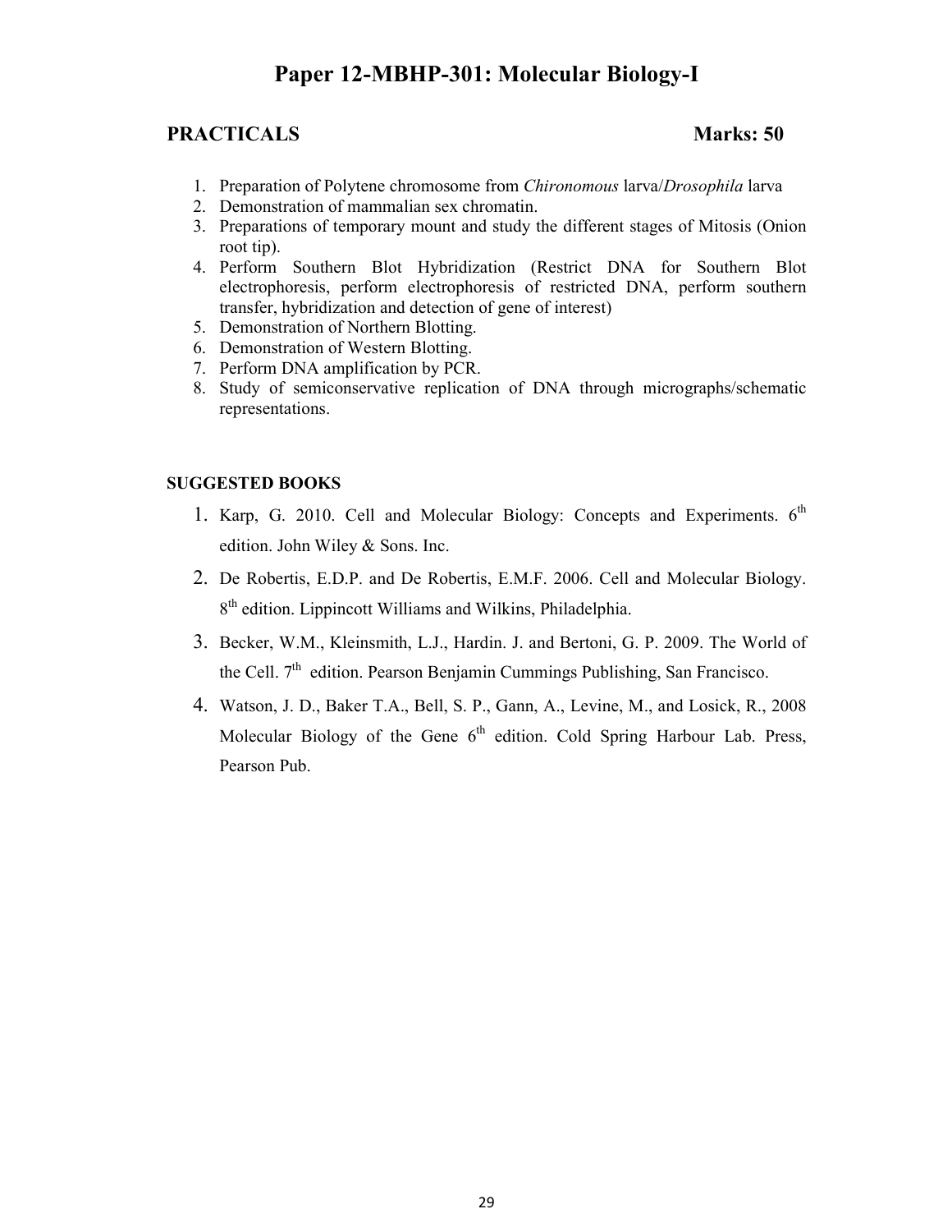# Paper 12-MBHP-301: Molecular Biology-I

## PRACTICALS Marks: 50

1. Preparation of Polytene chromosome from *Chironomous* larva/*Drosophila* larva
2. Demonstration of mammalian sex chromatin.
3. Preparations of temporary mount and study the different stages of Mitosis (Onion root tip).
4. Perform Southern Blot Hybridization (Restrict DNA for Southern Blot electrophoresis, perform electrophoresis of restricted DNA, perform southern transfer, hybridization and detection of gene of interest)
5. Demonstration of Northern Blotting.
6. Demonstration of Western Blotting.
7. Perform DNA amplification by PCR.
8. Study of semiconservative replication of DNA through micrographs/schematic representations.

### SUGGESTED BOOKS

1. Karp, G. 2010. Cell and Molecular Biology: Concepts and Experiments. 6th edition. John Wiley & Sons. Inc.
2. De Robertis, E.D.P. and De Robertis, E.M.F. 2006. Cell and Molecular Biology. 8th edition. Lippincott Williams and Wilkins, Philadelphia.
3. Becker, W.M., Kleinsmith, L.J., Hardin. J. and Bertoni, G. P. 2009. The World of the Cell. 7th edition. Pearson Benjamin Cummings Publishing, San Francisco.
4. Watson, J. D., Baker T.A., Bell, S. P., Gann, A., Levine, M., and Losick, R., 2008 Molecular Biology of the Gene 6th edition. Cold Spring Harbour Lab. Press, Pearson Pub.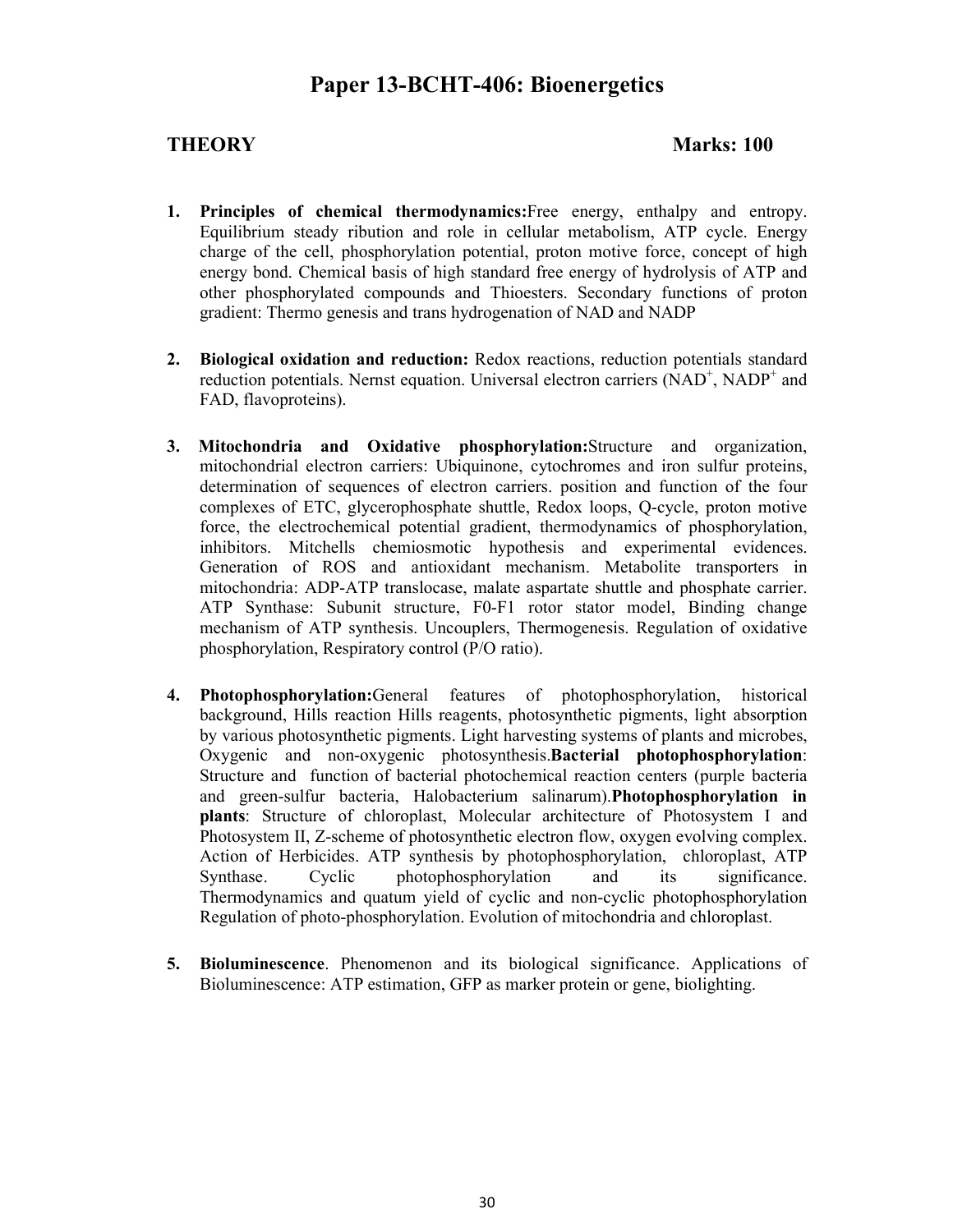# Paper 13-BCHT-406: Bioenergetics

**THEORY** **Marks: 100**

1. **Principles of chemical thermodynamics:**Free energy, enthalpy and entropy. Equilibrium steady ribution and role in cellular metabolism, ATP cycle. Energy charge of the cell, phosphorylation potential, proton motive force, concept of high energy bond. Chemical basis of high standard free energy of hydrolysis of ATP and other phosphorylated compounds and Thioesters. Secondary functions of proton gradient: Thermo genesis and trans hydrogenation of NAD and NADP

2. **Biological oxidation and reduction:** Redox reactions, reduction potentials standard reduction potentials. Nernst equation. Universal electron carriers ($NAD^+$, $NADP^+$ and FAD, flavoproteins).

3. **Mitochondria and Oxidative phosphorylation:**Structure and organization, mitochondrial electron carriers: Ubiquinone, cytochromes and iron sulfur proteins, determination of sequences of electron carriers. position and function of the four complexes of ETC, glycerophosphate shuttle, Redox loops, Q-cycle, proton motive force, the electrochemical potential gradient, thermodynamics of phosphorylation, inhibitors. Mitchells chemiosmotic hypothesis and experimental evidences. Generation of ROS and antioxidant mechanism. Metabolite transporters in mitochondria: ADP-ATP translocase, malate aspartate shuttle and phosphate carrier. ATP Synthase: Subunit structure, F0-F1 rotor stator model, Binding change mechanism of ATP synthesis. Uncouplers, Thermogenesis. Regulation of oxidative phosphorylation, Respiratory control (P/O ratio).

4. **Photophosphorylation:**General features of photophosphorylation, historical background, Hills reaction Hills reagents, photosynthetic pigments, light absorption by various photosynthetic pigments. Light harvesting systems of plants and microbes, Oxygenic and non-oxygenic photosynthesis.**Bacterial photophosphorylation**: Structure and function of bacterial photochemical reaction centers (purple bacteria and green-sulfur bacteria, Halobacterium salinarum).**Photophosphorylation in plants**: Structure of chloroplast, Molecular architecture of Photosystem I and Photosystem II, Z-scheme of photosynthetic electron flow, oxygen evolving complex. Action of Herbicides. ATP synthesis by photophosphorylation, chloroplast, ATP Synthase. Cyclic photophosphorylation and its significance. Thermodynamics and quatum yield of cyclic and non-cyclic photophosphorylation Regulation of photo-phosphorylation. Evolution of mitochondria and chloroplast.

5. **Bioluminescence**. Phenomenon and its biological significance. Applications of Bioluminescence: ATP estimation, GFP as marker protein or gene, biolighting.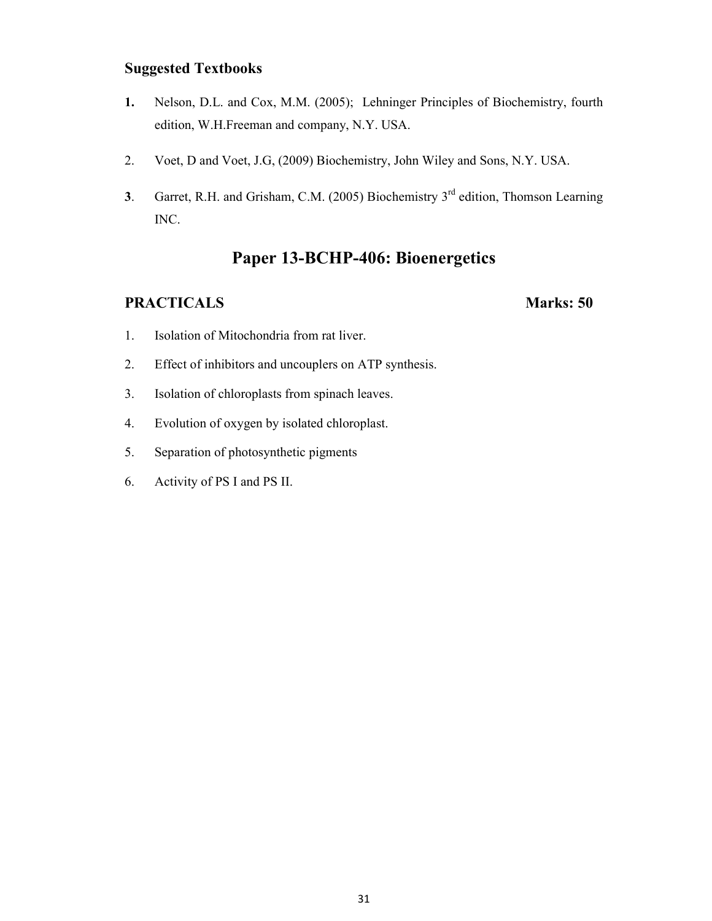### Suggested Textbooks

1. Nelson, D.L. and Cox, M.M. (2005); Lehninger Principles of Biochemistry, fourth edition, W.H.Freeman and company, N.Y. USA.
2. Voet, D and Voet, J.G, (2009) Biochemistry, John Wiley and Sons, N.Y. USA.
3. Garret, R.H. and Grisham, C.M. (2005) Biochemistry 3rd edition, Thomson Learning INC.

## Paper 13-BCHP-406: Bioenergetics

### PRACTICALS — Marks: 50

1. Isolation of Mitochondria from rat liver.
2. Effect of inhibitors and uncouplers on ATP synthesis.
3. Isolation of chloroplasts from spinach leaves.
4. Evolution of oxygen by isolated chloroplast.
5. Separation of photosynthetic pigments
6. Activity of PS I and PS II.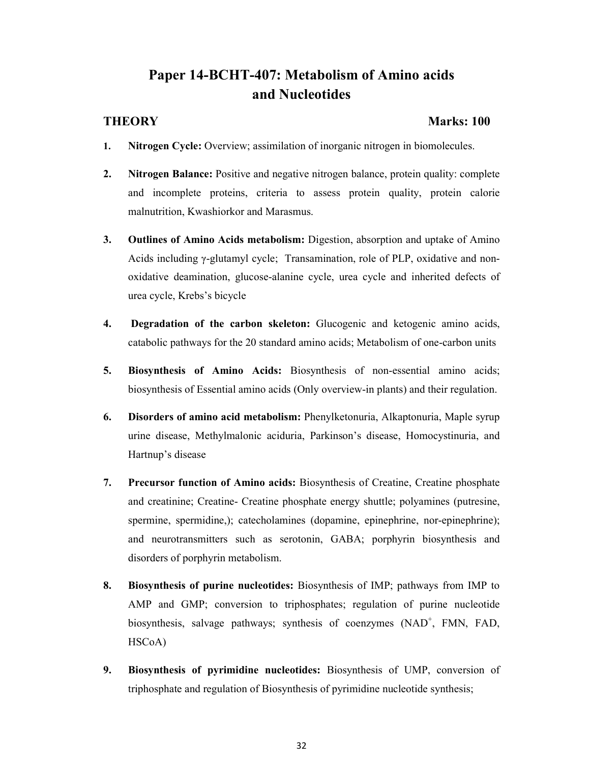# Paper 14-BCHT-407: Metabolism of Amino acids and Nucleotides

**THEORY** **Marks: 100**

1. **Nitrogen Cycle:** Overview; assimilation of inorganic nitrogen in biomolecules.

2. **Nitrogen Balance:** Positive and negative nitrogen balance, protein quality: complete and incomplete proteins, criteria to assess protein quality, protein calorie malnutrition, Kwashiorkor and Marasmus.

3. **Outlines of Amino Acids metabolism:** Digestion, absorption and uptake of Amino Acids including γ-glutamyl cycle; Transamination, role of PLP, oxidative and non-oxidative deamination, glucose-alanine cycle, urea cycle and inherited defects of urea cycle, Krebs's bicycle

4. **Degradation of the carbon skeleton:** Glucogenic and ketogenic amino acids, catabolic pathways for the 20 standard amino acids; Metabolism of one-carbon units

5. **Biosynthesis of Amino Acids:** Biosynthesis of non-essential amino acids; biosynthesis of Essential amino acids (Only overview-in plants) and their regulation.

6. **Disorders of amino acid metabolism:** Phenylketonuria, Alkaptonuria, Maple syrup urine disease, Methylmalonic aciduria, Parkinson's disease, Homocystinuria, and Hartnup's disease

7. **Precursor function of Amino acids:** Biosynthesis of Creatine, Creatine phosphate and creatinine; Creatine- Creatine phosphate energy shuttle; polyamines (putresine, spermine, spermidine,); catecholamines (dopamine, epinephrine, nor-epinephrine); and neurotransmitters such as serotonin, GABA; porphyrin biosynthesis and disorders of porphyrin metabolism.

8. **Biosynthesis of purine nucleotides:** Biosynthesis of IMP; pathways from IMP to AMP and GMP; conversion to triphosphates; regulation of purine nucleotide biosynthesis, salvage pathways; synthesis of coenzymes ($NAD^+$, FMN, FAD, HSCoA)

9. **Biosynthesis of pyrimidine nucleotides:** Biosynthesis of UMP, conversion of triphosphate and regulation of Biosynthesis of pyrimidine nucleotide synthesis;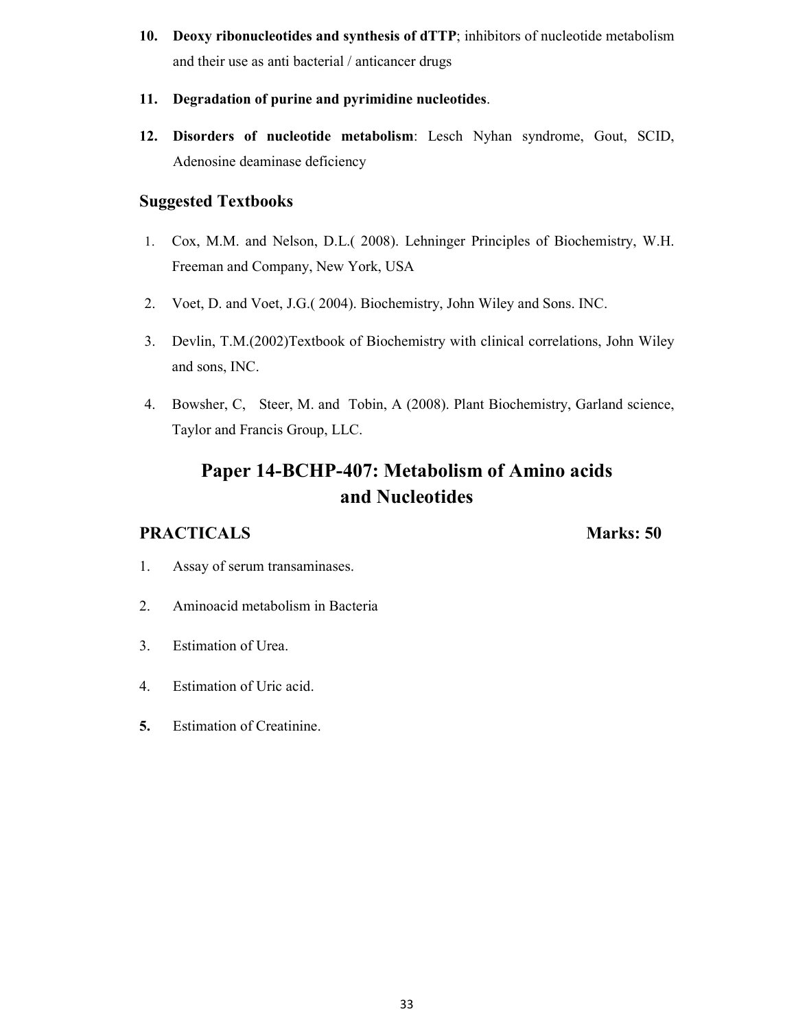10. **Deoxy ribonucleotides and synthesis of dTTP**; inhibitors of nucleotide metabolism and their use as anti bacterial / anticancer drugs

11. **Degradation of purine and pyrimidine nucleotides**.

12. **Disorders of nucleotide metabolism**: Lesch Nyhan syndrome, Gout, SCID, Adenosine deaminase deficiency

## Suggested Textbooks

1. Cox, M.M. and Nelson, D.L.( 2008). Lehninger Principles of Biochemistry, W.H. Freeman and Company, New York, USA
2. Voet, D. and Voet, J.G.( 2004). Biochemistry, John Wiley and Sons. INC.
3. Devlin, T.M.(2002)Textbook of Biochemistry with clinical correlations, John Wiley and sons, INC.
4. Bowsher, C, Steer, M. and Tobin, A (2008). Plant Biochemistry, Garland science, Taylor and Francis Group, LLC.

# Paper 14-BCHP-407: Metabolism of Amino acids and Nucleotides

## PRACTICALS Marks: 50

1. Assay of serum transaminases.
2. Aminoacid metabolism in Bacteria
3. Estimation of Urea.
4. Estimation of Uric acid.
5. Estimation of Creatinine.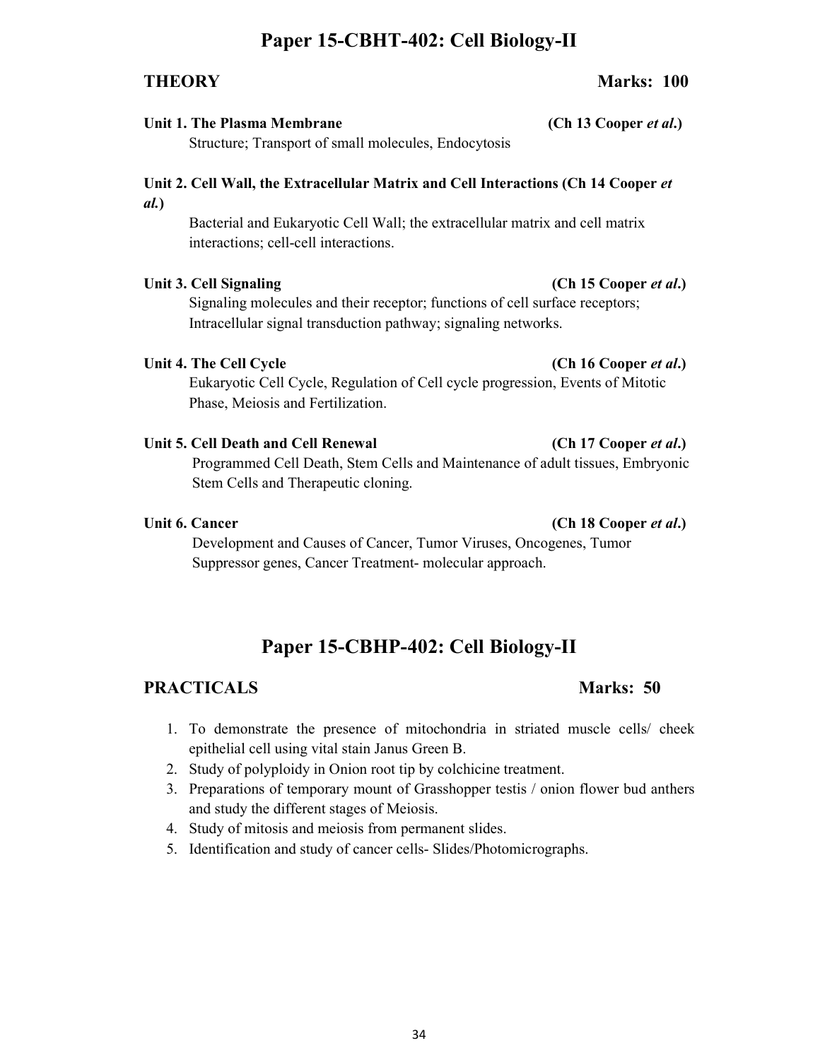# Paper 15-CBHT-402: Cell Biology-II

**THEORY** **Marks: 100**

**Unit 1. The Plasma Membrane** **(Ch 13 Cooper *et al*.)**

Structure; Transport of small molecules, Endocytosis

**Unit 2. Cell Wall, the Extracellular Matrix and Cell Interactions (Ch 14 Cooper *et al.*)**

Bacterial and Eukaryotic Cell Wall; the extracellular matrix and cell matrix interactions; cell-cell interactions.

**Unit 3. Cell Signaling** **(Ch 15 Cooper *et al*.)**

Signaling molecules and their receptor; functions of cell surface receptors; Intracellular signal transduction pathway; signaling networks.

**Unit 4. The Cell Cycle** **(Ch 16 Cooper *et al*.)**

Eukaryotic Cell Cycle, Regulation of Cell cycle progression, Events of Mitotic Phase, Meiosis and Fertilization.

**Unit 5. Cell Death and Cell Renewal** **(Ch 17 Cooper *et al*.)**

Programmed Cell Death, Stem Cells and Maintenance of adult tissues, Embryonic Stem Cells and Therapeutic cloning.

**Unit 6. Cancer** **(Ch 18 Cooper *et al*.)**

Development and Causes of Cancer, Tumor Viruses, Oncogenes, Tumor Suppressor genes, Cancer Treatment- molecular approach.

# Paper 15-CBHP-402: Cell Biology-II

**PRACTICALS** **Marks: 50**

1. To demonstrate the presence of mitochondria in striated muscle cells/ cheek epithelial cell using vital stain Janus Green B.
2. Study of polyploidy in Onion root tip by colchicine treatment.
3. Preparations of temporary mount of Grasshopper testis / onion flower bud anthers and study the different stages of Meiosis.
4. Study of mitosis and meiosis from permanent slides.
5. Identification and study of cancer cells- Slides/Photomicrographs.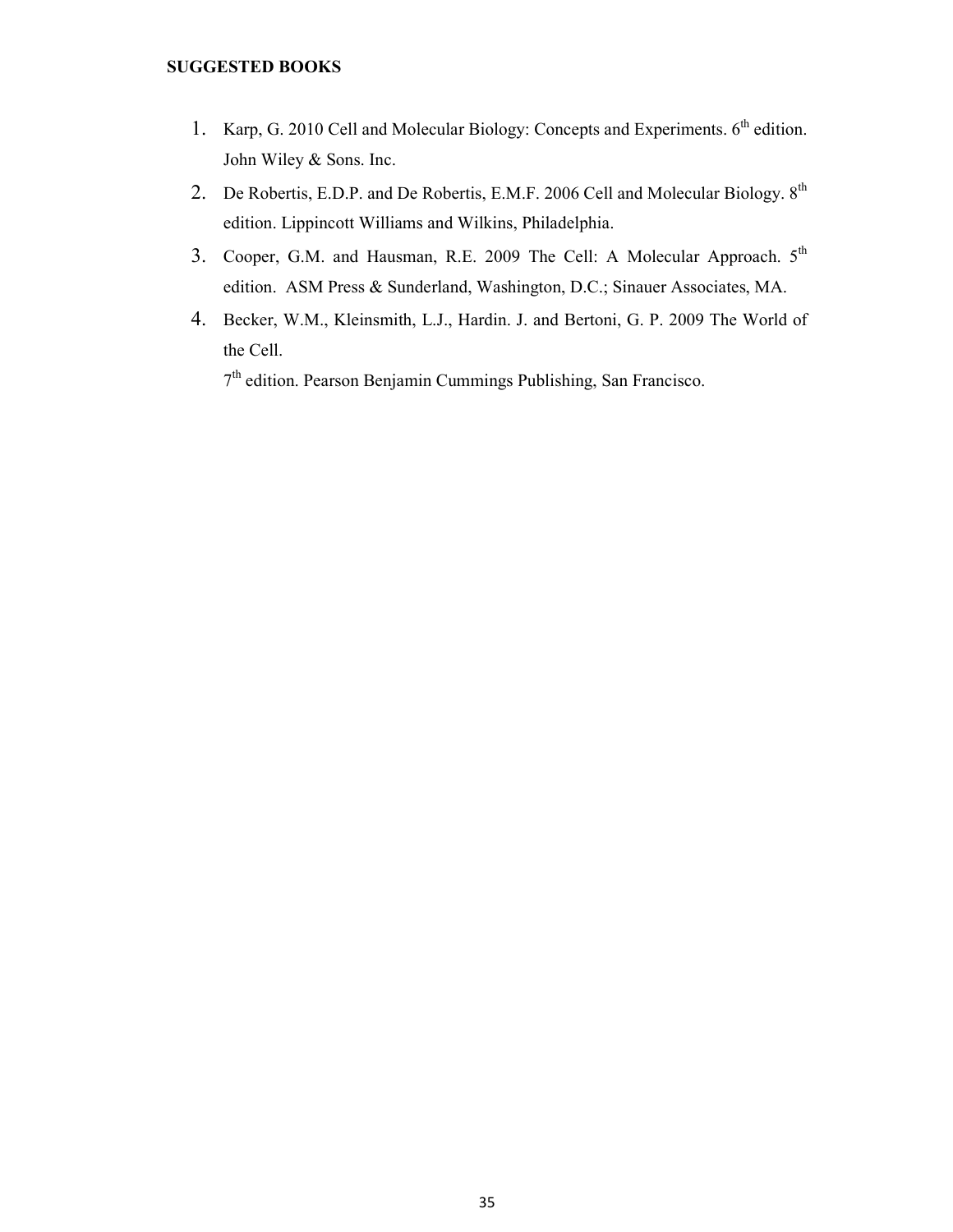**SUGGESTED BOOKS**

1. Karp, G. 2010 Cell and Molecular Biology: Concepts and Experiments. 6th edition. John Wiley & Sons. Inc.
2. De Robertis, E.D.P. and De Robertis, E.M.F. 2006 Cell and Molecular Biology. 8th edition. Lippincott Williams and Wilkins, Philadelphia.
3. Cooper, G.M. and Hausman, R.E. 2009 The Cell: A Molecular Approach. 5th edition. ASM Press & Sunderland, Washington, D.C.; Sinauer Associates, MA.
4. Becker, W.M., Kleinsmith, L.J., Hardin. J. and Bertoni, G. P. 2009 The World of the Cell.
   7th edition. Pearson Benjamin Cummings Publishing, San Francisco.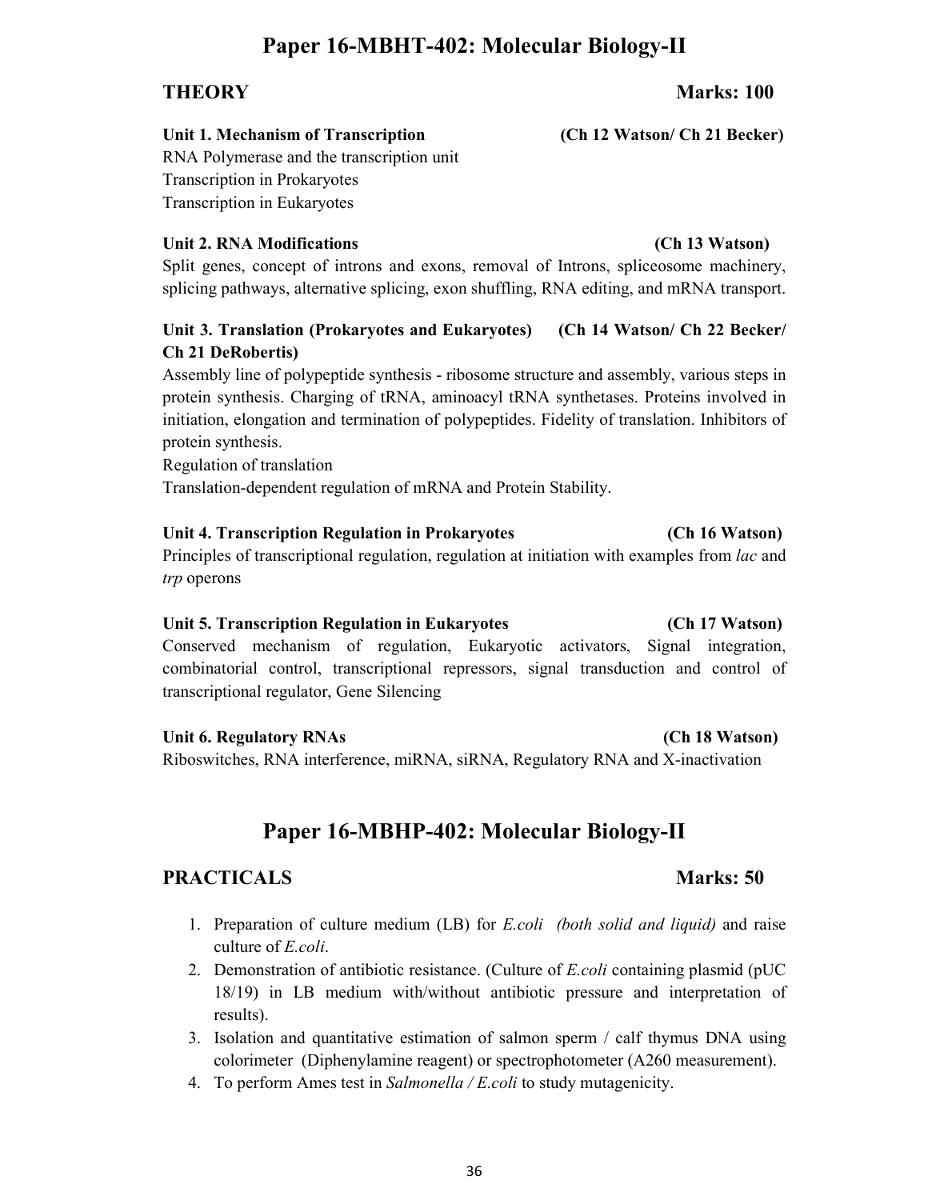# Paper 16-MBHT-402: Molecular Biology-II

**THEORY** **Marks: 100**

**Unit 1. Mechanism of Transcription** **(Ch 12 Watson/ Ch 21 Becker)**
RNA Polymerase and the transcription unit
Transcription in Prokaryotes
Transcription in Eukaryotes

**Unit 2. RNA Modifications** **(Ch 13 Watson)**
Split genes, concept of introns and exons, removal of Introns, spliceosome machinery, splicing pathways, alternative splicing, exon shuffling, RNA editing, and mRNA transport.

**Unit 3. Translation (Prokaryotes and Eukaryotes)** **(Ch 14 Watson/ Ch 22 Becker/ Ch 21 DeRobertis)**
Assembly line of polypeptide synthesis - ribosome structure and assembly, various steps in protein synthesis. Charging of tRNA, aminoacyl tRNA synthetases. Proteins involved in initiation, elongation and termination of polypeptides. Fidelity of translation. Inhibitors of protein synthesis.
Regulation of translation
Translation-dependent regulation of mRNA and Protein Stability.

**Unit 4. Transcription Regulation in Prokaryotes** **(Ch 16 Watson)**
Principles of transcriptional regulation, regulation at initiation with examples from *lac* and *trp* operons

**Unit 5. Transcription Regulation in Eukaryotes** **(Ch 17 Watson)**
Conserved mechanism of regulation, Eukaryotic activators, Signal integration, combinatorial control, transcriptional repressors, signal transduction and control of transcriptional regulator, Gene Silencing

**Unit 6. Regulatory RNAs** **(Ch 18 Watson)**
Riboswitches, RNA interference, miRNA, siRNA, Regulatory RNA and X-inactivation

# Paper 16-MBHP-402: Molecular Biology-II

**PRACTICALS** **Marks: 50**

1. Preparation of culture medium (LB) for *E.coli* *(both solid and liquid)* and raise culture of *E.coli*.
2. Demonstration of antibiotic resistance. (Culture of *E.coli* containing plasmid (pUC 18/19) in LB medium with/without antibiotic pressure and interpretation of results).
3. Isolation and quantitative estimation of salmon sperm / calf thymus DNA using colorimeter (Diphenylamine reagent) or spectrophotometer (A260 measurement).
4. To perform Ames test in *Salmonella / E.coli* to study mutagenicity.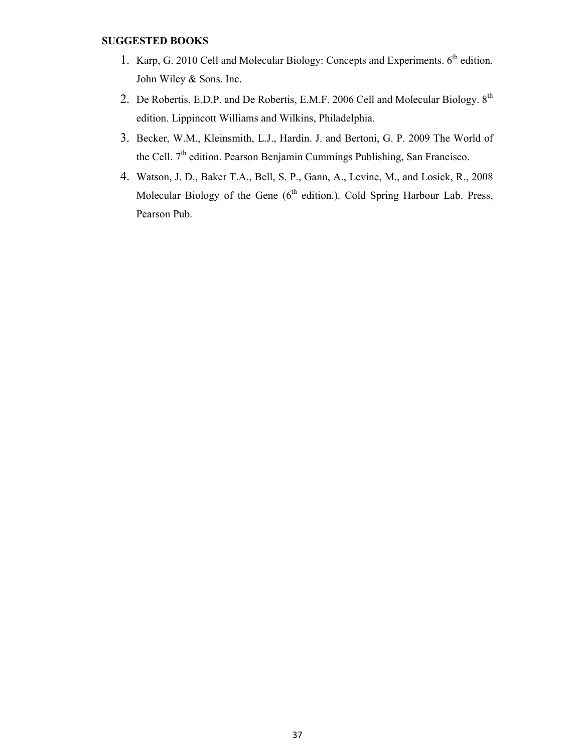**SUGGESTED BOOKS**

1. Karp, G. 2010 Cell and Molecular Biology: Concepts and Experiments. 6th edition. John Wiley & Sons. Inc.
2. De Robertis, E.D.P. and De Robertis, E.M.F. 2006 Cell and Molecular Biology. 8th edition. Lippincott Williams and Wilkins, Philadelphia.
3. Becker, W.M., Kleinsmith, L.J., Hardin. J. and Bertoni, G. P. 2009 The World of the Cell. 7th edition. Pearson Benjamin Cummings Publishing, San Francisco.
4. Watson, J. D., Baker T.A., Bell, S. P., Gann, A., Levine, M., and Losick, R., 2008 Molecular Biology of the Gene (6th edition.). Cold Spring Harbour Lab. Press, Pearson Pub.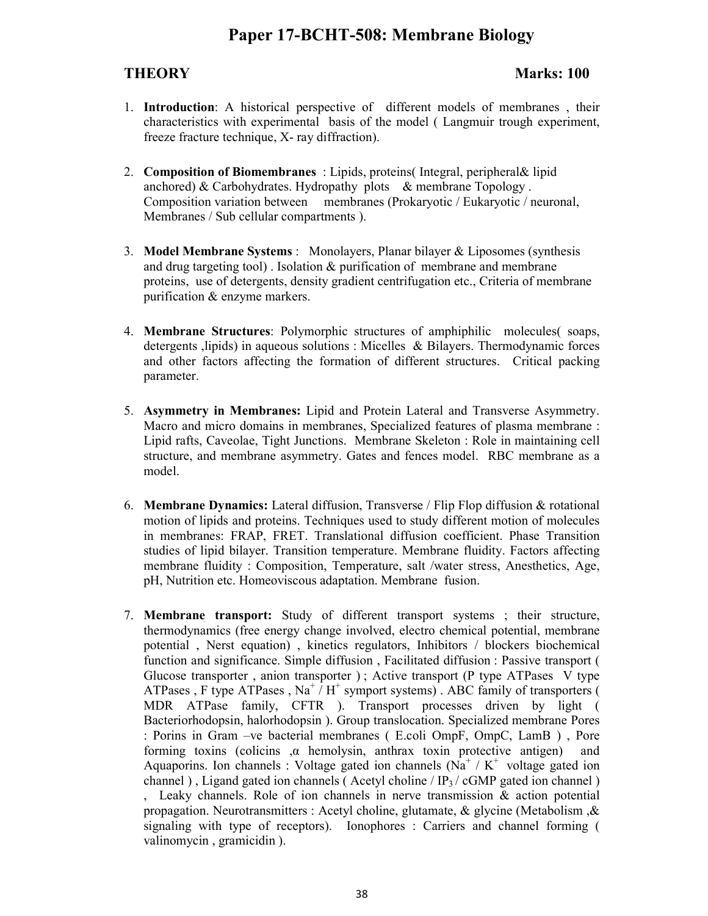# Paper 17-BCHT-508: Membrane Biology

**THEORY** **Marks: 100**

1. **Introduction**: A historical perspective of different models of membranes , their characteristics with experimental basis of the model ( Langmuir trough experiment, freeze fracture technique, X- ray diffraction).

2. **Composition of Biomembranes** : Lipids, proteins( Integral, peripheral& lipid anchored) & Carbohydrates. Hydropathy plots & membrane Topology . Composition variation between membranes (Prokaryotic / Eukaryotic / neuronal, Membranes / Sub cellular compartments ).

3. **Model Membrane Systems** : Monolayers, Planar bilayer & Liposomes (synthesis and drug targeting tool) . Isolation & purification of membrane and membrane proteins, use of detergents, density gradient centrifugation etc., Criteria of membrane purification & enzyme markers.

4. **Membrane Structures**: Polymorphic structures of amphiphilic molecules( soaps, detergents ,lipids) in aqueous solutions : Micelles & Bilayers. Thermodynamic forces and other factors affecting the formation of different structures. Critical packing parameter.

5. **Asymmetry in Membranes:** Lipid and Protein Lateral and Transverse Asymmetry. Macro and micro domains in membranes, Specialized features of plasma membrane : Lipid rafts, Caveolae, Tight Junctions. Membrane Skeleton : Role in maintaining cell structure, and membrane asymmetry. Gates and fences model. RBC membrane as a model.

6. **Membrane Dynamics:** Lateral diffusion, Transverse / Flip Flop diffusion & rotational motion of lipids and proteins. Techniques used to study different motion of molecules in membranes: FRAP, FRET. Translational diffusion coefficient. Phase Transition studies of lipid bilayer. Transition temperature. Membrane fluidity. Factors affecting membrane fluidity : Composition, Temperature, salt /water stress, Anesthetics, Age, pH, Nutrition etc. Homeoviscous adaptation. Membrane fusion.

7. **Membrane transport:** Study of different transport systems ; their structure, thermodynamics (free energy change involved, electro chemical potential, membrane potential , Nerst equation) , kinetics regulators, Inhibitors / blockers biochemical function and significance. Simple diffusion , Facilitated diffusion : Passive transport ( Glucose transporter , anion transporter ) ; Active transport (P type ATPases V type ATPases , F type ATPases , $Na^+$ / $H^+$ symport systems) . ABC family of transporters ( MDR ATPase family, CFTR ). Transport processes driven by light ( Bacteriorhodopsin, halorhodopsin ). Group translocation. Specialized membrane Pores : Porins in Gram –ve bacterial membranes ( E.coli OmpF, OmpC, LamB ) , Pore forming toxins (colicins ,α hemolysin, anthrax toxin protective antigen) and Aquaporins. Ion channels : Voltage gated ion channels ($Na^+$ / $K^+$ voltage gated ion channel ) , Ligand gated ion channels ( Acetyl choline / $IP_3$ / cGMP gated ion channel ) , Leaky channels. Role of ion channels in nerve transmission & action potential propagation. Neurotransmitters : Acetyl choline, glutamate, & glycine (Metabolism ,& signaling with type of receptors). Ionophores : Carriers and channel forming ( valinomycin , gramicidin ).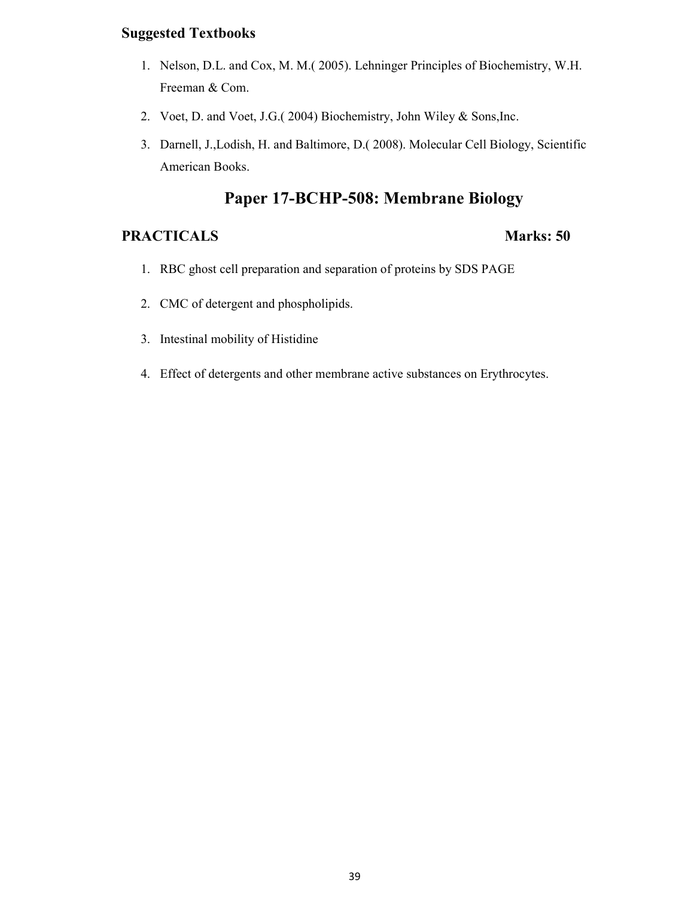**Suggested Textbooks**

1. Nelson, D.L. and Cox, M. M.( 2005). Lehninger Principles of Biochemistry, W.H. Freeman & Com.
2. Voet, D. and Voet, J.G.( 2004) Biochemistry, John Wiley & Sons,Inc.
3. Darnell, J.,Lodish, H. and Baltimore, D.( 2008). Molecular Cell Biology, Scientific American Books.

# Paper 17-BCHP-508: Membrane Biology

**PRACTICALS** **Marks: 50**

1. RBC ghost cell preparation and separation of proteins by SDS PAGE
2. CMC of detergent and phospholipids.
3. Intestinal mobility of Histidine
4. Effect of detergents and other membrane active substances on Erythrocytes.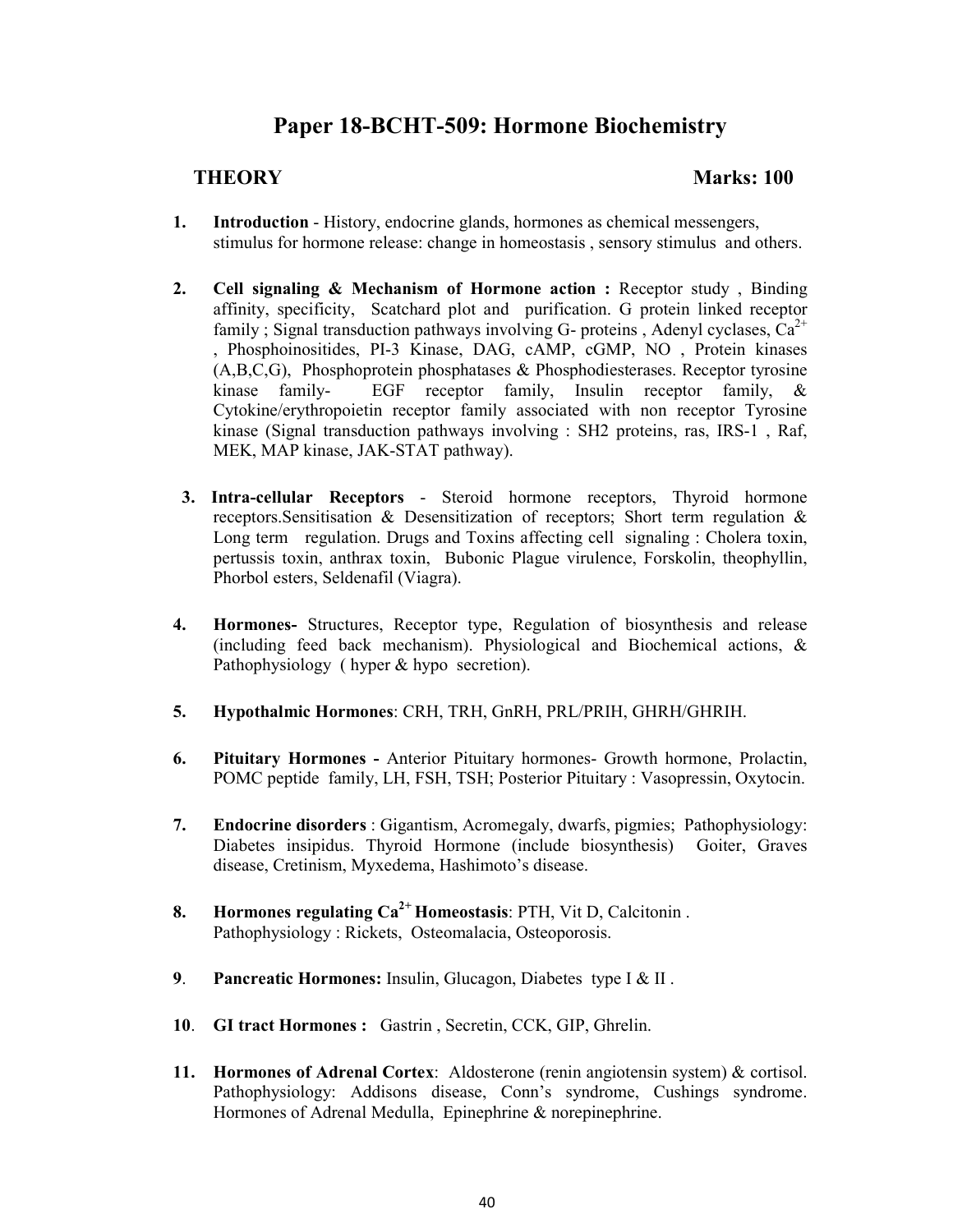# Paper 18-BCHT-509: Hormone Biochemistry

**THEORY** **Marks: 100**

1. **Introduction** - History, endocrine glands, hormones as chemical messengers, stimulus for hormone release: change in homeostasis , sensory stimulus and others.

2. **Cell signaling & Mechanism of Hormone action :** Receptor study , Binding affinity, specificity, Scatchard plot and purification. G protein linked receptor family ; Signal transduction pathways involving G- proteins , Adenyl cyclases, $Ca^{2+}$ , Phosphoinositides, PI-3 Kinase, DAG, cAMP, cGMP, NO , Protein kinases (A,B,C,G), Phosphoprotein phosphatases & Phosphodiesterases. Receptor tyrosine kinase family- EGF receptor family, Insulin receptor family, & Cytokine/erythropoietin receptor family associated with non receptor Tyrosine kinase (Signal transduction pathways involving : SH2 proteins, ras, IRS-1 , Raf, MEK, MAP kinase, JAK-STAT pathway).

3. **Intra-cellular Receptors** - Steroid hormone receptors, Thyroid hormone receptors.Sensitisation & Desensitization of receptors; Short term regulation & Long term regulation. Drugs and Toxins affecting cell signaling : Cholera toxin, pertussis toxin, anthrax toxin, Bubonic Plague virulence, Forskolin, theophyllin, Phorbol esters, Seldenafil (Viagra).

4. **Hormones-** Structures, Receptor type, Regulation of biosynthesis and release (including feed back mechanism). Physiological and Biochemical actions, & Pathophysiology ( hyper & hypo secretion).

5. **Hypothalmic Hormones**: CRH, TRH, GnRH, PRL/PRIH, GHRH/GHRIH.

6. **Pituitary Hormones -** Anterior Pituitary hormones- Growth hormone, Prolactin, POMC peptide family, LH, FSH, TSH; Posterior Pituitary : Vasopressin, Oxytocin.

7. **Endocrine disorders** : Gigantism, Acromegaly, dwarfs, pigmies; Pathophysiology: Diabetes insipidus. Thyroid Hormone (include biosynthesis) Goiter, Graves disease, Cretinism, Myxedema, Hashimoto's disease.

8. **Hormones regulating $Ca^{2+}$ Homeostasis**: PTH, Vit D, Calcitonin . Pathophysiology : Rickets, Osteomalacia, Osteoporosis.

9. **Pancreatic Hormones:** Insulin, Glucagon, Diabetes type I & II .

10. **GI tract Hormones :** Gastrin , Secretin, CCK, GIP, Ghrelin.

11. **Hormones of Adrenal Cortex**: Aldosterone (renin angiotensin system) & cortisol. Pathophysiology: Addisons disease, Conn's syndrome, Cushings syndrome. Hormones of Adrenal Medulla, Epinephrine & norepinephrine.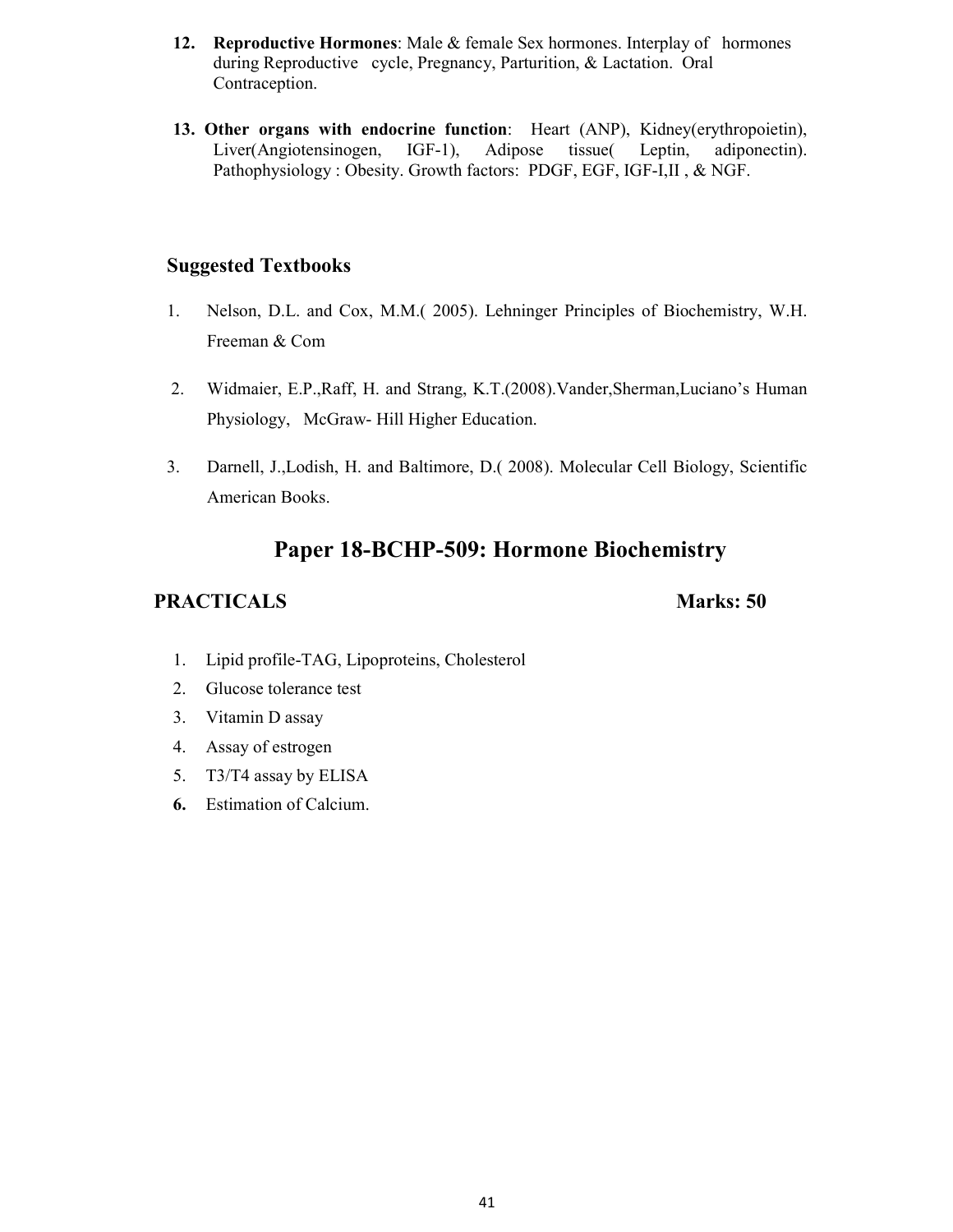12. **Reproductive Hormones**: Male & female Sex hormones. Interplay of hormones during Reproductive cycle, Pregnancy, Parturition, & Lactation. Oral Contraception.

13. **Other organs with endocrine function**: Heart (ANP), Kidney(erythropoietin), Liver(Angiotensinogen, IGF-1), Adipose tissue( Leptin, adiponectin). Pathophysiology : Obesity. Growth factors: PDGF, EGF, IGF-I,II , & NGF.

## Suggested Textbooks

1. Nelson, D.L. and Cox, M.M.( 2005). Lehninger Principles of Biochemistry, W.H. Freeman & Com
2. Widmaier, E.P.,Raff, H. and Strang, K.T.(2008).Vander,Sherman,Luciano's Human Physiology, McGraw- Hill Higher Education.
3. Darnell, J.,Lodish, H. and Baltimore, D.( 2008). Molecular Cell Biology, Scientific American Books.

# Paper 18-BCHP-509: Hormone Biochemistry

## PRACTICALS — Marks: 50

1. Lipid profile-TAG, Lipoproteins, Cholesterol
2. Glucose tolerance test
3. Vitamin D assay
4. Assay of estrogen
5. T3/T4 assay by ELISA
6. Estimation of Calcium.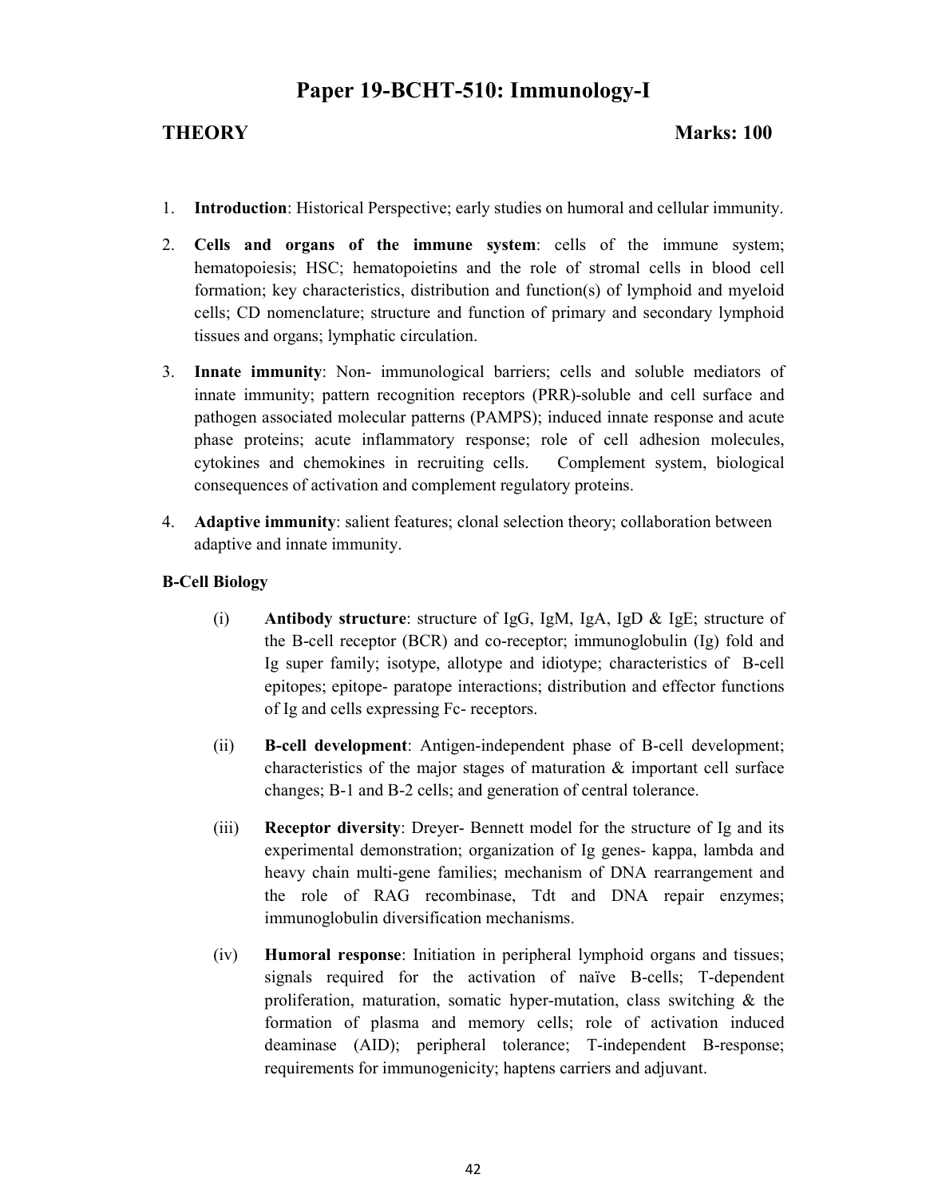# Paper 19-BCHT-510: Immunology-I

**THEORY** **Marks: 100**

1. **Introduction**: Historical Perspective; early studies on humoral and cellular immunity.

2. **Cells and organs of the immune system**: cells of the immune system; hematopoiesis; HSC; hematopoietins and the role of stromal cells in blood cell formation; key characteristics, distribution and function(s) of lymphoid and myeloid cells; CD nomenclature; structure and function of primary and secondary lymphoid tissues and organs; lymphatic circulation.

3. **Innate immunity**: Non- immunological barriers; cells and soluble mediators of innate immunity; pattern recognition receptors (PRR)-soluble and cell surface and pathogen associated molecular patterns (PAMPS); induced innate response and acute phase proteins; acute inflammatory response; role of cell adhesion molecules, cytokines and chemokines in recruiting cells. Complement system, biological consequences of activation and complement regulatory proteins.

4. **Adaptive immunity**: salient features; clonal selection theory; collaboration between adaptive and innate immunity.

**B-Cell Biology**

(i) **Antibody structure**: structure of IgG, IgM, IgA, IgD & IgE; structure of the B-cell receptor (BCR) and co-receptor; immunoglobulin (Ig) fold and Ig super family; isotype, allotype and idiotype; characteristics of B-cell epitopes; epitope- paratope interactions; distribution and effector functions of Ig and cells expressing Fc- receptors.

(ii) **B-cell development**: Antigen-independent phase of B-cell development; characteristics of the major stages of maturation & important cell surface changes; B-1 and B-2 cells; and generation of central tolerance.

(iii) **Receptor diversity**: Dreyer- Bennett model for the structure of Ig and its experimental demonstration; organization of Ig genes- kappa, lambda and heavy chain multi-gene families; mechanism of DNA rearrangement and the role of RAG recombinase, Tdt and DNA repair enzymes; immunoglobulin diversification mechanisms.

(iv) **Humoral response**: Initiation in peripheral lymphoid organs and tissues; signals required for the activation of naïve B-cells; T-dependent proliferation, maturation, somatic hyper-mutation, class switching & the formation of plasma and memory cells; role of activation induced deaminase (AID); peripheral tolerance; T-independent B-response; requirements for immunogenicity; haptens carriers and adjuvant.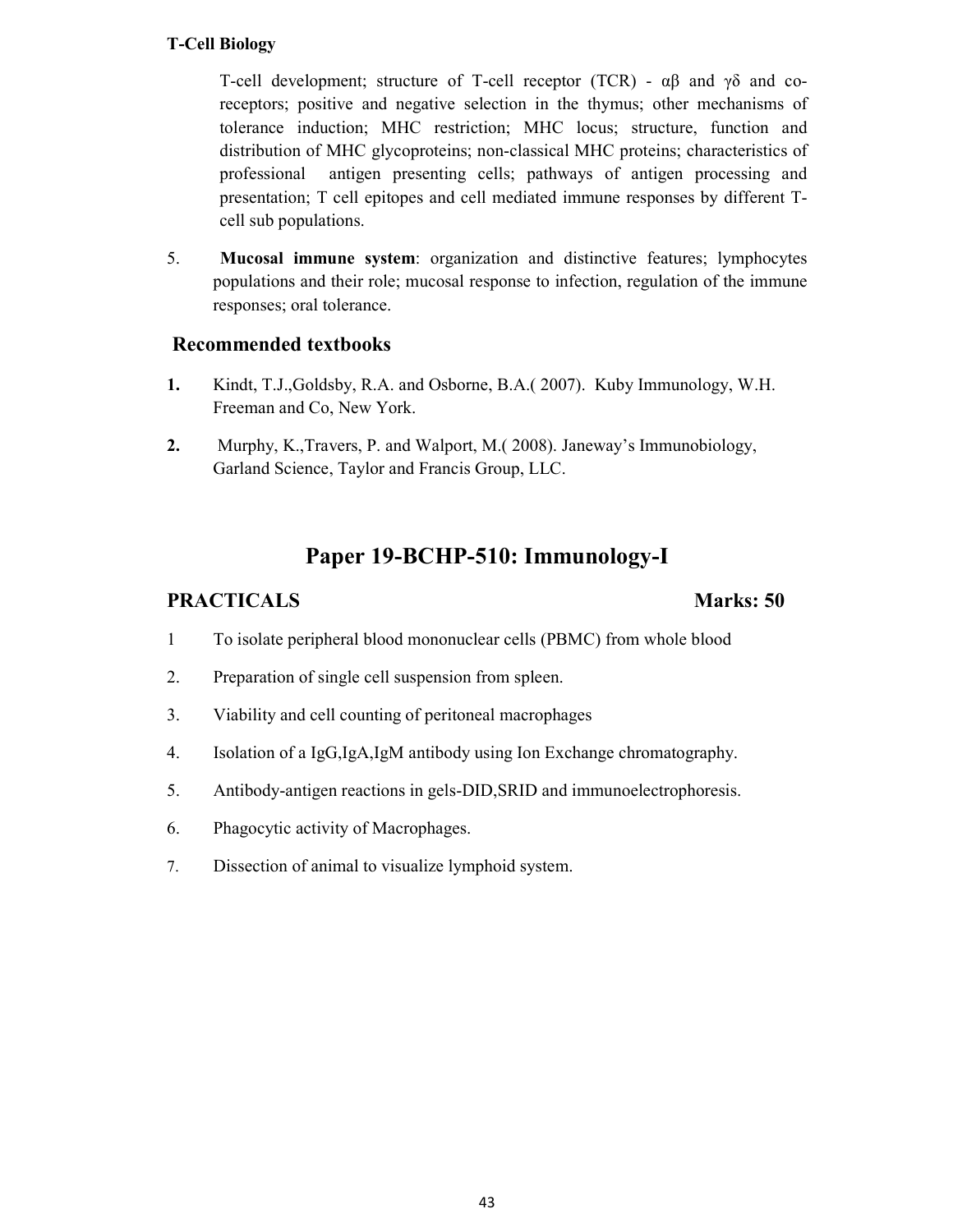**T-Cell Biology**

T-cell development; structure of T-cell receptor (TCR) - αβ and γδ and co-receptors; positive and negative selection in the thymus; other mechanisms of tolerance induction; MHC restriction; MHC locus; structure, function and distribution of MHC glycoproteins; non-classical MHC proteins; characteristics of professional antigen presenting cells; pathways of antigen processing and presentation; T cell epitopes and cell mediated immune responses by different T-cell sub populations.

5. **Mucosal immune system**: organization and distinctive features; lymphocytes populations and their role; mucosal response to infection, regulation of the immune responses; oral tolerance.

## Recommended textbooks

1. Kindt, T.J.,Goldsby, R.A. and Osborne, B.A.( 2007). Kuby Immunology, W.H. Freeman and Co, New York.
2. Murphy, K.,Travers, P. and Walport, M.( 2008). Janeway's Immunobiology, Garland Science, Taylor and Francis Group, LLC.

# Paper 19-BCHP-510: Immunology-I

## PRACTICALS Marks: 50

1. To isolate peripheral blood mononuclear cells (PBMC) from whole blood
2. Preparation of single cell suspension from spleen.
3. Viability and cell counting of peritoneal macrophages
4. Isolation of a IgG,IgA,IgM antibody using Ion Exchange chromatography.
5. Antibody-antigen reactions in gels-DID,SRID and immunoelectrophoresis.
6. Phagocytic activity of Macrophages.
7. Dissection of animal to visualize lymphoid system.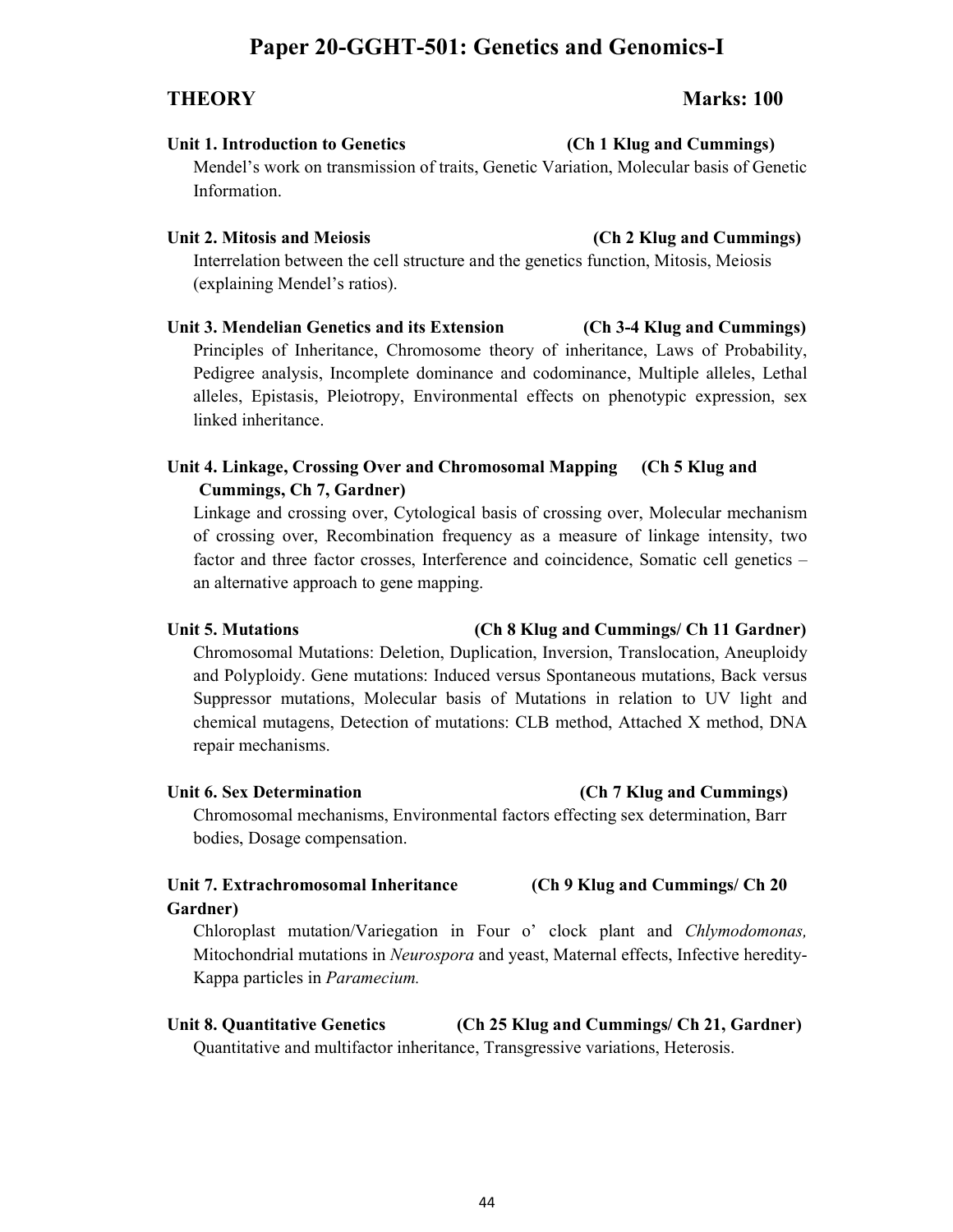# Paper 20-GGHT-501: Genetics and Genomics-I

**THEORY** **Marks: 100**

**Unit 1. Introduction to Genetics** **(Ch 1 Klug and Cummings)**

Mendel's work on transmission of traits, Genetic Variation, Molecular basis of Genetic Information.

**Unit 2. Mitosis and Meiosis** **(Ch 2 Klug and Cummings)**

Interrelation between the cell structure and the genetics function, Mitosis, Meiosis (explaining Mendel's ratios).

**Unit 3. Mendelian Genetics and its Extension** **(Ch 3-4 Klug and Cummings)**

Principles of Inheritance, Chromosome theory of inheritance, Laws of Probability, Pedigree analysis, Incomplete dominance and codominance, Multiple alleles, Lethal alleles, Epistasis, Pleiotropy, Environmental effects on phenotypic expression, sex linked inheritance.

**Unit 4. Linkage, Crossing Over and Chromosomal Mapping** **(Ch 5 Klug and Cummings, Ch 7, Gardner)**

Linkage and crossing over, Cytological basis of crossing over, Molecular mechanism of crossing over, Recombination frequency as a measure of linkage intensity, two factor and three factor crosses, Interference and coincidence, Somatic cell genetics – an alternative approach to gene mapping.

**Unit 5. Mutations** **(Ch 8 Klug and Cummings/ Ch 11 Gardner)**

Chromosomal Mutations: Deletion, Duplication, Inversion, Translocation, Aneuploidy and Polyploidy. Gene mutations: Induced versus Spontaneous mutations, Back versus Suppressor mutations, Molecular basis of Mutations in relation to UV light and chemical mutagens, Detection of mutations: CLB method, Attached X method, DNA repair mechanisms.

**Unit 6. Sex Determination** **(Ch 7 Klug and Cummings)**

Chromosomal mechanisms, Environmental factors effecting sex determination, Barr bodies, Dosage compensation.

**Unit 7. Extrachromosomal Inheritance** **(Ch 9 Klug and Cummings/ Ch 20 Gardner)**

Chloroplast mutation/Variegation in Four o' clock plant and *Chlymodomonas,* Mitochondrial mutations in *Neurospora* and yeast, Maternal effects, Infective heredity-Kappa particles in *Paramecium.*

**Unit 8. Quantitative Genetics** **(Ch 25 Klug and Cummings/ Ch 21, Gardner)**

Quantitative and multifactor inheritance, Transgressive variations, Heterosis.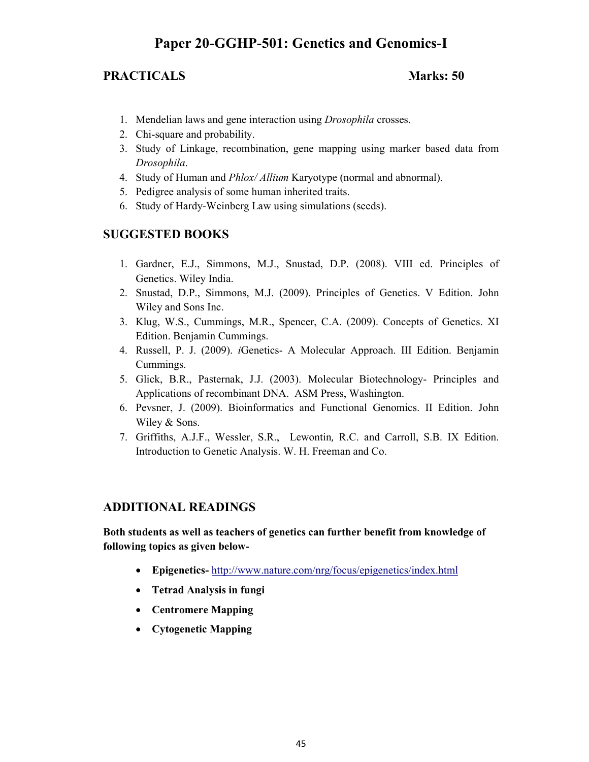# Paper 20-GGHP-501: Genetics and Genomics-I

## PRACTICALS **Marks: 50**

1. Mendelian laws and gene interaction using *Drosophila* crosses.
2. Chi-square and probability.
3. Study of Linkage, recombination, gene mapping using marker based data from *Drosophila*.
4. Study of Human and *Phlox/ Allium* Karyotype (normal and abnormal).
5. Pedigree analysis of some human inherited traits.
6. Study of Hardy-Weinberg Law using simulations (seeds).

## SUGGESTED BOOKS

1. Gardner, E.J., Simmons, M.J., Snustad, D.P. (2008). VIII ed. Principles of Genetics. Wiley India.
2. Snustad, D.P., Simmons, M.J. (2009). Principles of Genetics. V Edition. John Wiley and Sons Inc.
3. Klug, W.S., Cummings, M.R., Spencer, C.A. (2009). Concepts of Genetics. XI Edition. Benjamin Cummings.
4. Russell, P. J. (2009). *i*Genetics- A Molecular Approach. III Edition. Benjamin Cummings.
5. Glick, B.R., Pasternak, J.J. (2003). Molecular Biotechnology- Principles and Applications of recombinant DNA. ASM Press, Washington.
6. Pevsner, J. (2009). Bioinformatics and Functional Genomics. II Edition. John Wiley & Sons.
7. Griffiths, A.J.F., Wessler, S.R., Lewontin, R.C. and Carroll, S.B. IX Edition. Introduction to Genetic Analysis. W. H. Freeman and Co.

## ADDITIONAL READINGS

**Both students as well as teachers of genetics can further benefit from knowledge of following topics as given below-**

- **Epigenetics-** http://www.nature.com/nrg/focus/epigenetics/index.html
- **Tetrad Analysis in fungi**
- **Centromere Mapping**
- **Cytogenetic Mapping**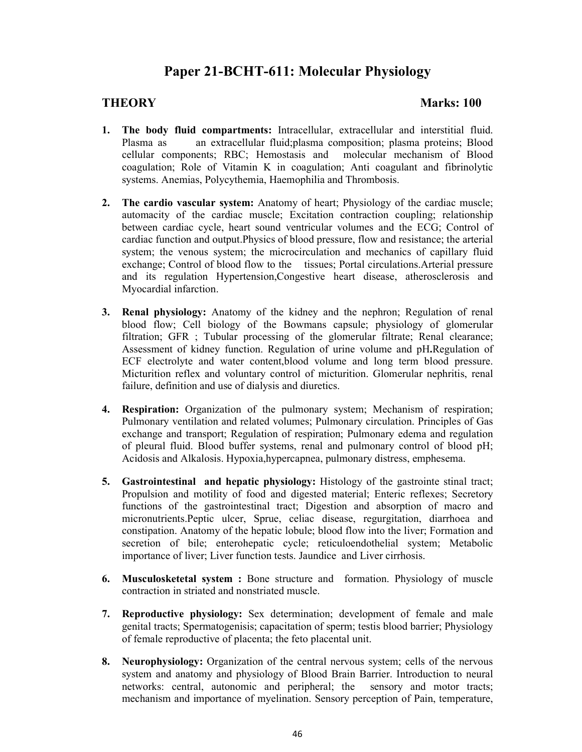# Paper 21-BCHT-611: Molecular Physiology

**THEORY** **Marks: 100**

1. **The body fluid compartments:** Intracellular, extracellular and interstitial fluid. Plasma as an extracellular fluid;plasma composition; plasma proteins; Blood cellular components; RBC; Hemostasis and molecular mechanism of Blood coagulation; Role of Vitamin K in coagulation; Anti coagulant and fibrinolytic systems. Anemias, Polycythemia, Haemophilia and Thrombosis.

2. **The cardio vascular system:** Anatomy of heart; Physiology of the cardiac muscle; automacity of the cardiac muscle; Excitation contraction coupling; relationship between cardiac cycle, heart sound ventricular volumes and the ECG; Control of cardiac function and output.Physics of blood pressure, flow and resistance; the arterial system; the venous system; the microcirculation and mechanics of capillary fluid exchange; Control of blood flow to the tissues; Portal circulations.Arterial pressure and its regulation Hypertension,Congestive heart disease, atherosclerosis and Myocardial infarction.

3. **Renal physiology:** Anatomy of the kidney and the nephron; Regulation of renal blood flow; Cell biology of the Bowmans capsule; physiology of glomerular filtration; GFR ; Tubular processing of the glomerular filtrate; Renal clearance; Assessment of kidney function. Regulation of urine volume and pH**.**Regulation of ECF electrolyte and water content,blood volume and long term blood pressure. Micturition reflex and voluntary control of micturition. Glomerular nephritis, renal failure, definition and use of dialysis and diuretics.

4. **Respiration:** Organization of the pulmonary system; Mechanism of respiration; Pulmonary ventilation and related volumes; Pulmonary circulation. Principles of Gas exchange and transport; Regulation of respiration; Pulmonary edema and regulation of pleural fluid. Blood buffer systems, renal and pulmonary control of blood pH; Acidosis and Alkalosis. Hypoxia,hypercapnea, pulmonary distress, emphesema.

5. **Gastrointestinal and hepatic physiology:** Histology of the gastrointe stinal tract; Propulsion and motility of food and digested material; Enteric reflexes; Secretory functions of the gastrointestinal tract; Digestion and absorption of macro and micronutrients.Peptic ulcer, Sprue, celiac disease, regurgitation, diarrhoea and constipation. Anatomy of the hepatic lobule; blood flow into the liver; Formation and secretion of bile; enterohepatic cycle; reticuloendothelial system; Metabolic importance of liver; Liver function tests. Jaundice and Liver cirrhosis.

6. **Musculosketetal system :** Bone structure and formation. Physiology of muscle contraction in striated and nonstriated muscle.

7. **Reproductive physiology:** Sex determination; development of female and male genital tracts; Spermatogenisis; capacitation of sperm; testis blood barrier; Physiology of female reproductive of placenta; the feto placental unit.

8. **Neurophysiology:** Organization of the central nervous system; cells of the nervous system and anatomy and physiology of Blood Brain Barrier. Introduction to neural networks: central, autonomic and peripheral; the sensory and motor tracts; mechanism and importance of myelination. Sensory perception of Pain, temperature,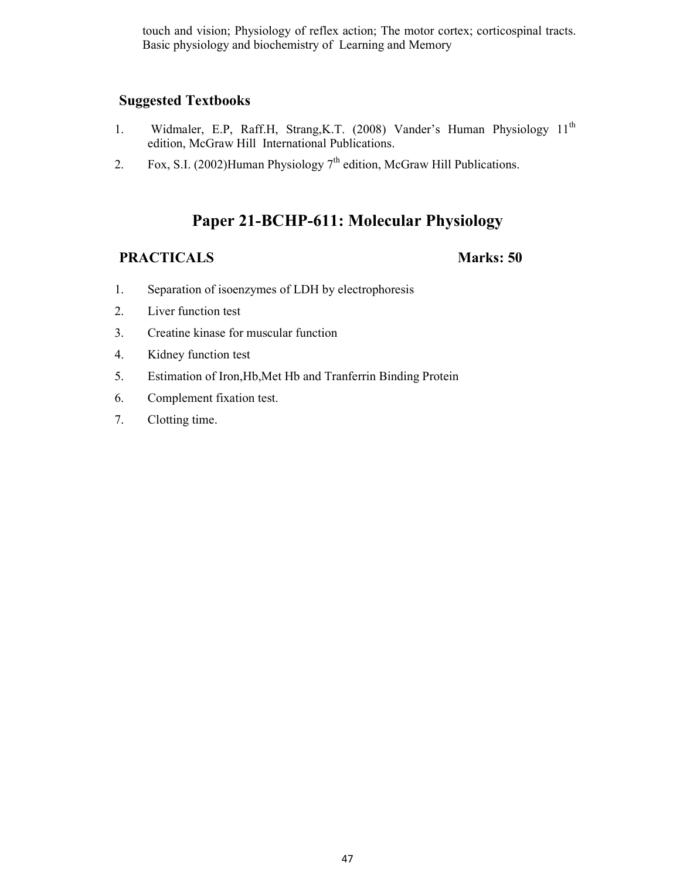touch and vision; Physiology of reflex action; The motor cortex; corticospinal tracts. Basic physiology and biochemistry of Learning and Memory

### Suggested Textbooks

1. Widmaler, E.P, Raff.H, Strang,K.T. (2008) Vander's Human Physiology 11th edition, McGraw Hill International Publications.
2. Fox, S.I. (2002)Human Physiology 7th edition, McGraw Hill Publications.

## Paper 21-BCHP-611: Molecular Physiology

**PRACTICALS** **Marks: 50**

1. Separation of isoenzymes of LDH by electrophoresis
2. Liver function test
3. Creatine kinase for muscular function
4. Kidney function test
5. Estimation of Iron,Hb,Met Hb and Tranferrin Binding Protein
6. Complement fixation test.
7. Clotting time.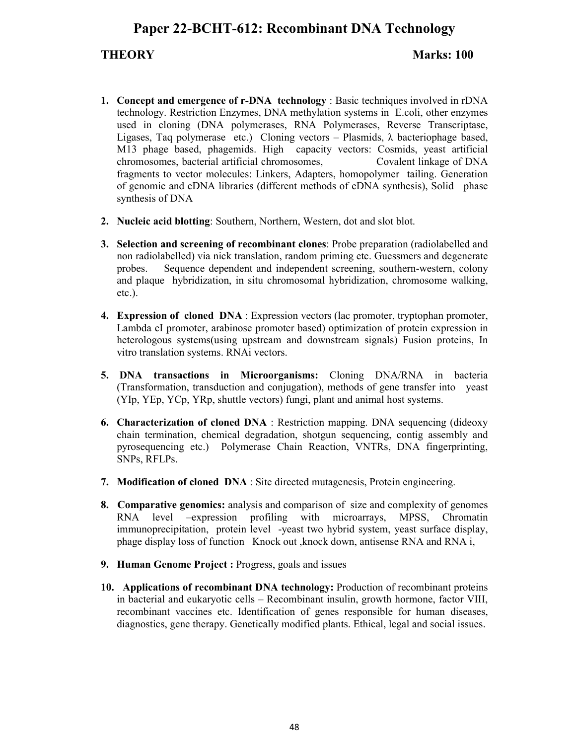# Paper 22-BCHT-612: Recombinant DNA Technology

**THEORY** **Marks: 100**

1. **Concept and emergence of r-DNA technology** : Basic techniques involved in rDNA technology. Restriction Enzymes, DNA methylation systems in E.coli, other enzymes used in cloning (DNA polymerases, RNA Polymerases, Reverse Transcriptase, Ligases, Taq polymerase etc.) Cloning vectors – Plasmids, λ bacteriophage based, M13 phage based, phagemids. High capacity vectors: Cosmids, yeast artificial chromosomes, bacterial artificial chromosomes, Covalent linkage of DNA fragments to vector molecules: Linkers, Adapters, homopolymer tailing. Generation of genomic and cDNA libraries (different methods of cDNA synthesis), Solid phase synthesis of DNA

2. **Nucleic acid blotting**: Southern, Northern, Western, dot and slot blot.

3. **Selection and screening of recombinant clones**: Probe preparation (radiolabelled and non radiolabelled) via nick translation, random priming etc. Guessmers and degenerate probes. Sequence dependent and independent screening, southern-western, colony and plaque hybridization, in situ chromosomal hybridization, chromosome walking, etc.).

4. **Expression of cloned DNA** : Expression vectors (lac promoter, tryptophan promoter, Lambda cI promoter, arabinose promoter based) optimization of protein expression in heterologous systems(using upstream and downstream signals) Fusion proteins, In vitro translation systems. RNAi vectors.

5. **DNA transactions in Microorganisms:** Cloning DNA/RNA in bacteria (Transformation, transduction and conjugation), methods of gene transfer into yeast (YIp, YEp, YCp, YRp, shuttle vectors) fungi, plant and animal host systems.

6. **Characterization of cloned DNA** : Restriction mapping. DNA sequencing (dideoxy chain termination, chemical degradation, shotgun sequencing, contig assembly and pyrosequencing etc.) Polymerase Chain Reaction, VNTRs, DNA fingerprinting, SNPs, RFLPs.

7. **Modification of cloned DNA** : Site directed mutagenesis, Protein engineering.

8. **Comparative genomics:** analysis and comparison of size and complexity of genomes RNA level –expression profiling with microarrays, MPSS, Chromatin immunoprecipitation, protein level -yeast two hybrid system, yeast surface display, phage display loss of function Knock out ,knock down, antisense RNA and RNA i,

9. **Human Genome Project :** Progress, goals and issues

10. **Applications of recombinant DNA technology:** Production of recombinant proteins in bacterial and eukaryotic cells – Recombinant insulin, growth hormone, factor VIII, recombinant vaccines etc. Identification of genes responsible for human diseases, diagnostics, gene therapy. Genetically modified plants. Ethical, legal and social issues.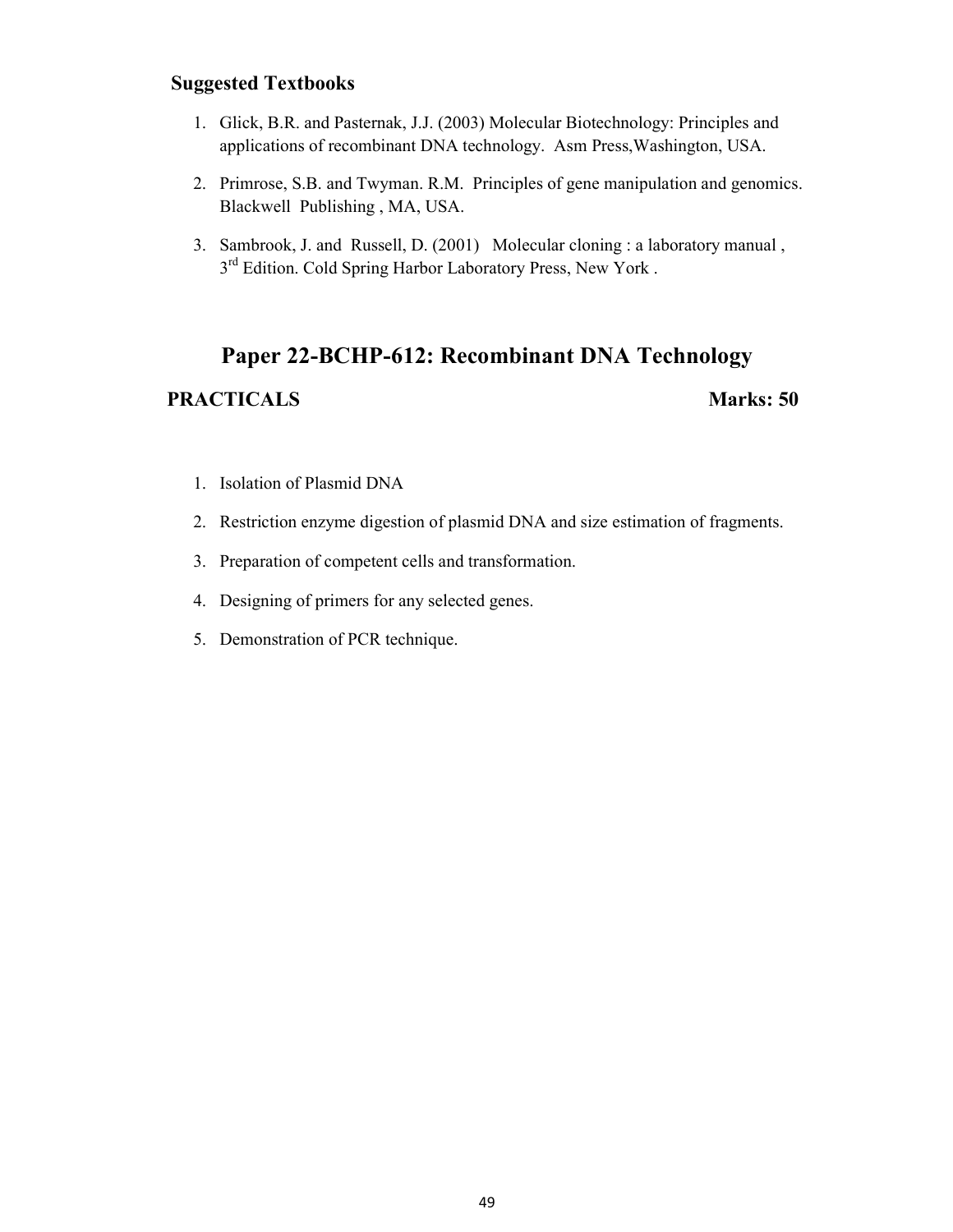**Suggested Textbooks**

1. Glick, B.R. and Pasternak, J.J. (2003) Molecular Biotechnology: Principles and applications of recombinant DNA technology. Asm Press,Washington, USA.
2. Primrose, S.B. and Twyman. R.M. Principles of gene manipulation and genomics. Blackwell Publishing , MA, USA.
3. Sambrook, J. and Russell, D. (2001) Molecular cloning : a laboratory manual , 3rd Edition. Cold Spring Harbor Laboratory Press, New York .

## Paper 22-BCHP-612: Recombinant DNA Technology

**PRACTICALS** **Marks: 50**

1. Isolation of Plasmid DNA
2. Restriction enzyme digestion of plasmid DNA and size estimation of fragments.
3. Preparation of competent cells and transformation.
4. Designing of primers for any selected genes.
5. Demonstration of PCR technique.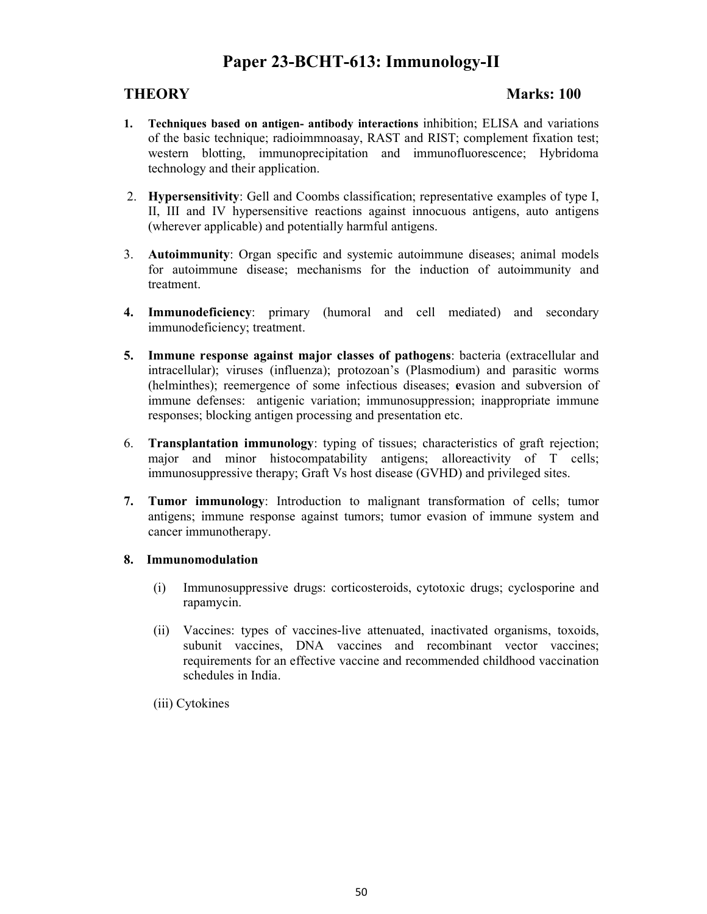# Paper 23-BCHT-613: Immunology-II

## THEORY **Marks: 100**

1. **Techniques based on antigen- antibody interactions** inhibition; ELISA and variations of the basic technique; radioimmnoasay, RAST and RIST; complement fixation test; western blotting, immunoprecipitation and immunofluorescence; Hybridoma technology and their application.

2. **Hypersensitivity**: Gell and Coombs classification; representative examples of type I, II, III and IV hypersensitive reactions against innocuous antigens, auto antigens (wherever applicable) and potentially harmful antigens.

3. **Autoimmunity**: Organ specific and systemic autoimmune diseases; animal models for autoimmune disease; mechanisms for the induction of autoimmunity and treatment.

4. **Immunodeficiency**: primary (humoral and cell mediated) and secondary immunodeficiency; treatment.

5. **Immune response against major classes of pathogens**: bacteria (extracellular and intracellular); viruses (influenza); protozoan's (Plasmodium) and parasitic worms (helminthes); reemergence of some infectious diseases; **e**vasion and subversion of immune defenses: antigenic variation; immunosuppression; inappropriate immune responses; blocking antigen processing and presentation etc.

6. **Transplantation immunology**: typing of tissues; characteristics of graft rejection; major and minor histocompatability antigens; alloreactivity of T cells; immunosuppressive therapy; Graft Vs host disease (GVHD) and privileged sites.

7. **Tumor immunology**: Introduction to malignant transformation of cells; tumor antigens; immune response against tumors; tumor evasion of immune system and cancer immunotherapy.

8. **Immunomodulation**

   (i) Immunosuppressive drugs: corticosteroids, cytotoxic drugs; cyclosporine and rapamycin.

   (ii) Vaccines: types of vaccines-live attenuated, inactivated organisms, toxoids, subunit vaccines, DNA vaccines and recombinant vector vaccines; requirements for an effective vaccine and recommended childhood vaccination schedules in India.

   (iii) Cytokines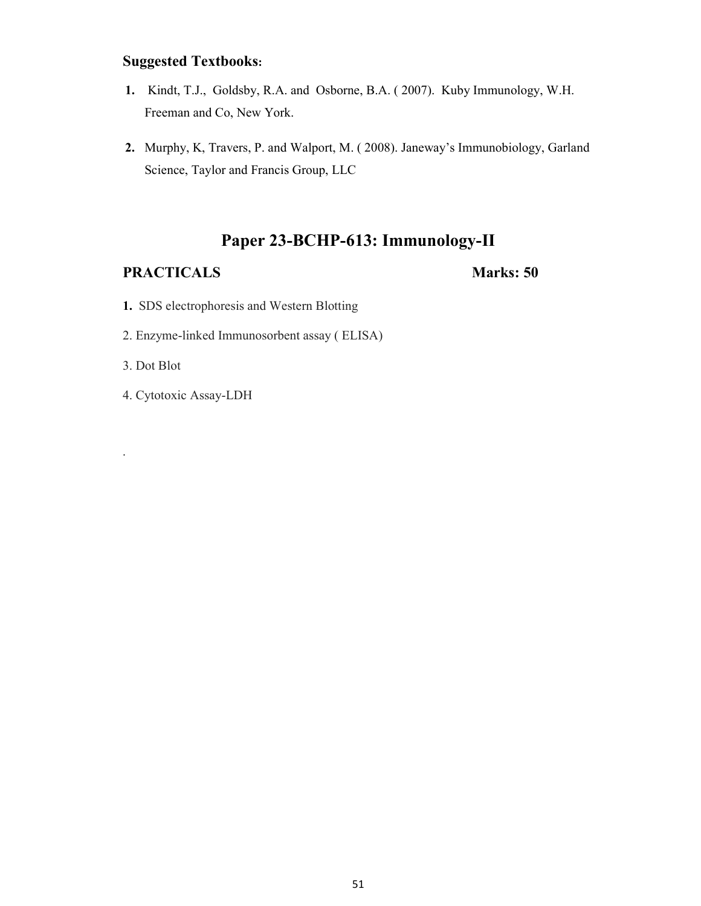**Suggested Textbooks:**

1. Kindt, T.J., Goldsby, R.A. and Osborne, B.A. ( 2007). Kuby Immunology, W.H. Freeman and Co, New York.

2. Murphy, K, Travers, P. and Walport, M. ( 2008). Janeway's Immunobiology, Garland Science, Taylor and Francis Group, LLC

## Paper 23-BCHP-613: Immunology-II

**PRACTICALS** **Marks: 50**

1. SDS electrophoresis and Western Blotting
2. Enzyme-linked Immunosorbent assay ( ELISA)
3. Dot Blot
4. Cytotoxic Assay-LDH

.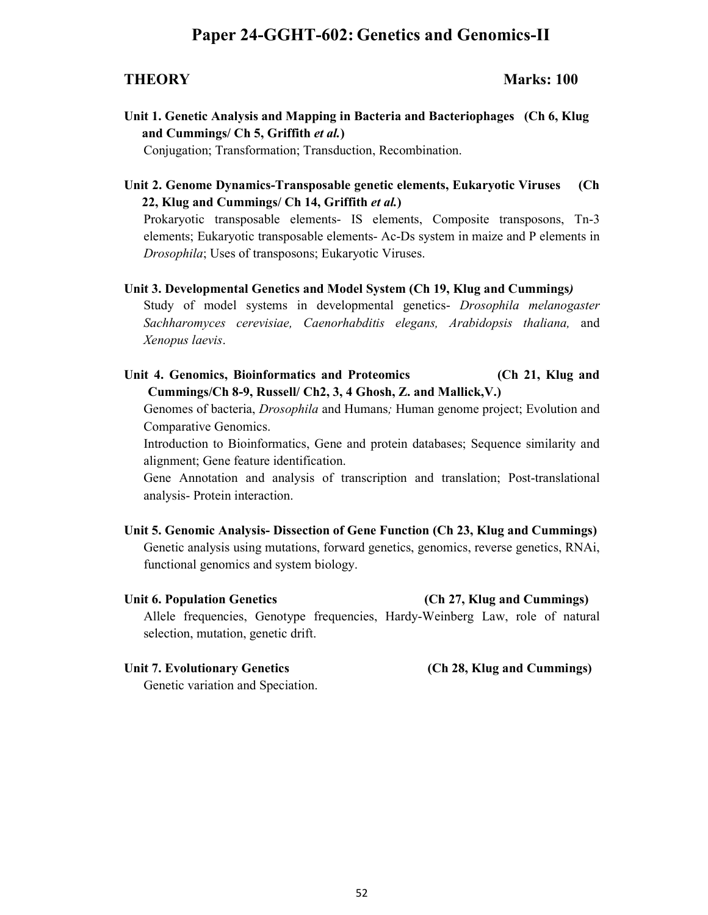# Paper 24-GGHT-602: Genetics and Genomics-II

**THEORY** **Marks: 100**

**Unit 1. Genetic Analysis and Mapping in Bacteria and Bacteriophages (Ch 6, Klug and Cummings/ Ch 5, Griffith *et al.*)**

Conjugation; Transformation; Transduction, Recombination.

**Unit 2. Genome Dynamics-Transposable genetic elements, Eukaryotic Viruses (Ch 22, Klug and Cummings/ Ch 14, Griffith *et al.*)**

Prokaryotic transposable elements- IS elements, Composite transposons, Tn-3 elements; Eukaryotic transposable elements- Ac-Ds system in maize and P elements in *Drosophila*; Uses of transposons; Eukaryotic Viruses.

**Unit 3. Developmental Genetics and Model System (Ch 19, Klug and Cummings)**

Study of model systems in developmental genetics- *Drosophila melanogaster Sachharomyces cerevisiae, Caenorhabditis elegans, Arabidopsis thaliana,* and *Xenopus laevis*.

**Unit 4. Genomics, Bioinformatics and Proteomics (Ch 21, Klug and Cummings/Ch 8-9, Russell/ Ch2, 3, 4 Ghosh, Z. and Mallick,V.)**

Genomes of bacteria, *Drosophila* and Humans; Human genome project; Evolution and Comparative Genomics.

Introduction to Bioinformatics, Gene and protein databases; Sequence similarity and alignment; Gene feature identification.

Gene Annotation and analysis of transcription and translation; Post-translational analysis- Protein interaction.

**Unit 5. Genomic Analysis- Dissection of Gene Function (Ch 23, Klug and Cummings)**

Genetic analysis using mutations, forward genetics, genomics, reverse genetics, RNAi, functional genomics and system biology.

**Unit 6. Population Genetics (Ch 27, Klug and Cummings)**

Allele frequencies, Genotype frequencies, Hardy-Weinberg Law, role of natural selection, mutation, genetic drift.

**Unit 7. Evolutionary Genetics (Ch 28, Klug and Cummings)**

Genetic variation and Speciation.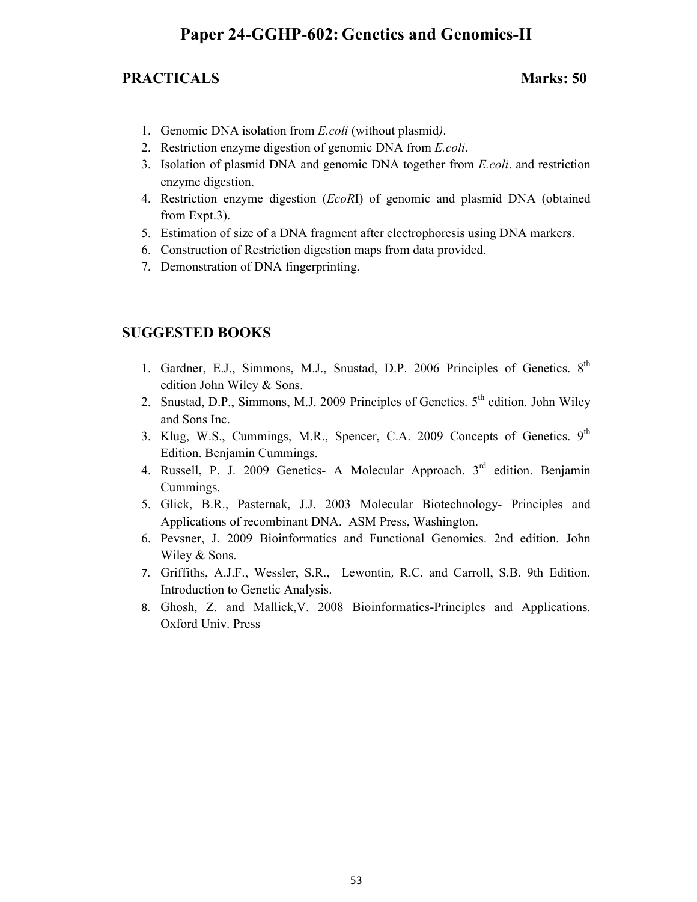# Paper 24-GGHP-602: Genetics and Genomics-II

**PRACTICALS** **Marks: 50**

1. Genomic DNA isolation from *E.coli* (without plasmid*)*.
2. Restriction enzyme digestion of genomic DNA from *E.coli*.
3. Isolation of plasmid DNA and genomic DNA together from *E.coli*. and restriction enzyme digestion.
4. Restriction enzyme digestion (*EcoR*I) of genomic and plasmid DNA (obtained from Expt.3).
5. Estimation of size of a DNA fragment after electrophoresis using DNA markers.
6. Construction of Restriction digestion maps from data provided.
7. Demonstration of DNA fingerprinting.

## SUGGESTED BOOKS

1. Gardner, E.J., Simmons, M.J., Snustad, D.P. 2006 Principles of Genetics. 8th edition John Wiley & Sons.
2. Snustad, D.P., Simmons, M.J. 2009 Principles of Genetics. 5th edition. John Wiley and Sons Inc.
3. Klug, W.S., Cummings, M.R., Spencer, C.A. 2009 Concepts of Genetics. 9th Edition. Benjamin Cummings.
4. Russell, P. J. 2009 Genetics- A Molecular Approach. 3rd edition. Benjamin Cummings.
5. Glick, B.R., Pasternak, J.J. 2003 Molecular Biotechnology- Principles and Applications of recombinant DNA. ASM Press, Washington.
6. Pevsner, J. 2009 Bioinformatics and Functional Genomics. 2nd edition. John Wiley & Sons.
7. Griffiths, A.J.F., Wessler, S.R., Lewontin, R.C. and Carroll, S.B. 9th Edition. Introduction to Genetic Analysis.
8. Ghosh, Z. and Mallick,V. 2008 Bioinformatics-Principles and Applications. Oxford Univ. Press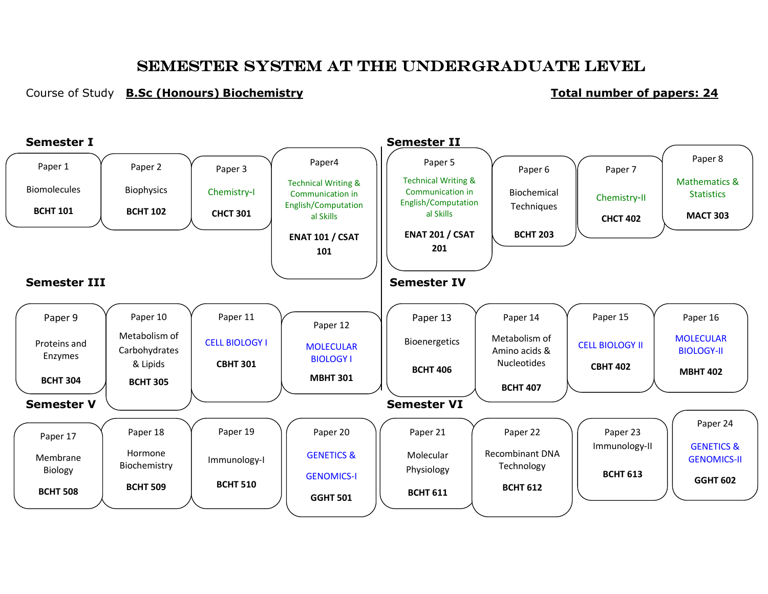# SEMESTER SYSTEM AT THE UNDERGRADUATE LEVEL

Course of Study **B.Sc (Honours) Biochemistry**

**Total number of papers: 24**

### Semester I

| Paper | Title | Code |
|---|---|---|
| Paper 1 | Biomolecules | **BCHT 101** |
| Paper 2 | Biophysics | **BCHT 102** |
| Paper 3 | Chemistry-I | **CHCT 301** |
| Paper4 | Technical Writing & Communication in English/Computational Skills | **ENAT 101 / CSAT 101** |

### Semester II

| Paper | Title | Code |
|---|---|---|
| Paper 5 | Technical Writing & Communication in English/Computational Skills | **ENAT 201 / CSAT 201** |
| Paper 6 | Biochemical Techniques | **BCHT 203** |
| Paper 7 | Chemistry-II | **CHCT 402** |
| Paper 8 | Mathematics & Statistics | **MACT 303** |

### Semester III

| Paper | Title | Code |
|---|---|---|
| Paper 9 | Proteins and Enzymes | **BCHT 304** |
| Paper 10 | Metabolism of Carbohydrates & Lipids | **BCHT 305** |
| Paper 11 | CELL BIOLOGY I | **CBHT 301** |
| Paper 12 | MOLECULAR BIOLOGY I | **MBHT 301** |

### Semester IV

| Paper | Title | Code |
|---|---|---|
| Paper 13 | Bioenergetics | **BCHT 406** |
| Paper 14 | Metabolism of Amino acids & Nucleotides | **BCHT 407** |
| Paper 15 | CELL BIOLOGY II | **CBHT 402** |
| Paper 16 | MOLECULAR BIOLOGY-II | **MBHT 402** |

### Semester V

| Paper | Title | Code |
|---|---|---|
| Paper 17 | Membrane Biology | **BCHT 508** |
| Paper 18 | Hormone Biochemistry | **BCHT 509** |
| Paper 19 | Immunology-I | **BCHT 510** |
| Paper 20 | GENETICS & GENOMICS-I | **GGHT 501** |

### Semester VI

| Paper | Title | Code |
|---|---|---|
| Paper 21 | Molecular Physiology | **BCHT 611** |
| Paper 22 | Recombinant DNA Technology | **BCHT 612** |
| Paper 23 | Immunology-II | **BCHT 613** |
| Paper 24 | GENETICS & GENOMICS-II | **GGHT 602** |